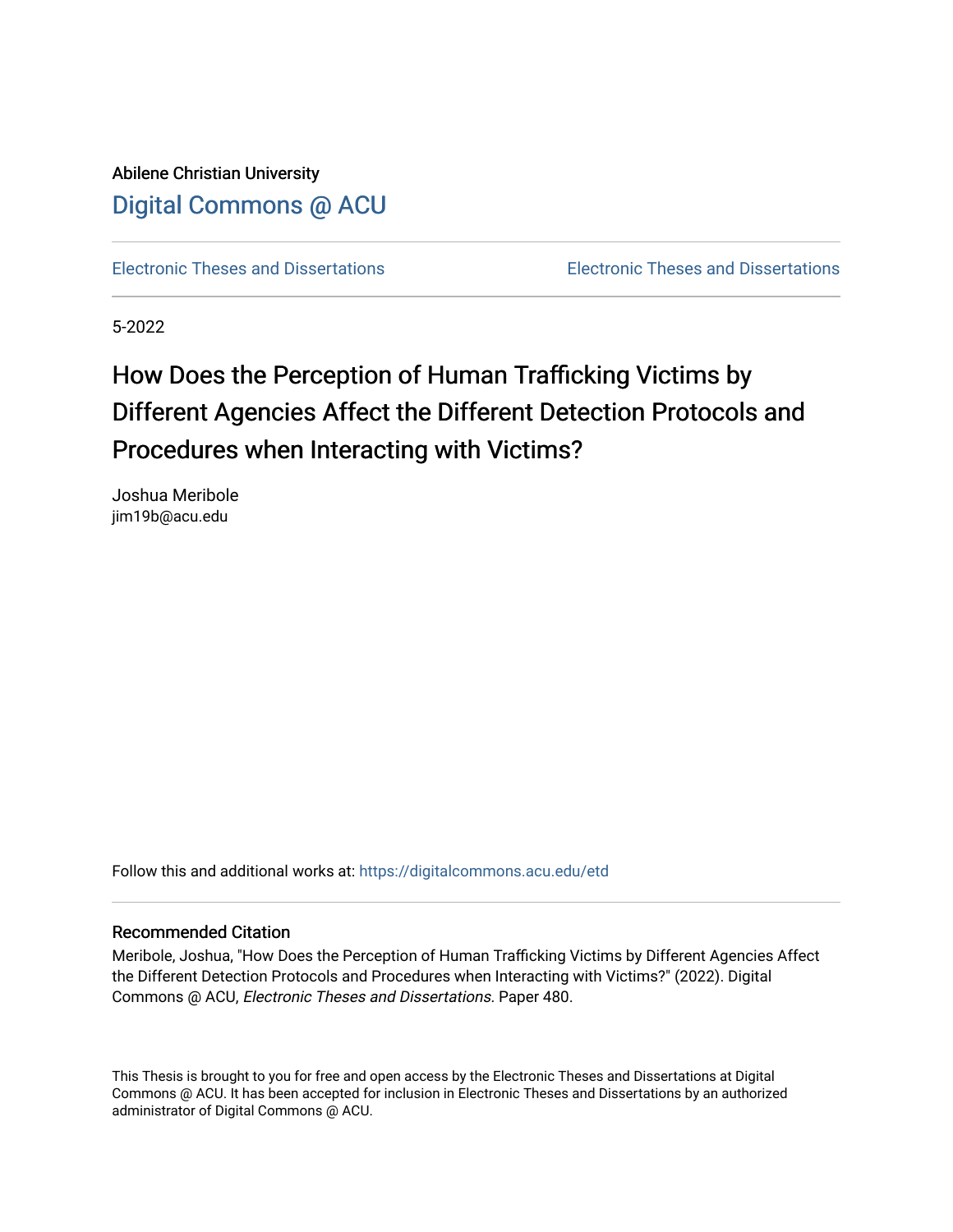Abilene Christian University

# Digital Commons @ ACU

Electronic Theses and Dissertations

Electronic Theses and Dissertations

5-2022

# How Does the Perception of Human Trafficking Victims by Different Agencies Affect the Different Detection Protocols and Procedures when Interacting with Victims?

Joshua Meribole
jim19b@acu.edu

Follow this and additional works at: https://digitalcommons.acu.edu/etd

## Recommended Citation

Meribole, Joshua, "How Does the Perception of Human Trafficking Victims by Different Agencies Affect the Different Detection Protocols and Procedures when Interacting with Victims?" (2022). Digital Commons @ ACU, *Electronic Theses and Dissertations.* Paper 480.

This Thesis is brought to you for free and open access by the Electronic Theses and Dissertations at Digital Commons @ ACU. It has been accepted for inclusion in Electronic Theses and Dissertations by an authorized administrator of Digital Commons @ ACU.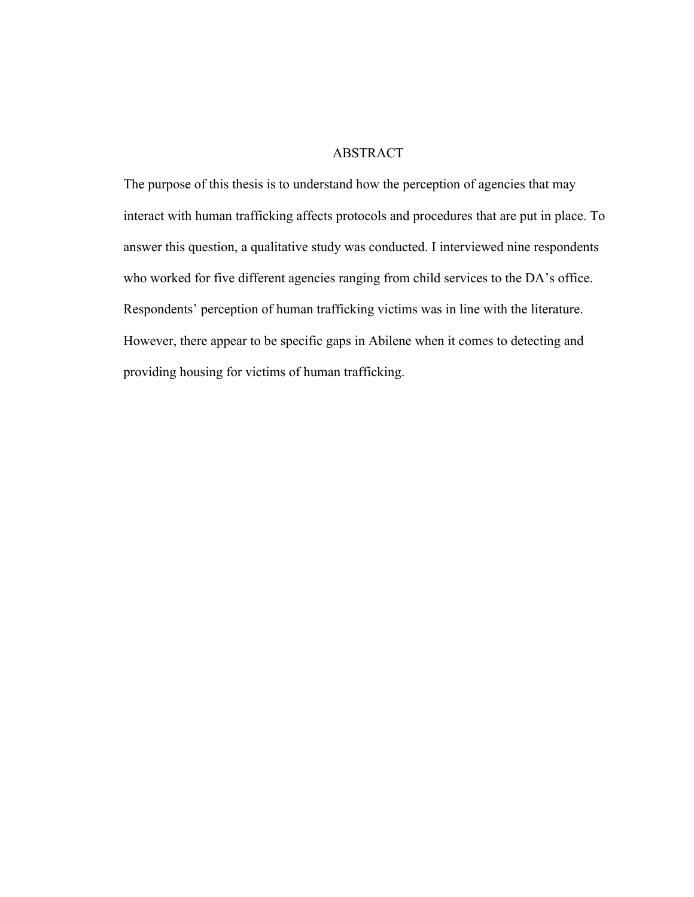# ABSTRACT

The purpose of this thesis is to understand how the perception of agencies that may interact with human trafficking affects protocols and procedures that are put in place. To answer this question, a qualitative study was conducted. I interviewed nine respondents who worked for five different agencies ranging from child services to the DA's office. Respondents' perception of human trafficking victims was in line with the literature. However, there appear to be specific gaps in Abilene when it comes to detecting and providing housing for victims of human trafficking.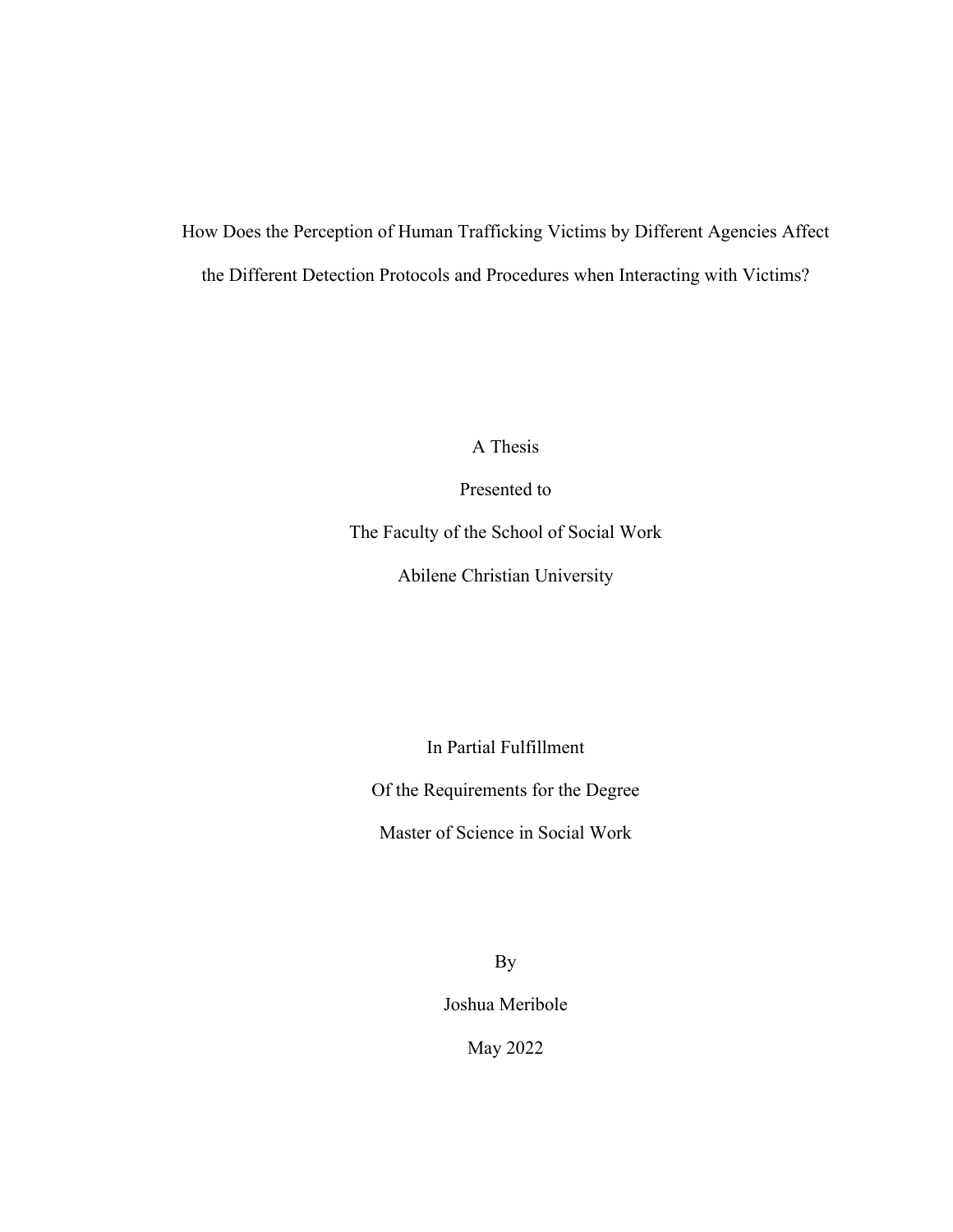How Does the Perception of Human Trafficking Victims by Different Agencies Affect the Different Detection Protocols and Procedures when Interacting with Victims?

A Thesis

Presented to

The Faculty of the School of Social Work

Abilene Christian University

In Partial Fulfillment

Of the Requirements for the Degree

Master of Science in Social Work

By

Joshua Meribole

May 2022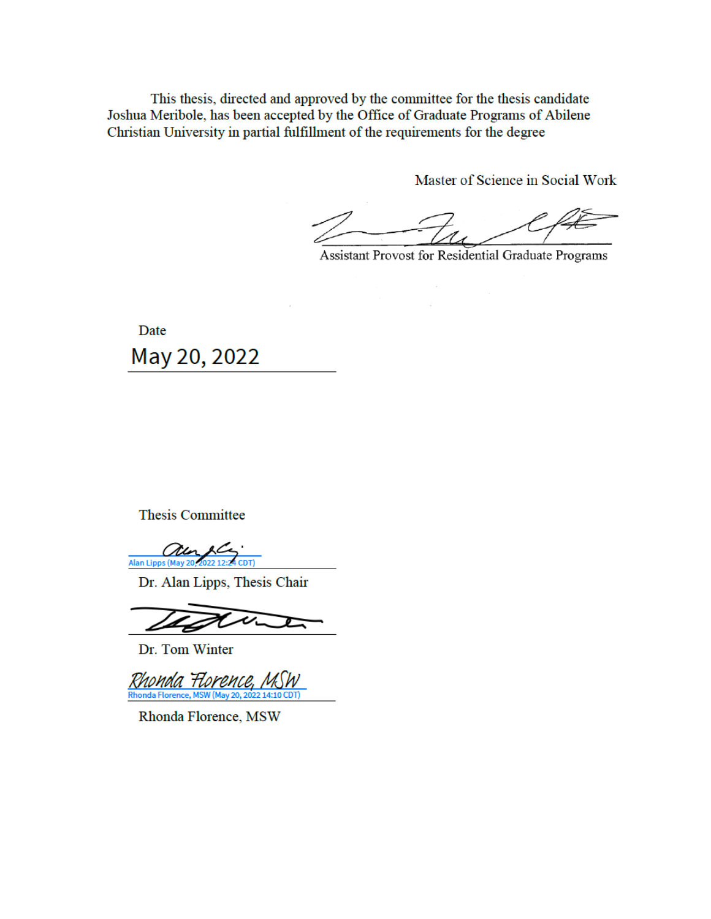This thesis, directed and approved by the committee for the thesis candidate Joshua Meribole, has been accepted by the Office of Graduate Programs of Abilene Christian University in partial fulfillment of the requirements for the degree

Master of Science in Social Work

Assistant Provost for Residential Graduate Programs

Date

May 20, 2022

Thesis Committee

Alan Lipps (May 20, 2022 12:24 CDT)

Dr. Alan Lipps, Thesis Chair

Dr. Tom Winter

Rhonda Florence, MSW

Rhonda Florence, MSW (May 20, 2022 14:10 CDT)

Rhonda Florence, MSW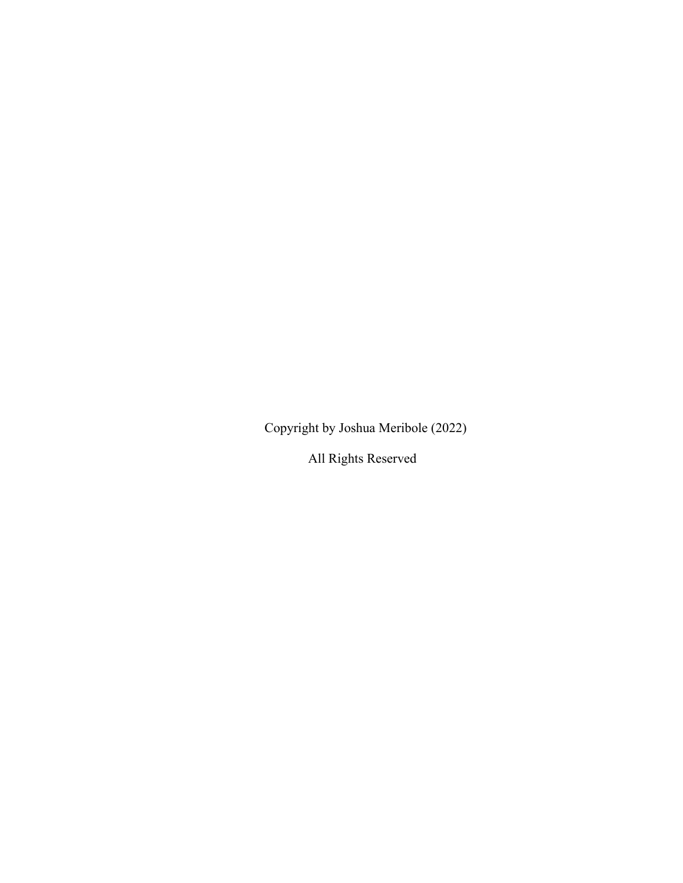Copyright by Joshua Meribole (2022)

All Rights Reserved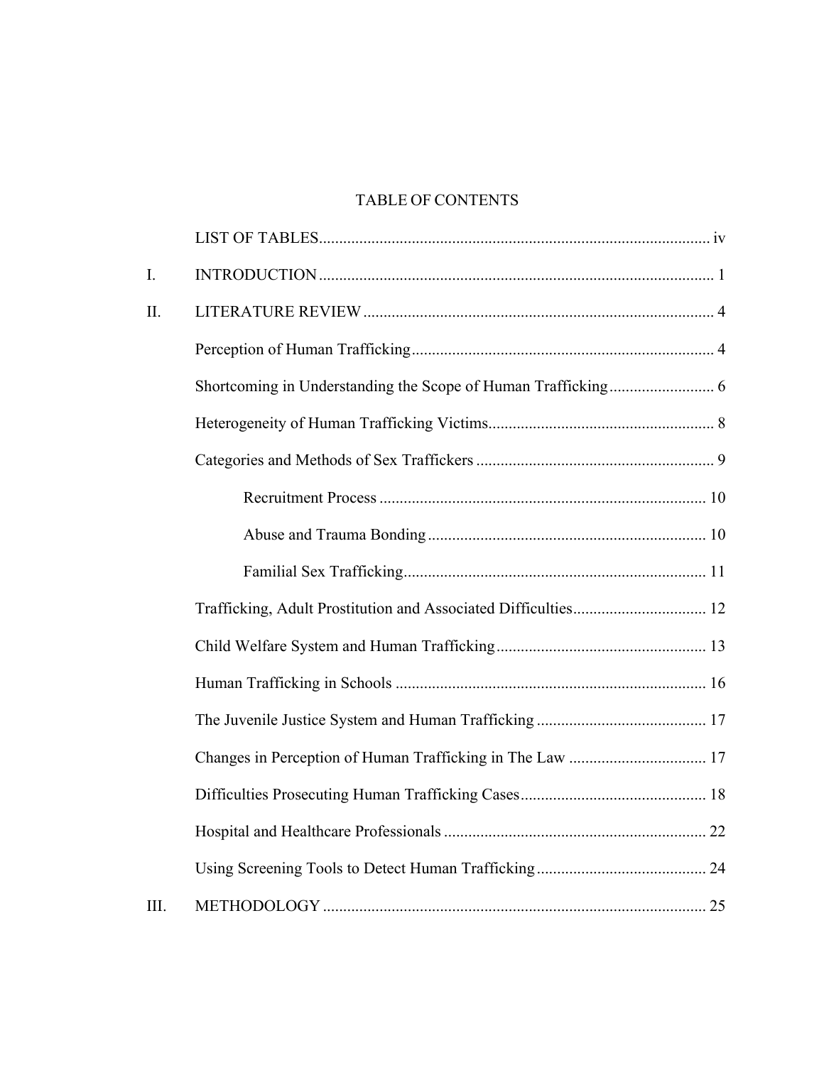# TABLE OF CONTENTS

| | | |
|---|---|---|
| | LIST OF TABLES | iv |
| I. | INTRODUCTION | 1 |
| II. | LITERATURE REVIEW | 4 |
| | Perception of Human Trafficking | 4 |
| | Shortcoming in Understanding the Scope of Human Trafficking | 6 |
| | Heterogeneity of Human Trafficking Victims | 8 |
| | Categories and Methods of Sex Traffickers | 9 |
| | Recruitment Process | 10 |
| | Abuse and Trauma Bonding | 10 |
| | Familial Sex Trafficking | 11 |
| | Trafficking, Adult Prostitution and Associated Difficulties | 12 |
| | Child Welfare System and Human Trafficking | 13 |
| | Human Trafficking in Schools | 16 |
| | The Juvenile Justice System and Human Trafficking | 17 |
| | Changes in Perception of Human Trafficking in The Law | 17 |
| | Difficulties Prosecuting Human Trafficking Cases | 18 |
| | Hospital and Healthcare Professionals | 22 |
| | Using Screening Tools to Detect Human Trafficking | 24 |
| III. | METHODOLOGY | 25 |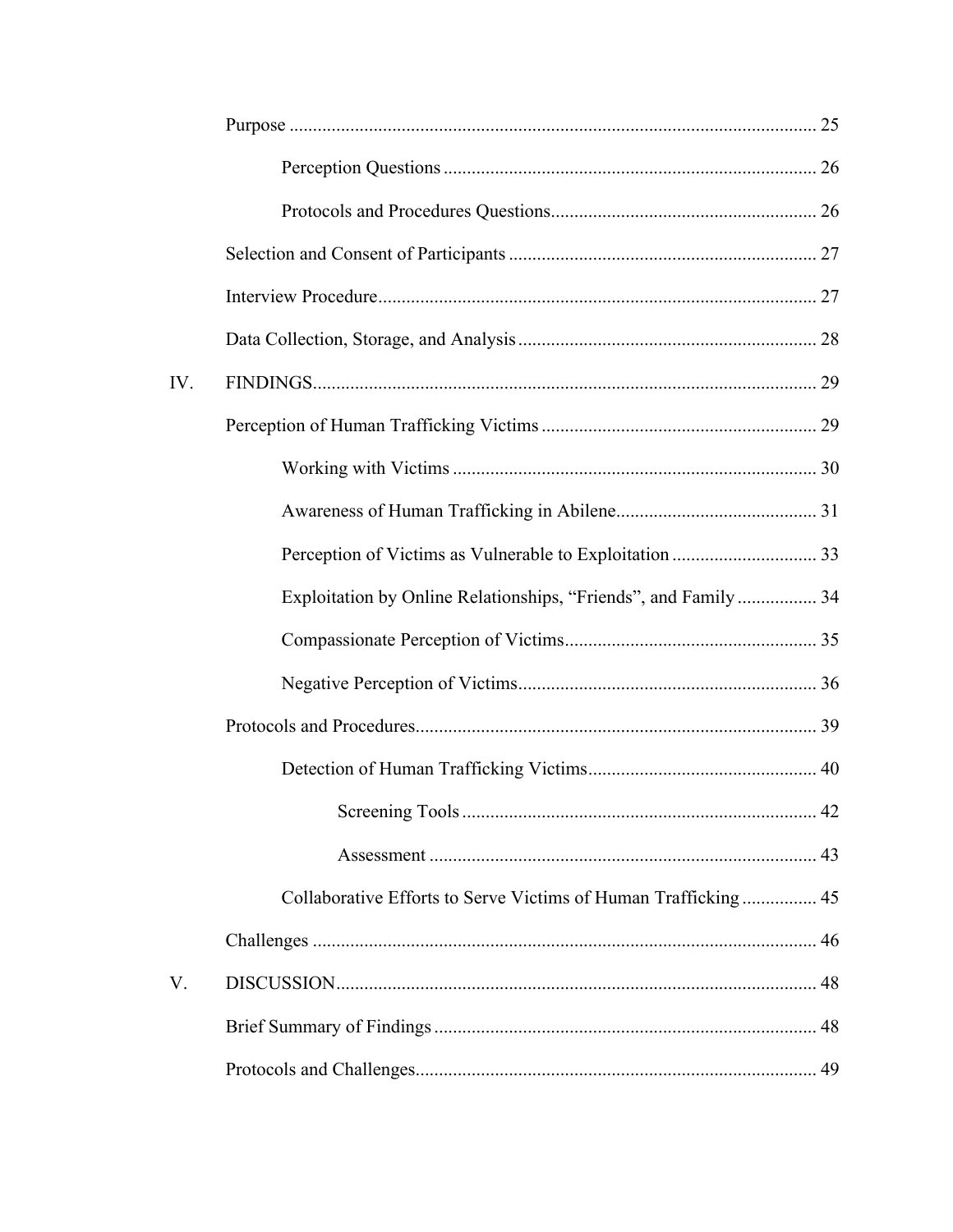Purpose ................................................................................................ 25

Perception Questions ............................................................................... 26

Protocols and Procedures Questions......................................................... 26

Selection and Consent of Participants ................................................................. 27

Interview Procedure............................................................................................ 27

Data Collection, Storage, and Analysis ............................................................... 28

IV. FINDINGS........................................................................................................... 29

Perception of Human Trafficking Victims .......................................................... 29

Working with Victims ............................................................................. 30

Awareness of Human Trafficking in Abilene........................................... 31

Perception of Victims as Vulnerable to Exploitation ............................... 33

Exploitation by Online Relationships, "Friends", and Family ................. 34

Compassionate Perception of Victims...................................................... 35

Negative Perception of Victims................................................................ 36

Protocols and Procedures..................................................................................... 39

Detection of Human Trafficking Victims................................................. 40

Screening Tools ............................................................................ 42

Assessment ................................................................................... 43

Collaborative Efforts to Serve Victims of Human Trafficking ................ 45

Challenges ........................................................................................................... 46

V. DISCUSSION...................................................................................................... 48

Brief Summary of Findings ................................................................................. 48

Protocols and Challenges..................................................................................... 49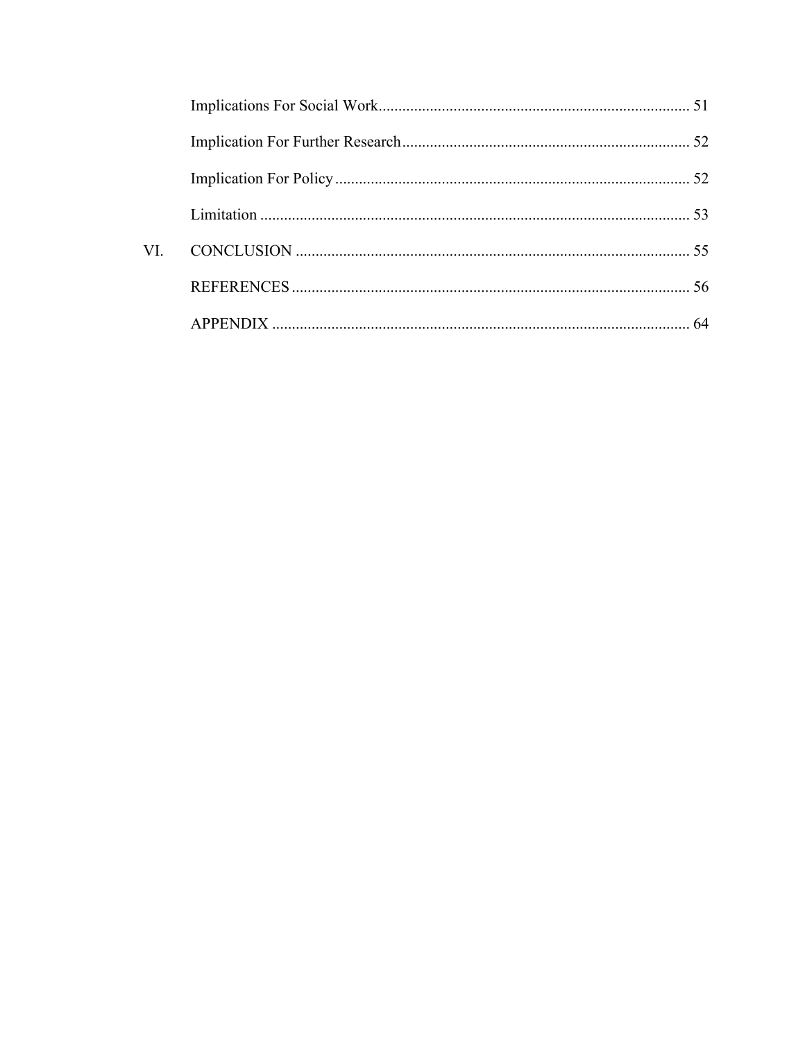Implications For Social Work .......... 51

Implication For Further Research .......... 52

Implication For Policy .......... 52

Limitation .......... 53

VI. CONCLUSION .......... 55

REFERENCES .......... 56

APPENDIX .......... 64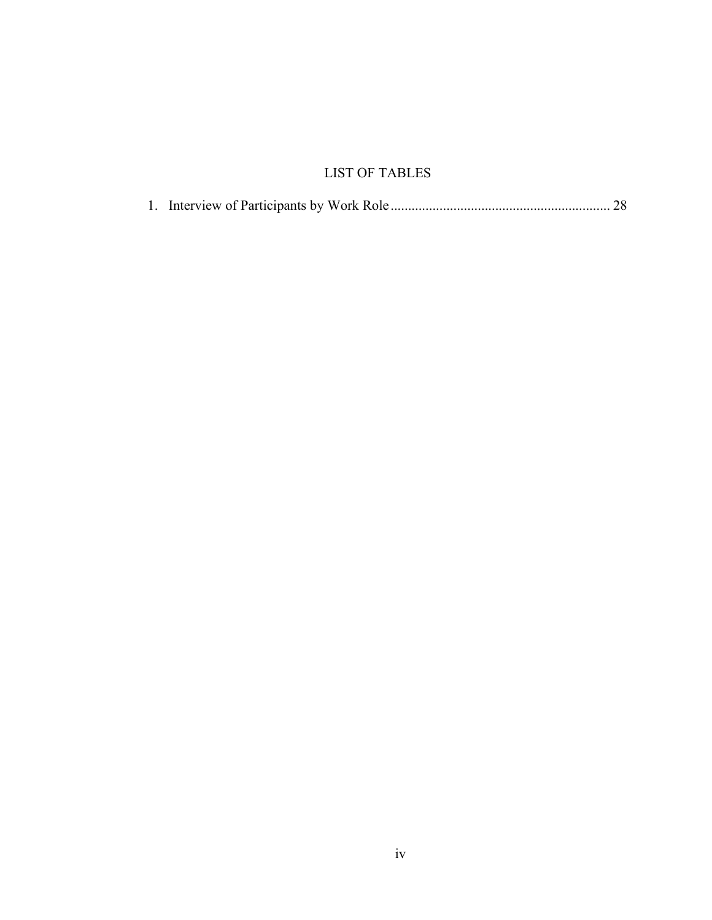# LIST OF TABLES

1. Interview of Participants by Work Role .............................................................. 28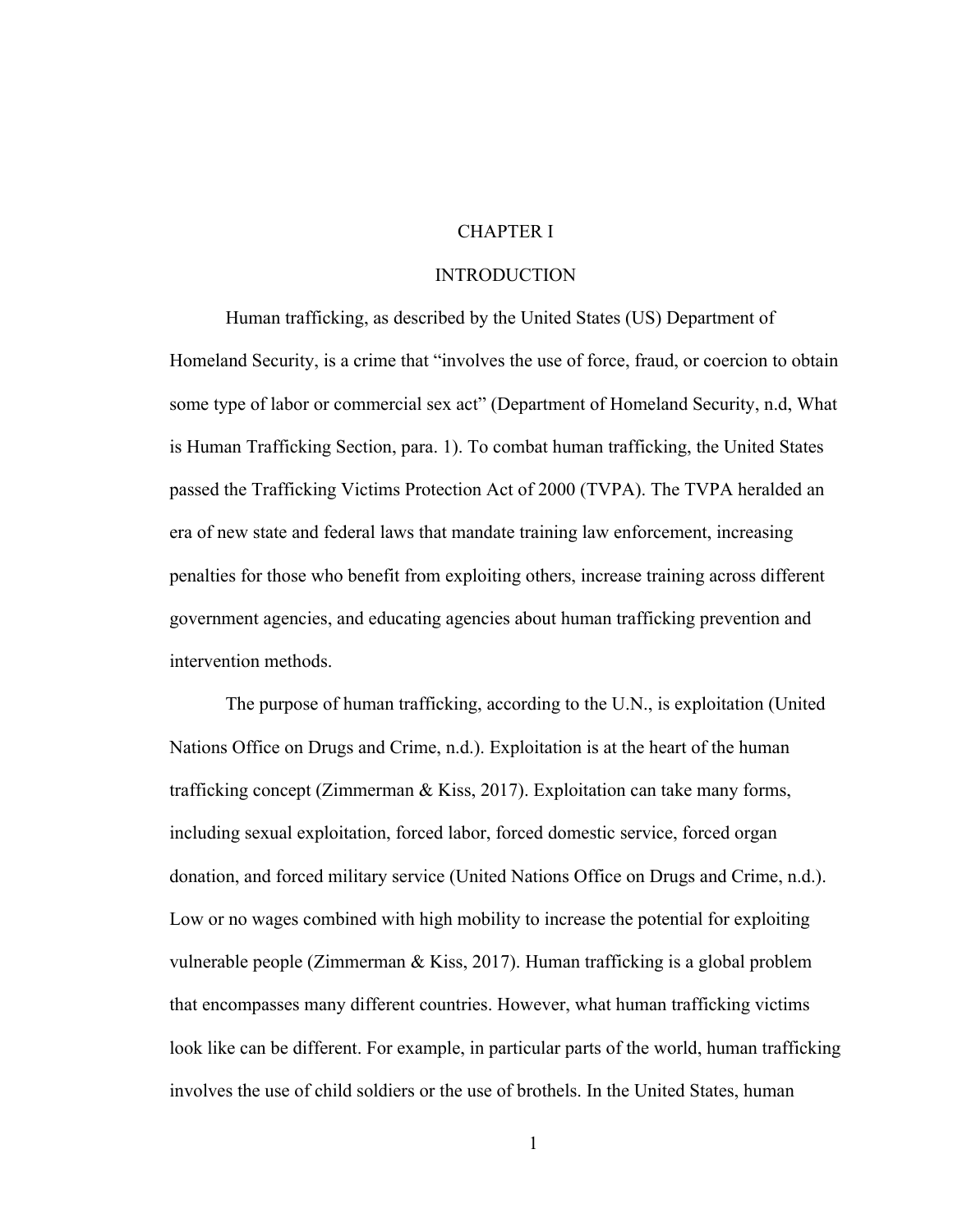# CHAPTER I

# INTRODUCTION

Human trafficking, as described by the United States (US) Department of Homeland Security, is a crime that "involves the use of force, fraud, or coercion to obtain some type of labor or commercial sex act" (Department of Homeland Security, n.d, What is Human Trafficking Section, para. 1). To combat human trafficking, the United States passed the Trafficking Victims Protection Act of 2000 (TVPA). The TVPA heralded an era of new state and federal laws that mandate training law enforcement, increasing penalties for those who benefit from exploiting others, increase training across different government agencies, and educating agencies about human trafficking prevention and intervention methods.

The purpose of human trafficking, according to the U.N., is exploitation (United Nations Office on Drugs and Crime, n.d.). Exploitation is at the heart of the human trafficking concept (Zimmerman & Kiss, 2017). Exploitation can take many forms, including sexual exploitation, forced labor, forced domestic service, forced organ donation, and forced military service (United Nations Office on Drugs and Crime, n.d.). Low or no wages combined with high mobility to increase the potential for exploiting vulnerable people (Zimmerman & Kiss, 2017). Human trafficking is a global problem that encompasses many different countries. However, what human trafficking victims look like can be different. For example, in particular parts of the world, human trafficking involves the use of child soldiers or the use of brothels. In the United States, human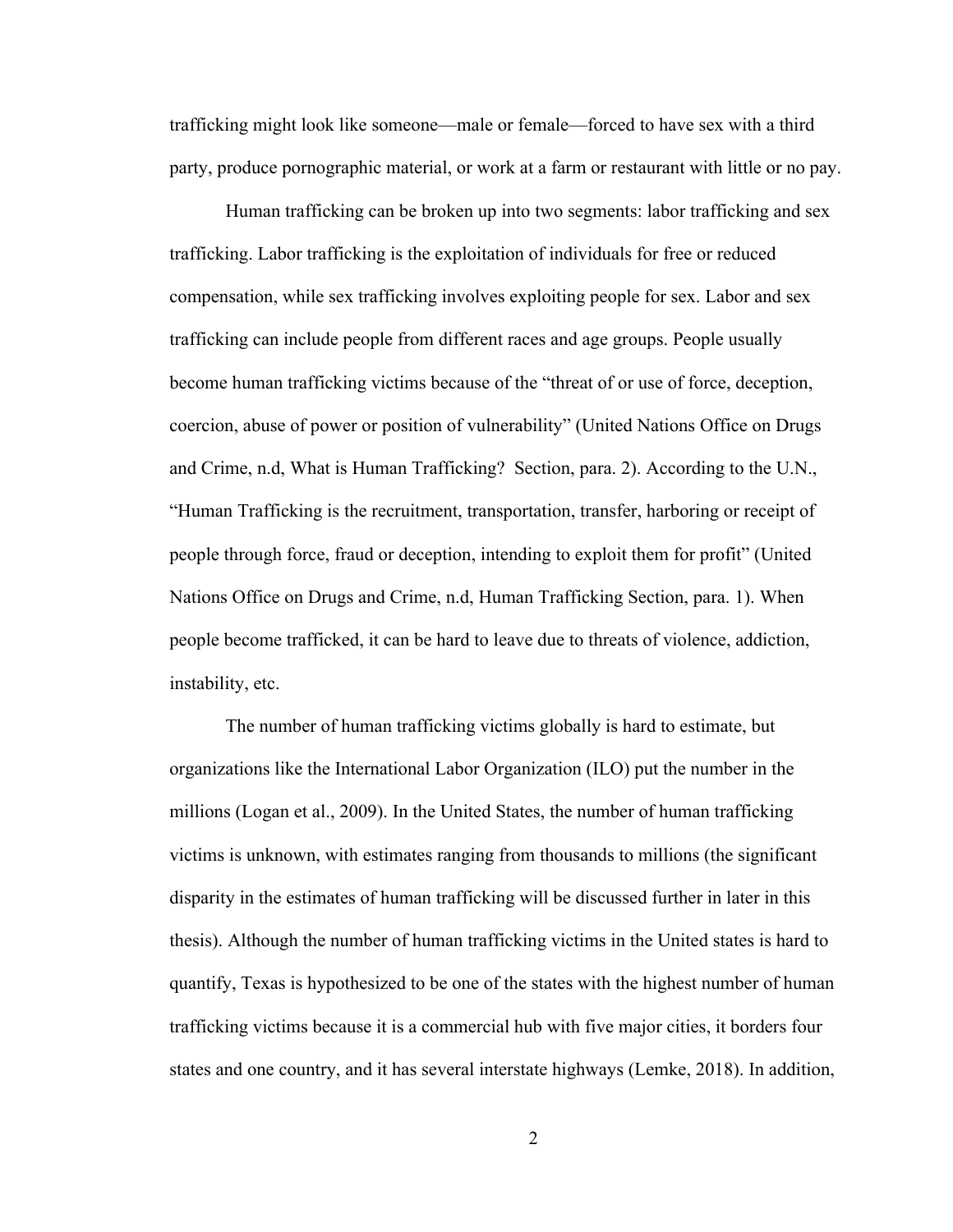trafficking might look like someone—male or female—forced to have sex with a third party, produce pornographic material, or work at a farm or restaurant with little or no pay.

Human trafficking can be broken up into two segments: labor trafficking and sex trafficking. Labor trafficking is the exploitation of individuals for free or reduced compensation, while sex trafficking involves exploiting people for sex. Labor and sex trafficking can include people from different races and age groups. People usually become human trafficking victims because of the "threat of or use of force, deception, coercion, abuse of power or position of vulnerability" (United Nations Office on Drugs and Crime, n.d, What is Human Trafficking? Section, para. 2). According to the U.N., "Human Trafficking is the recruitment, transportation, transfer, harboring or receipt of people through force, fraud or deception, intending to exploit them for profit" (United Nations Office on Drugs and Crime, n.d, Human Trafficking Section, para. 1). When people become trafficked, it can be hard to leave due to threats of violence, addiction, instability, etc.

The number of human trafficking victims globally is hard to estimate, but organizations like the International Labor Organization (ILO) put the number in the millions (Logan et al., 2009). In the United States, the number of human trafficking victims is unknown, with estimates ranging from thousands to millions (the significant disparity in the estimates of human trafficking will be discussed further in later in this thesis). Although the number of human trafficking victims in the United states is hard to quantify, Texas is hypothesized to be one of the states with the highest number of human trafficking victims because it is a commercial hub with five major cities, it borders four states and one country, and it has several interstate highways (Lemke, 2018). In addition,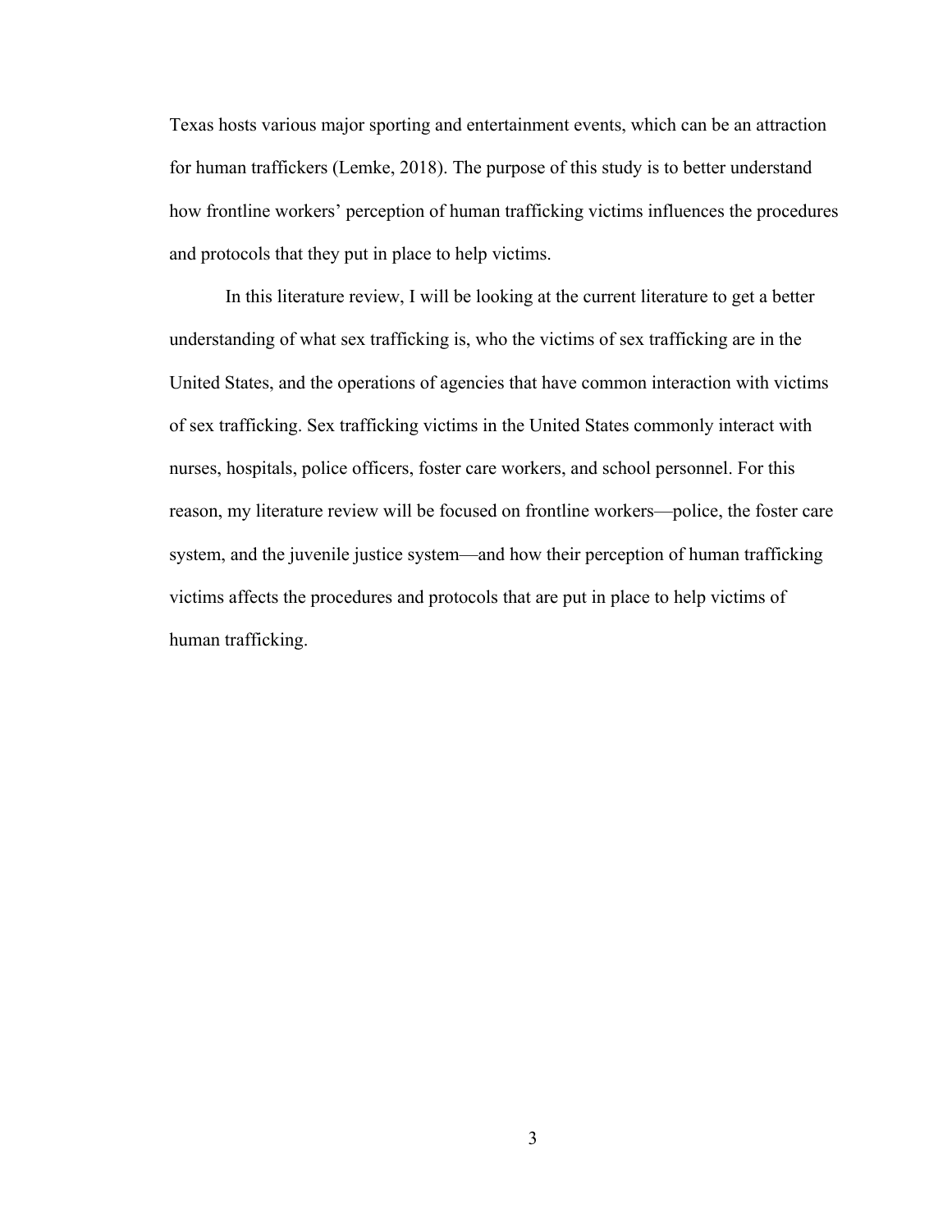Texas hosts various major sporting and entertainment events, which can be an attraction for human traffickers (Lemke, 2018). The purpose of this study is to better understand how frontline workers' perception of human trafficking victims influences the procedures and protocols that they put in place to help victims.

In this literature review, I will be looking at the current literature to get a better understanding of what sex trafficking is, who the victims of sex trafficking are in the United States, and the operations of agencies that have common interaction with victims of sex trafficking. Sex trafficking victims in the United States commonly interact with nurses, hospitals, police officers, foster care workers, and school personnel. For this reason, my literature review will be focused on frontline workers—police, the foster care system, and the juvenile justice system—and how their perception of human trafficking victims affects the procedures and protocols that are put in place to help victims of human trafficking.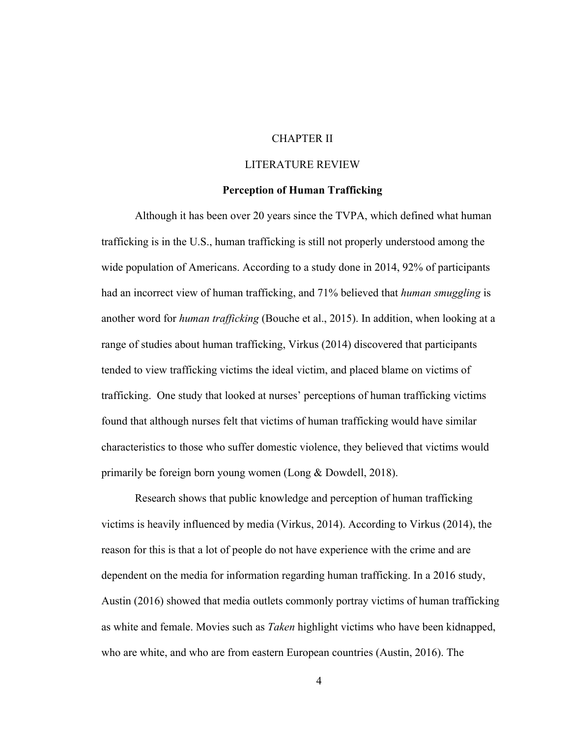# CHAPTER II

# LITERATURE REVIEW

## Perception of Human Trafficking

Although it has been over 20 years since the TVPA, which defined what human trafficking is in the U.S., human trafficking is still not properly understood among the wide population of Americans. According to a study done in 2014, 92% of participants had an incorrect view of human trafficking, and 71% believed that *human smuggling* is another word for *human trafficking* (Bouche et al., 2015). In addition, when looking at a range of studies about human trafficking, Virkus (2014) discovered that participants tended to view trafficking victims the ideal victim, and placed blame on victims of trafficking. One study that looked at nurses' perceptions of human trafficking victims found that although nurses felt that victims of human trafficking would have similar characteristics to those who suffer domestic violence, they believed that victims would primarily be foreign born young women (Long & Dowdell, 2018).

Research shows that public knowledge and perception of human trafficking victims is heavily influenced by media (Virkus, 2014). According to Virkus (2014), the reason for this is that a lot of people do not have experience with the crime and are dependent on the media for information regarding human trafficking. In a 2016 study, Austin (2016) showed that media outlets commonly portray victims of human trafficking as white and female. Movies such as *Taken* highlight victims who have been kidnapped, who are white, and who are from eastern European countries (Austin, 2016). The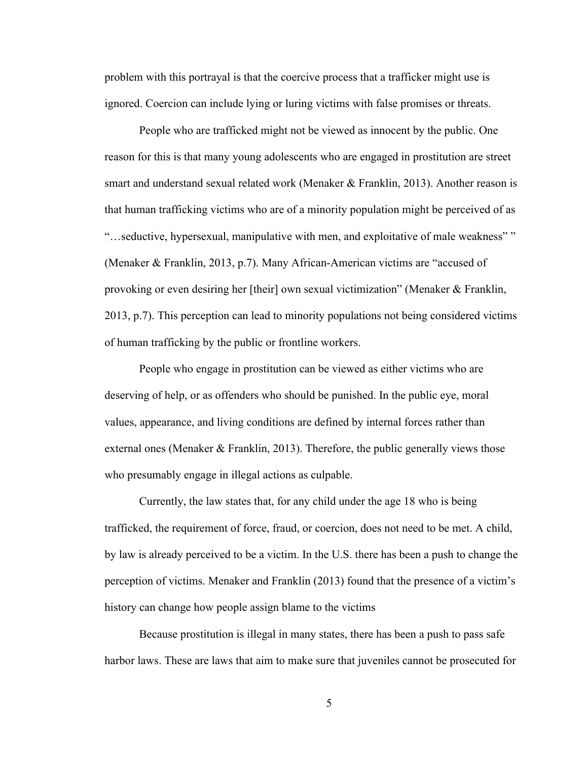problem with this portrayal is that the coercive process that a trafficker might use is ignored. Coercion can include lying or luring victims with false promises or threats.

People who are trafficked might not be viewed as innocent by the public. One reason for this is that many young adolescents who are engaged in prostitution are street smart and understand sexual related work (Menaker & Franklin, 2013). Another reason is that human trafficking victims who are of a minority population might be perceived of as "…seductive, hypersexual, manipulative with men, and exploitative of male weakness" " (Menaker & Franklin, 2013, p.7). Many African-American victims are "accused of provoking or even desiring her [their] own sexual victimization" (Menaker & Franklin, 2013, p.7). This perception can lead to minority populations not being considered victims of human trafficking by the public or frontline workers.

People who engage in prostitution can be viewed as either victims who are deserving of help, or as offenders who should be punished. In the public eye, moral values, appearance, and living conditions are defined by internal forces rather than external ones (Menaker & Franklin, 2013). Therefore, the public generally views those who presumably engage in illegal actions as culpable.

Currently, the law states that, for any child under the age 18 who is being trafficked, the requirement of force, fraud, or coercion, does not need to be met. A child, by law is already perceived to be a victim. In the U.S. there has been a push to change the perception of victims. Menaker and Franklin (2013) found that the presence of a victim's history can change how people assign blame to the victims

Because prostitution is illegal in many states, there has been a push to pass safe harbor laws. These are laws that aim to make sure that juveniles cannot be prosecuted for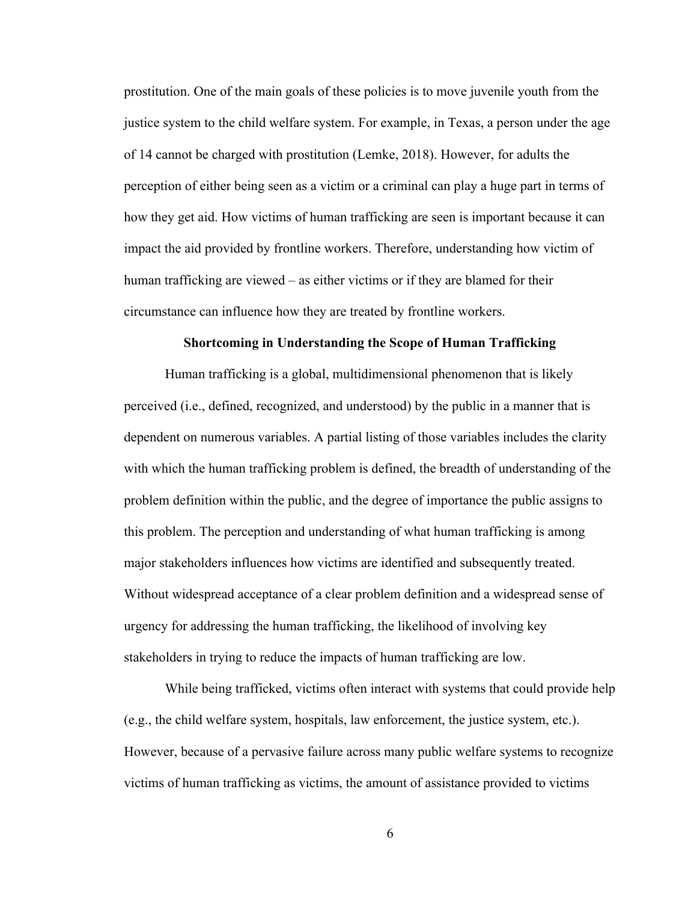prostitution. One of the main goals of these policies is to move juvenile youth from the justice system to the child welfare system. For example, in Texas, a person under the age of 14 cannot be charged with prostitution (Lemke, 2018). However, for adults the perception of either being seen as a victim or a criminal can play a huge part in terms of how they get aid. How victims of human trafficking are seen is important because it can impact the aid provided by frontline workers. Therefore, understanding how victim of human trafficking are viewed – as either victims or if they are blamed for their circumstance can influence how they are treated by frontline workers.

## Shortcoming in Understanding the Scope of Human Trafficking

Human trafficking is a global, multidimensional phenomenon that is likely perceived (i.e., defined, recognized, and understood) by the public in a manner that is dependent on numerous variables. A partial listing of those variables includes the clarity with which the human trafficking problem is defined, the breadth of understanding of the problem definition within the public, and the degree of importance the public assigns to this problem. The perception and understanding of what human trafficking is among major stakeholders influences how victims are identified and subsequently treated. Without widespread acceptance of a clear problem definition and a widespread sense of urgency for addressing the human trafficking, the likelihood of involving key stakeholders in trying to reduce the impacts of human trafficking are low.

While being trafficked, victims often interact with systems that could provide help (e.g., the child welfare system, hospitals, law enforcement, the justice system, etc.). However, because of a pervasive failure across many public welfare systems to recognize victims of human trafficking as victims, the amount of assistance provided to victims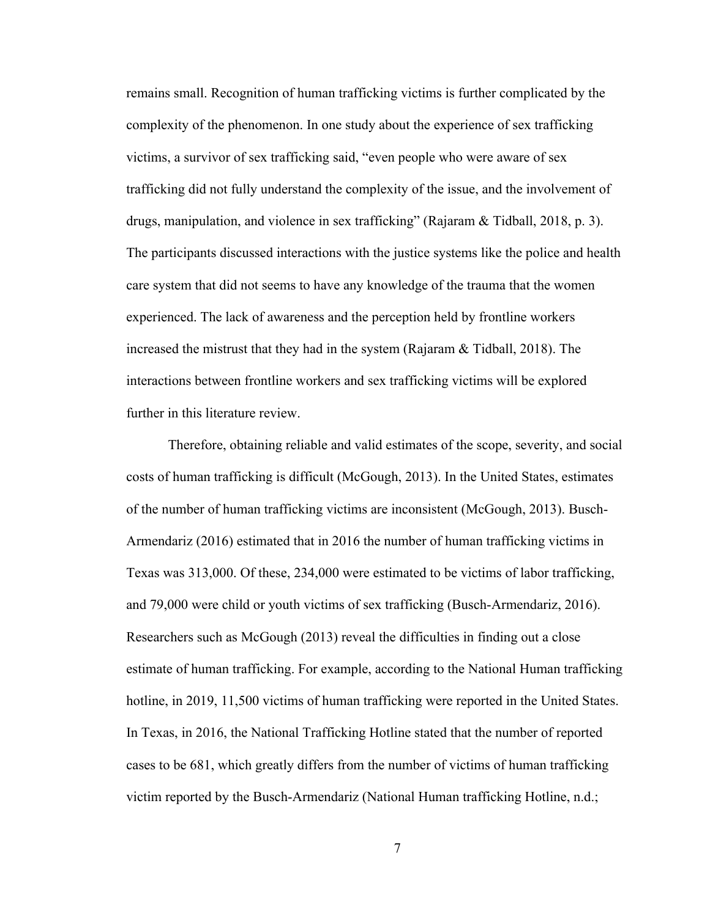remains small. Recognition of human trafficking victims is further complicated by the complexity of the phenomenon. In one study about the experience of sex trafficking victims, a survivor of sex trafficking said, "even people who were aware of sex trafficking did not fully understand the complexity of the issue, and the involvement of drugs, manipulation, and violence in sex trafficking" (Rajaram & Tidball, 2018, p. 3). The participants discussed interactions with the justice systems like the police and health care system that did not seems to have any knowledge of the trauma that the women experienced. The lack of awareness and the perception held by frontline workers increased the mistrust that they had in the system (Rajaram & Tidball, 2018). The interactions between frontline workers and sex trafficking victims will be explored further in this literature review.

Therefore, obtaining reliable and valid estimates of the scope, severity, and social costs of human trafficking is difficult (McGough, 2013). In the United States, estimates of the number of human trafficking victims are inconsistent (McGough, 2013). Busch-Armendariz (2016) estimated that in 2016 the number of human trafficking victims in Texas was 313,000. Of these, 234,000 were estimated to be victims of labor trafficking, and 79,000 were child or youth victims of sex trafficking (Busch-Armendariz, 2016). Researchers such as McGough (2013) reveal the difficulties in finding out a close estimate of human trafficking. For example, according to the National Human trafficking hotline, in 2019, 11,500 victims of human trafficking were reported in the United States. In Texas, in 2016, the National Trafficking Hotline stated that the number of reported cases to be 681, which greatly differs from the number of victims of human trafficking victim reported by the Busch-Armendariz (National Human trafficking Hotline, n.d.;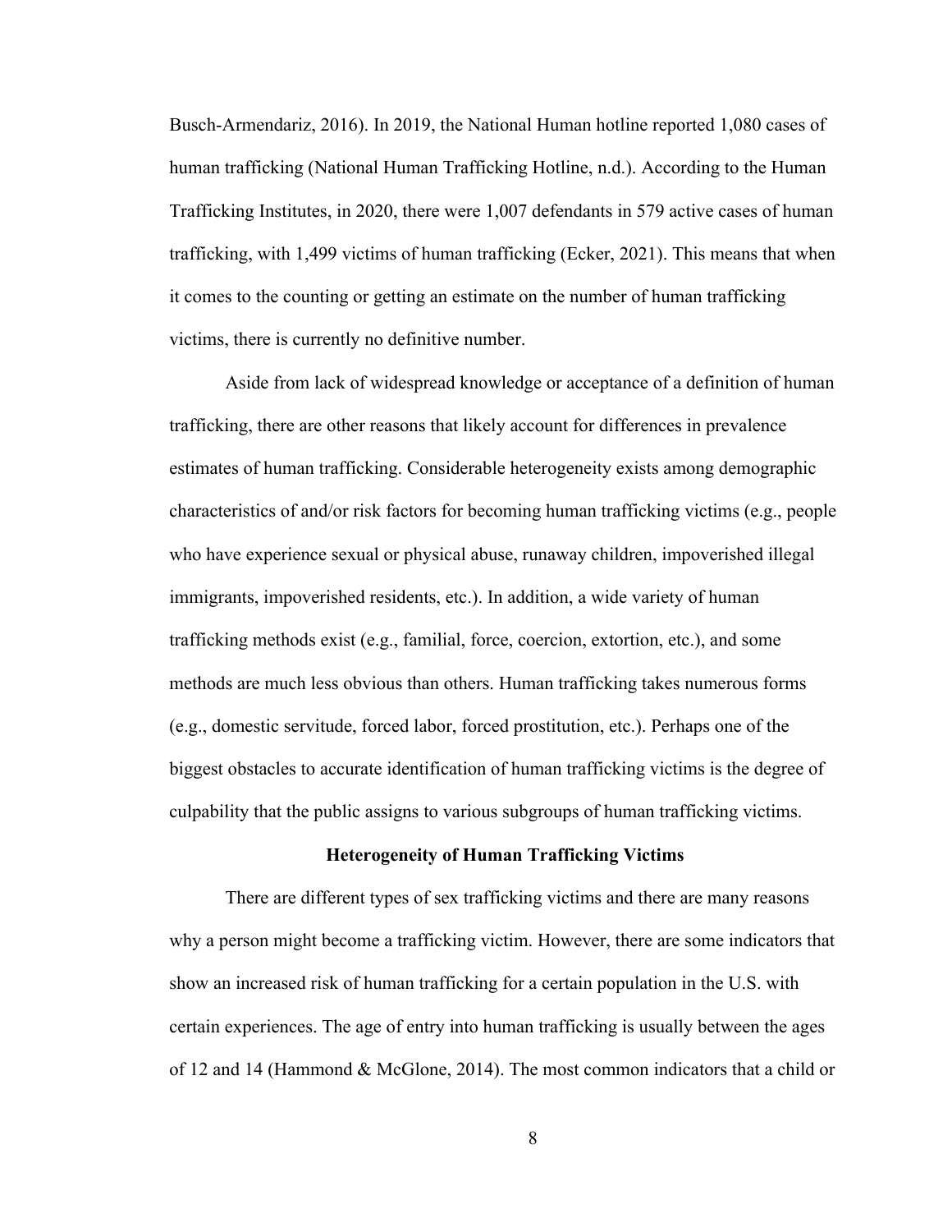Busch-Armendariz, 2016). In 2019, the National Human hotline reported 1,080 cases of human trafficking (National Human Trafficking Hotline, n.d.). According to the Human Trafficking Institutes, in 2020, there were 1,007 defendants in 579 active cases of human trafficking, with 1,499 victims of human trafficking (Ecker, 2021). This means that when it comes to the counting or getting an estimate on the number of human trafficking victims, there is currently no definitive number.

Aside from lack of widespread knowledge or acceptance of a definition of human trafficking, there are other reasons that likely account for differences in prevalence estimates of human trafficking. Considerable heterogeneity exists among demographic characteristics of and/or risk factors for becoming human trafficking victims (e.g., people who have experience sexual or physical abuse, runaway children, impoverished illegal immigrants, impoverished residents, etc.). In addition, a wide variety of human trafficking methods exist (e.g., familial, force, coercion, extortion, etc.), and some methods are much less obvious than others. Human trafficking takes numerous forms (e.g., domestic servitude, forced labor, forced prostitution, etc.). Perhaps one of the biggest obstacles to accurate identification of human trafficking victims is the degree of culpability that the public assigns to various subgroups of human trafficking victims.

## Heterogeneity of Human Trafficking Victims

There are different types of sex trafficking victims and there are many reasons why a person might become a trafficking victim. However, there are some indicators that show an increased risk of human trafficking for a certain population in the U.S. with certain experiences. The age of entry into human trafficking is usually between the ages of 12 and 14 (Hammond & McGlone, 2014). The most common indicators that a child or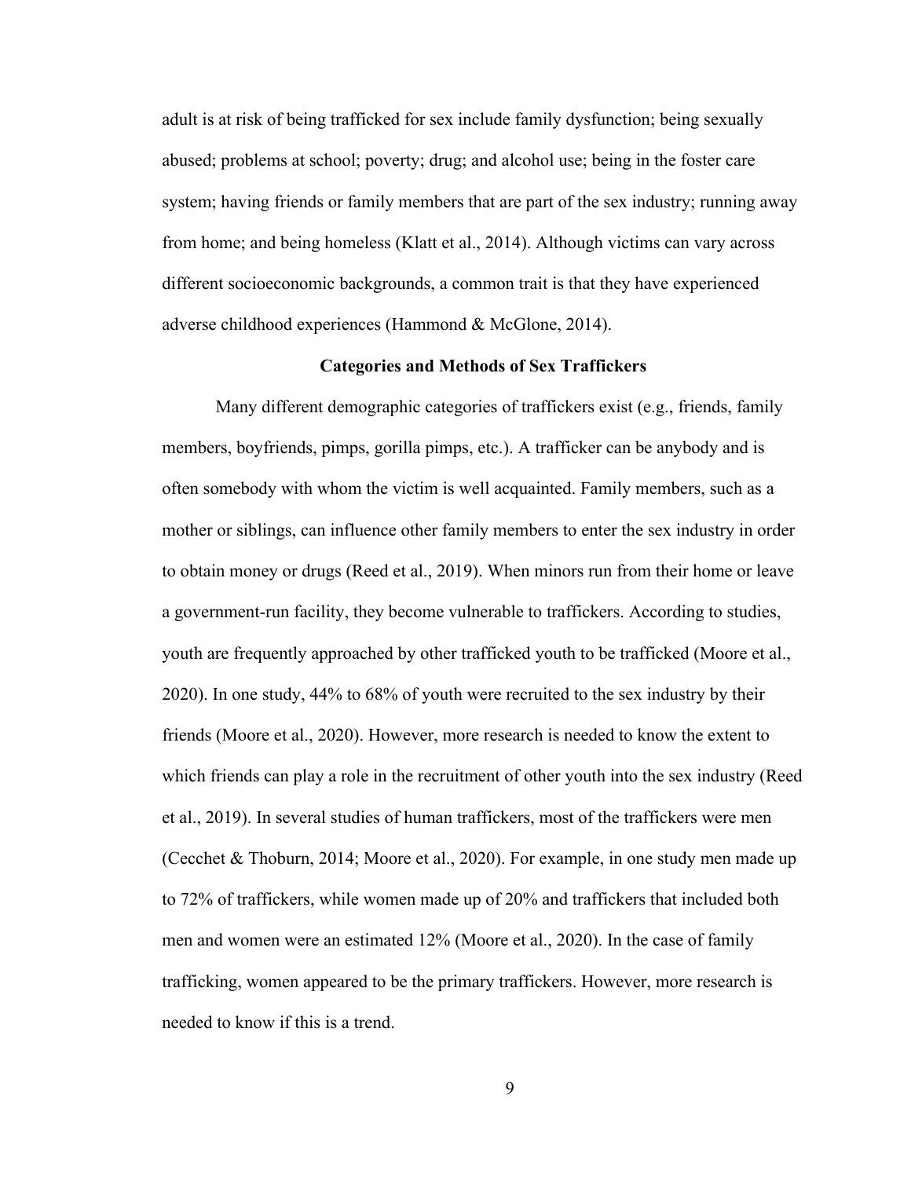adult is at risk of being trafficked for sex include family dysfunction; being sexually abused; problems at school; poverty; drug; and alcohol use; being in the foster care system; having friends or family members that are part of the sex industry; running away from home; and being homeless (Klatt et al., 2014). Although victims can vary across different socioeconomic backgrounds, a common trait is that they have experienced adverse childhood experiences (Hammond & McGlone, 2014).

## Categories and Methods of Sex Traffickers

Many different demographic categories of traffickers exist (e.g., friends, family members, boyfriends, pimps, gorilla pimps, etc.). A trafficker can be anybody and is often somebody with whom the victim is well acquainted. Family members, such as a mother or siblings, can influence other family members to enter the sex industry in order to obtain money or drugs (Reed et al., 2019). When minors run from their home or leave a government-run facility, they become vulnerable to traffickers. According to studies, youth are frequently approached by other trafficked youth to be trafficked (Moore et al., 2020). In one study, 44% to 68% of youth were recruited to the sex industry by their friends (Moore et al., 2020). However, more research is needed to know the extent to which friends can play a role in the recruitment of other youth into the sex industry (Reed et al., 2019). In several studies of human traffickers, most of the traffickers were men (Cecchet & Thoburn, 2014; Moore et al., 2020). For example, in one study men made up to 72% of traffickers, while women made up of 20% and traffickers that included both men and women were an estimated 12% (Moore et al., 2020). In the case of family trafficking, women appeared to be the primary traffickers. However, more research is needed to know if this is a trend.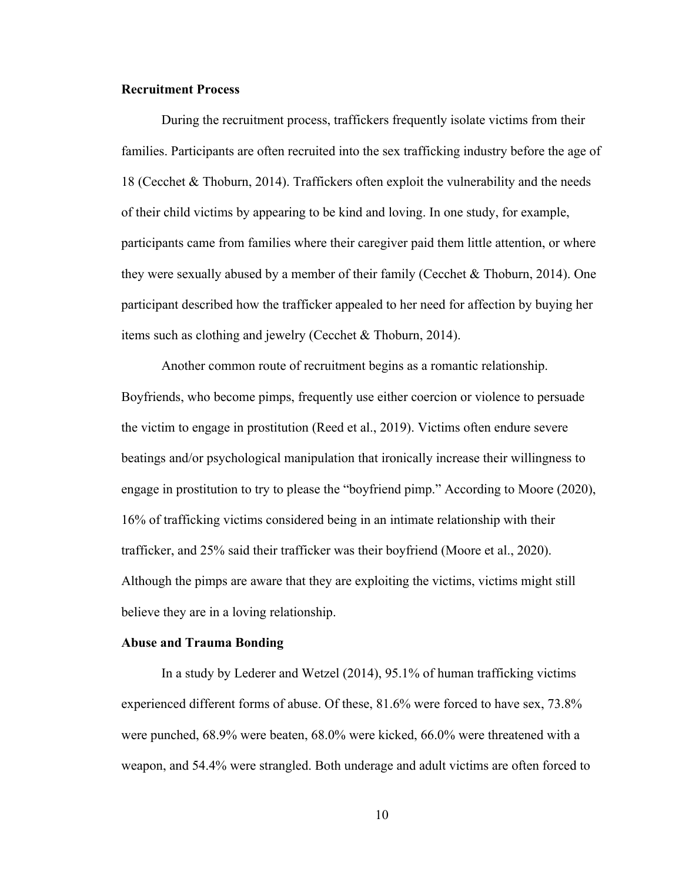**Recruitment Process**

During the recruitment process, traffickers frequently isolate victims from their families. Participants are often recruited into the sex trafficking industry before the age of 18 (Cecchet & Thoburn, 2014). Traffickers often exploit the vulnerability and the needs of their child victims by appearing to be kind and loving. In one study, for example, participants came from families where their caregiver paid them little attention, or where they were sexually abused by a member of their family (Cecchet & Thoburn, 2014). One participant described how the trafficker appealed to her need for affection by buying her items such as clothing and jewelry (Cecchet & Thoburn, 2014).

Another common route of recruitment begins as a romantic relationship. Boyfriends, who become pimps, frequently use either coercion or violence to persuade the victim to engage in prostitution (Reed et al., 2019). Victims often endure severe beatings and/or psychological manipulation that ironically increase their willingness to engage in prostitution to try to please the "boyfriend pimp." According to Moore (2020), 16% of trafficking victims considered being in an intimate relationship with their trafficker, and 25% said their trafficker was their boyfriend (Moore et al., 2020). Although the pimps are aware that they are exploiting the victims, victims might still believe they are in a loving relationship.

**Abuse and Trauma Bonding**

In a study by Lederer and Wetzel (2014), 95.1% of human trafficking victims experienced different forms of abuse. Of these, 81.6% were forced to have sex, 73.8% were punched, 68.9% were beaten, 68.0% were kicked, 66.0% were threatened with a weapon, and 54.4% were strangled. Both underage and adult victims are often forced to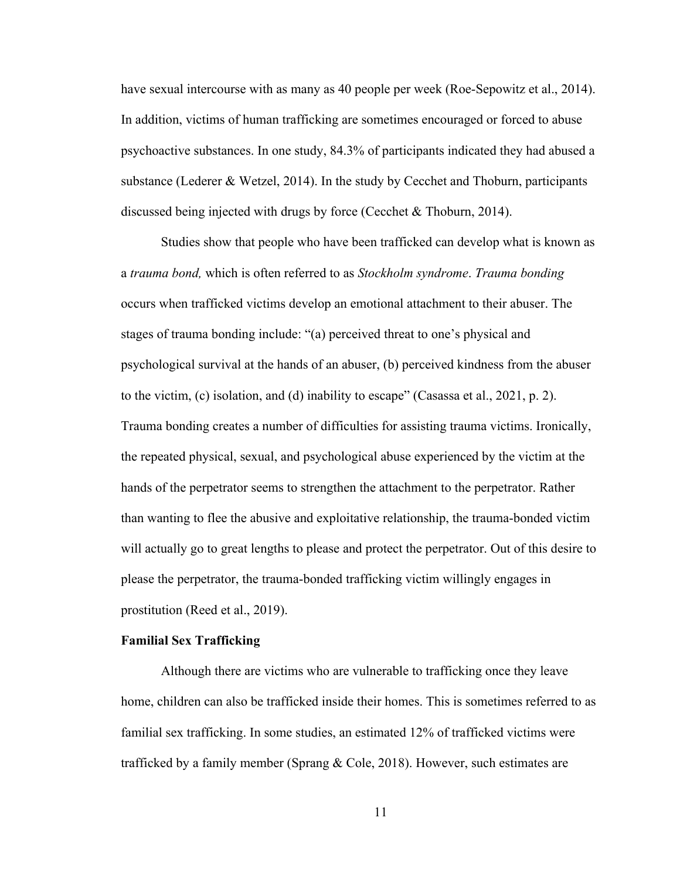have sexual intercourse with as many as 40 people per week (Roe-Sepowitz et al., 2014). In addition, victims of human trafficking are sometimes encouraged or forced to abuse psychoactive substances. In one study, 84.3% of participants indicated they had abused a substance (Lederer & Wetzel, 2014). In the study by Cecchet and Thoburn, participants discussed being injected with drugs by force (Cecchet & Thoburn, 2014).

Studies show that people who have been trafficked can develop what is known as a *trauma bond,* which is often referred to as *Stockholm syndrome*. *Trauma bonding* occurs when trafficked victims develop an emotional attachment to their abuser. The stages of trauma bonding include: "(a) perceived threat to one's physical and psychological survival at the hands of an abuser, (b) perceived kindness from the abuser to the victim, (c) isolation, and (d) inability to escape" (Casassa et al., 2021, p. 2). Trauma bonding creates a number of difficulties for assisting trauma victims. Ironically, the repeated physical, sexual, and psychological abuse experienced by the victim at the hands of the perpetrator seems to strengthen the attachment to the perpetrator. Rather than wanting to flee the abusive and exploitative relationship, the trauma-bonded victim will actually go to great lengths to please and protect the perpetrator. Out of this desire to please the perpetrator, the trauma-bonded trafficking victim willingly engages in prostitution (Reed et al., 2019).

**Familial Sex Trafficking**

Although there are victims who are vulnerable to trafficking once they leave home, children can also be trafficked inside their homes. This is sometimes referred to as familial sex trafficking. In some studies, an estimated 12% of trafficked victims were trafficked by a family member (Sprang & Cole, 2018). However, such estimates are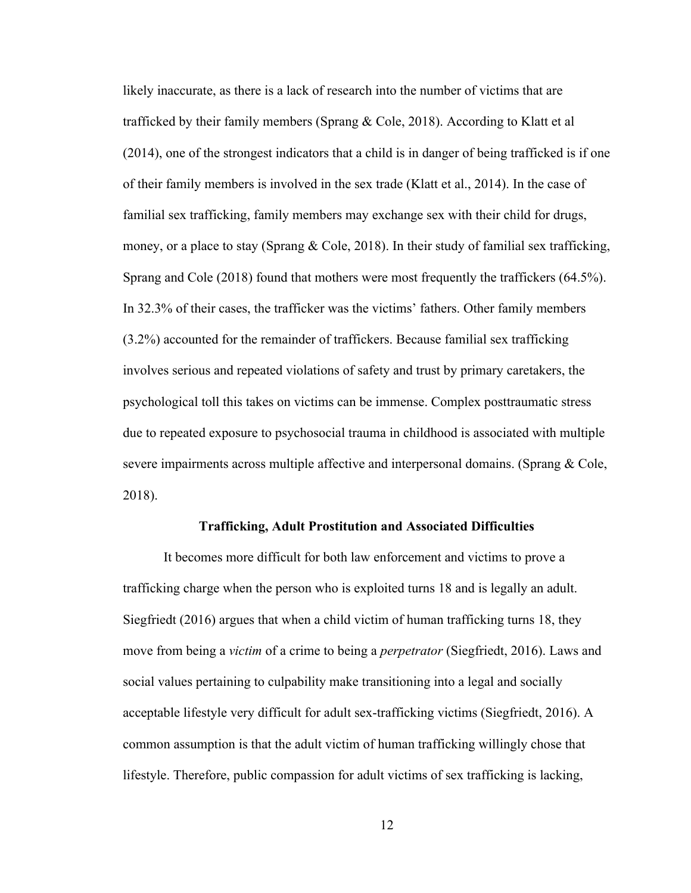likely inaccurate, as there is a lack of research into the number of victims that are trafficked by their family members (Sprang & Cole, 2018). According to Klatt et al (2014), one of the strongest indicators that a child is in danger of being trafficked is if one of their family members is involved in the sex trade (Klatt et al., 2014). In the case of familial sex trafficking, family members may exchange sex with their child for drugs, money, or a place to stay (Sprang & Cole, 2018). In their study of familial sex trafficking, Sprang and Cole (2018) found that mothers were most frequently the traffickers (64.5%). In 32.3% of their cases, the trafficker was the victims' fathers. Other family members (3.2%) accounted for the remainder of traffickers. Because familial sex trafficking involves serious and repeated violations of safety and trust by primary caretakers, the psychological toll this takes on victims can be immense. Complex posttraumatic stress due to repeated exposure to psychosocial trauma in childhood is associated with multiple severe impairments across multiple affective and interpersonal domains. (Sprang & Cole, 2018).

## Trafficking, Adult Prostitution and Associated Difficulties

It becomes more difficult for both law enforcement and victims to prove a trafficking charge when the person who is exploited turns 18 and is legally an adult. Siegfriedt (2016) argues that when a child victim of human trafficking turns 18, they move from being a *victim* of a crime to being a *perpetrator* (Siegfriedt, 2016). Laws and social values pertaining to culpability make transitioning into a legal and socially acceptable lifestyle very difficult for adult sex-trafficking victims (Siegfriedt, 2016). A common assumption is that the adult victim of human trafficking willingly chose that lifestyle. Therefore, public compassion for adult victims of sex trafficking is lacking,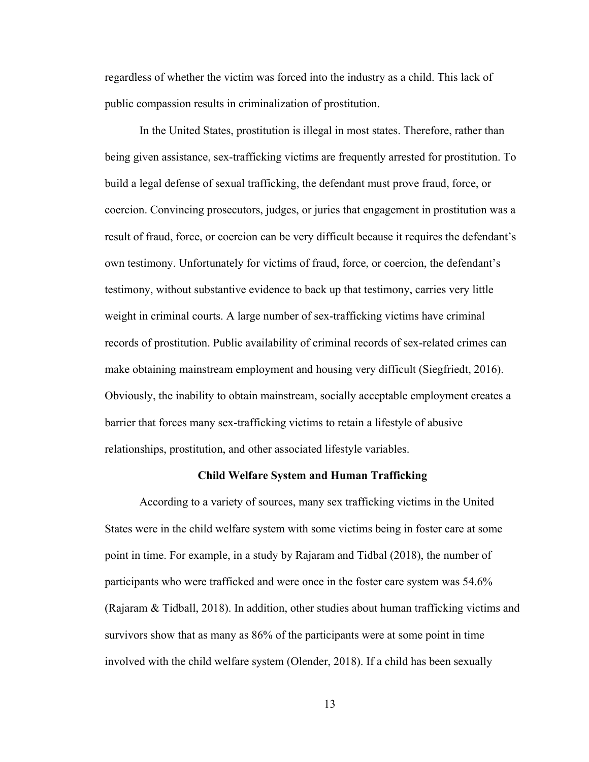regardless of whether the victim was forced into the industry as a child. This lack of public compassion results in criminalization of prostitution.

In the United States, prostitution is illegal in most states. Therefore, rather than being given assistance, sex-trafficking victims are frequently arrested for prostitution. To build a legal defense of sexual trafficking, the defendant must prove fraud, force, or coercion. Convincing prosecutors, judges, or juries that engagement in prostitution was a result of fraud, force, or coercion can be very difficult because it requires the defendant's own testimony. Unfortunately for victims of fraud, force, or coercion, the defendant's testimony, without substantive evidence to back up that testimony, carries very little weight in criminal courts. A large number of sex-trafficking victims have criminal records of prostitution. Public availability of criminal records of sex-related crimes can make obtaining mainstream employment and housing very difficult (Siegfriedt, 2016). Obviously, the inability to obtain mainstream, socially acceptable employment creates a barrier that forces many sex-trafficking victims to retain a lifestyle of abusive relationships, prostitution, and other associated lifestyle variables.

## Child Welfare System and Human Trafficking

According to a variety of sources, many sex trafficking victims in the United States were in the child welfare system with some victims being in foster care at some point in time. For example, in a study by Rajaram and Tidbal (2018), the number of participants who were trafficked and were once in the foster care system was 54.6% (Rajaram & Tidball, 2018). In addition, other studies about human trafficking victims and survivors show that as many as 86% of the participants were at some point in time involved with the child welfare system (Olender, 2018). If a child has been sexually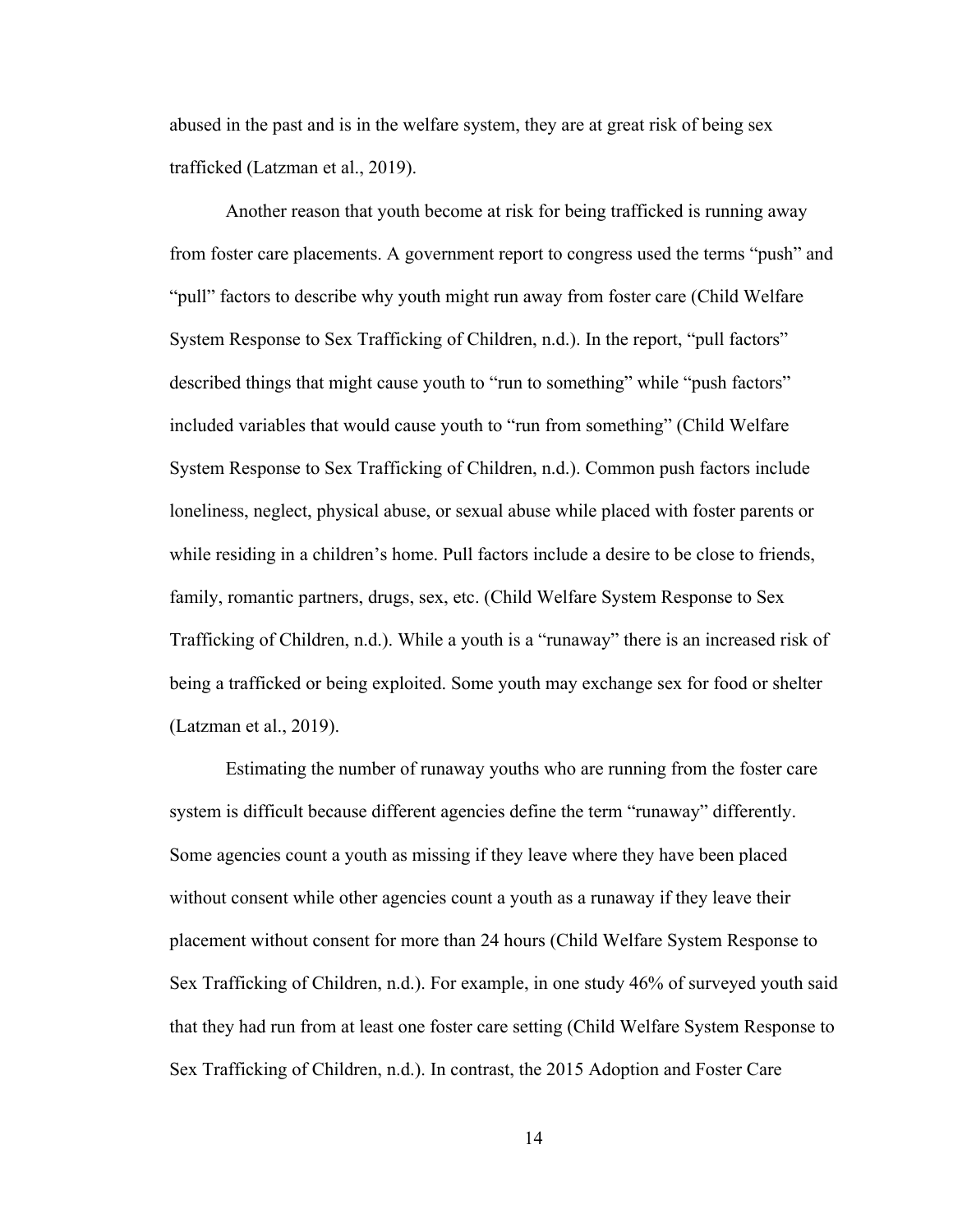abused in the past and is in the welfare system, they are at great risk of being sex trafficked (Latzman et al., 2019).

Another reason that youth become at risk for being trafficked is running away from foster care placements. A government report to congress used the terms "push" and "pull" factors to describe why youth might run away from foster care (Child Welfare System Response to Sex Trafficking of Children, n.d.). In the report, "pull factors" described things that might cause youth to "run to something" while "push factors" included variables that would cause youth to "run from something" (Child Welfare System Response to Sex Trafficking of Children, n.d.). Common push factors include loneliness, neglect, physical abuse, or sexual abuse while placed with foster parents or while residing in a children's home. Pull factors include a desire to be close to friends, family, romantic partners, drugs, sex, etc. (Child Welfare System Response to Sex Trafficking of Children, n.d.). While a youth is a "runaway" there is an increased risk of being a trafficked or being exploited. Some youth may exchange sex for food or shelter (Latzman et al., 2019).

Estimating the number of runaway youths who are running from the foster care system is difficult because different agencies define the term "runaway" differently. Some agencies count a youth as missing if they leave where they have been placed without consent while other agencies count a youth as a runaway if they leave their placement without consent for more than 24 hours (Child Welfare System Response to Sex Trafficking of Children, n.d.). For example, in one study 46% of surveyed youth said that they had run from at least one foster care setting (Child Welfare System Response to Sex Trafficking of Children, n.d.). In contrast, the 2015 Adoption and Foster Care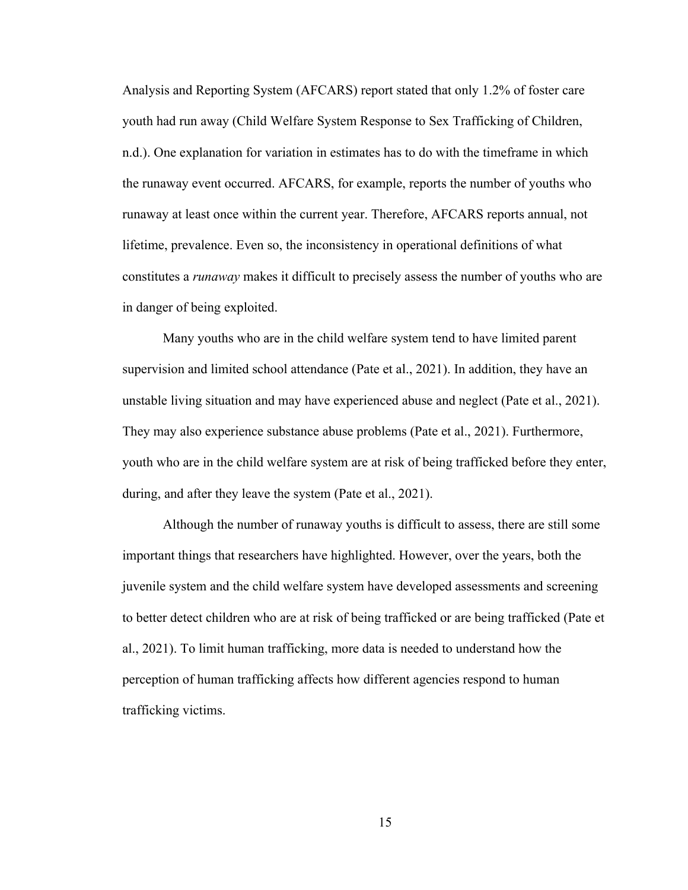Analysis and Reporting System (AFCARS) report stated that only 1.2% of foster care youth had run away (Child Welfare System Response to Sex Trafficking of Children, n.d.). One explanation for variation in estimates has to do with the timeframe in which the runaway event occurred. AFCARS, for example, reports the number of youths who runaway at least once within the current year. Therefore, AFCARS reports annual, not lifetime, prevalence. Even so, the inconsistency in operational definitions of what constitutes a *runaway* makes it difficult to precisely assess the number of youths who are in danger of being exploited.

Many youths who are in the child welfare system tend to have limited parent supervision and limited school attendance (Pate et al., 2021). In addition, they have an unstable living situation and may have experienced abuse and neglect (Pate et al., 2021). They may also experience substance abuse problems (Pate et al., 2021). Furthermore, youth who are in the child welfare system are at risk of being trafficked before they enter, during, and after they leave the system (Pate et al., 2021).

Although the number of runaway youths is difficult to assess, there are still some important things that researchers have highlighted. However, over the years, both the juvenile system and the child welfare system have developed assessments and screening to better detect children who are at risk of being trafficked or are being trafficked (Pate et al., 2021). To limit human trafficking, more data is needed to understand how the perception of human trafficking affects how different agencies respond to human trafficking victims.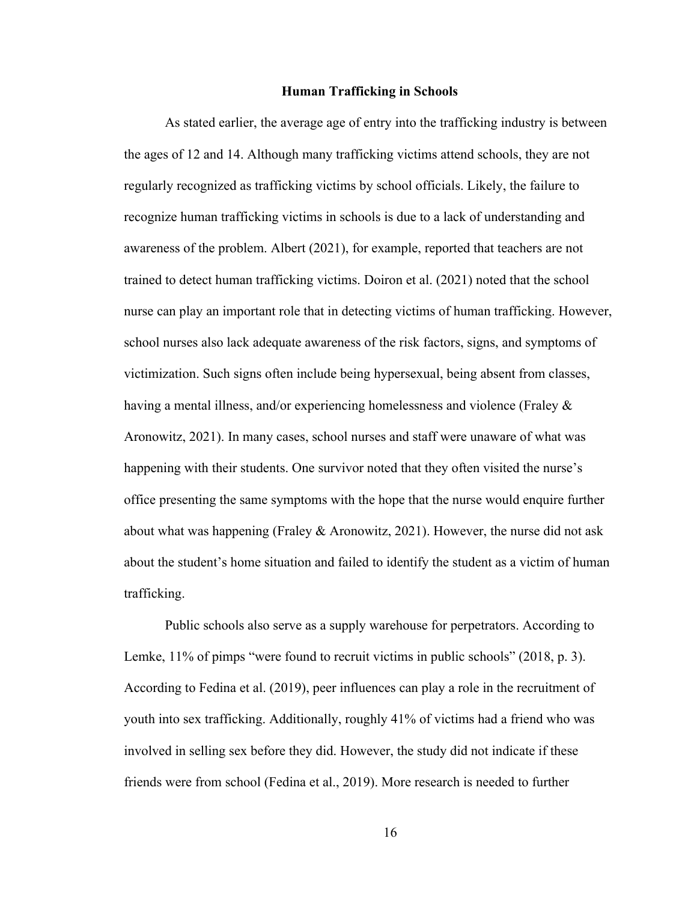## Human Trafficking in Schools

As stated earlier, the average age of entry into the trafficking industry is between the ages of 12 and 14. Although many trafficking victims attend schools, they are not regularly recognized as trafficking victims by school officials. Likely, the failure to recognize human trafficking victims in schools is due to a lack of understanding and awareness of the problem. Albert (2021), for example, reported that teachers are not trained to detect human trafficking victims. Doiron et al. (2021) noted that the school nurse can play an important role that in detecting victims of human trafficking. However, school nurses also lack adequate awareness of the risk factors, signs, and symptoms of victimization. Such signs often include being hypersexual, being absent from classes, having a mental illness, and/or experiencing homelessness and violence (Fraley & Aronowitz, 2021). In many cases, school nurses and staff were unaware of what was happening with their students. One survivor noted that they often visited the nurse's office presenting the same symptoms with the hope that the nurse would enquire further about what was happening (Fraley & Aronowitz, 2021). However, the nurse did not ask about the student's home situation and failed to identify the student as a victim of human trafficking.

Public schools also serve as a supply warehouse for perpetrators. According to Lemke, 11% of pimps "were found to recruit victims in public schools" (2018, p. 3). According to Fedina et al. (2019), peer influences can play a role in the recruitment of youth into sex trafficking. Additionally, roughly 41% of victims had a friend who was involved in selling sex before they did. However, the study did not indicate if these friends were from school (Fedina et al., 2019). More research is needed to further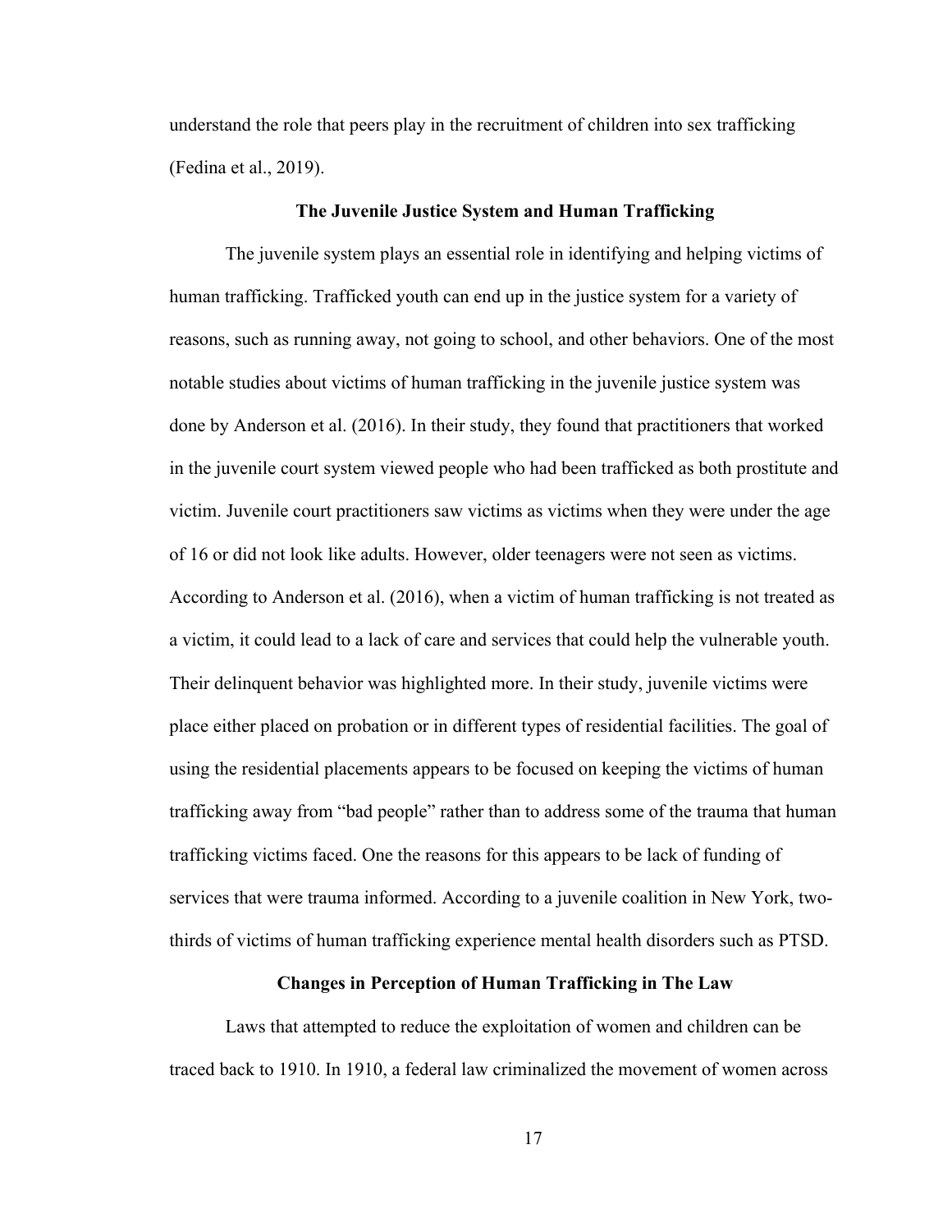understand the role that peers play in the recruitment of children into sex trafficking (Fedina et al., 2019).

## The Juvenile Justice System and Human Trafficking

The juvenile system plays an essential role in identifying and helping victims of human trafficking. Trafficked youth can end up in the justice system for a variety of reasons, such as running away, not going to school, and other behaviors. One of the most notable studies about victims of human trafficking in the juvenile justice system was done by Anderson et al. (2016). In their study, they found that practitioners that worked in the juvenile court system viewed people who had been trafficked as both prostitute and victim. Juvenile court practitioners saw victims as victims when they were under the age of 16 or did not look like adults. However, older teenagers were not seen as victims. According to Anderson et al. (2016), when a victim of human trafficking is not treated as a victim, it could lead to a lack of care and services that could help the vulnerable youth. Their delinquent behavior was highlighted more. In their study, juvenile victims were place either placed on probation or in different types of residential facilities. The goal of using the residential placements appears to be focused on keeping the victims of human trafficking away from "bad people" rather than to address some of the trauma that human trafficking victims faced. One the reasons for this appears to be lack of funding of services that were trauma informed. According to a juvenile coalition in New York, two-thirds of victims of human trafficking experience mental health disorders such as PTSD.

## Changes in Perception of Human Trafficking in The Law

Laws that attempted to reduce the exploitation of women and children can be traced back to 1910. In 1910, a federal law criminalized the movement of women across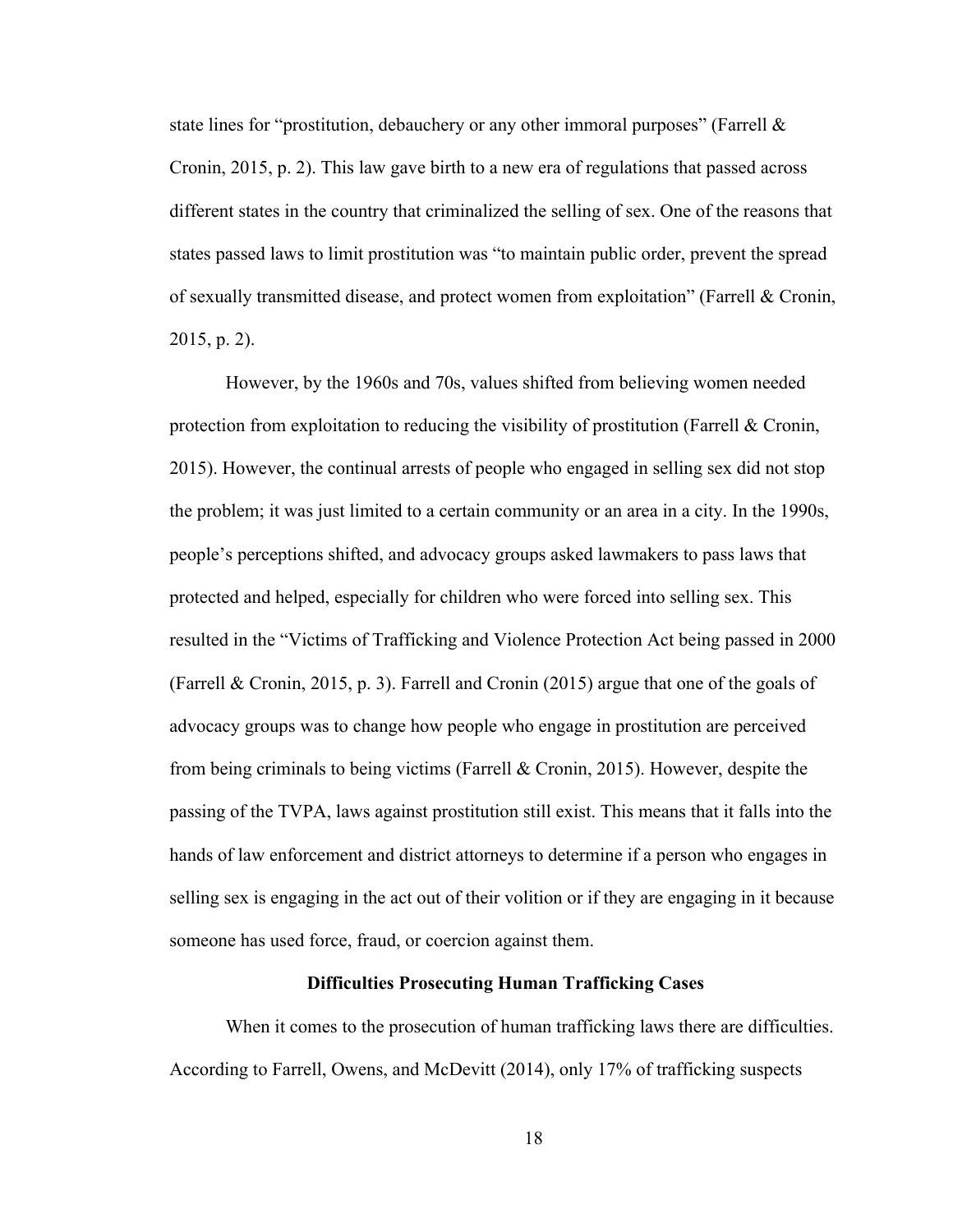state lines for "prostitution, debauchery or any other immoral purposes" (Farrell & Cronin, 2015, p. 2). This law gave birth to a new era of regulations that passed across different states in the country that criminalized the selling of sex. One of the reasons that states passed laws to limit prostitution was "to maintain public order, prevent the spread of sexually transmitted disease, and protect women from exploitation" (Farrell & Cronin, 2015, p. 2).

However, by the 1960s and 70s, values shifted from believing women needed protection from exploitation to reducing the visibility of prostitution (Farrell & Cronin, 2015). However, the continual arrests of people who engaged in selling sex did not stop the problem; it was just limited to a certain community or an area in a city. In the 1990s, people's perceptions shifted, and advocacy groups asked lawmakers to pass laws that protected and helped, especially for children who were forced into selling sex. This resulted in the "Victims of Trafficking and Violence Protection Act being passed in 2000 (Farrell & Cronin, 2015, p. 3). Farrell and Cronin (2015) argue that one of the goals of advocacy groups was to change how people who engage in prostitution are perceived from being criminals to being victims (Farrell & Cronin, 2015). However, despite the passing of the TVPA, laws against prostitution still exist. This means that it falls into the hands of law enforcement and district attorneys to determine if a person who engages in selling sex is engaging in the act out of their volition or if they are engaging in it because someone has used force, fraud, or coercion against them.

## Difficulties Prosecuting Human Trafficking Cases

When it comes to the prosecution of human trafficking laws there are difficulties. According to Farrell, Owens, and McDevitt (2014), only 17% of trafficking suspects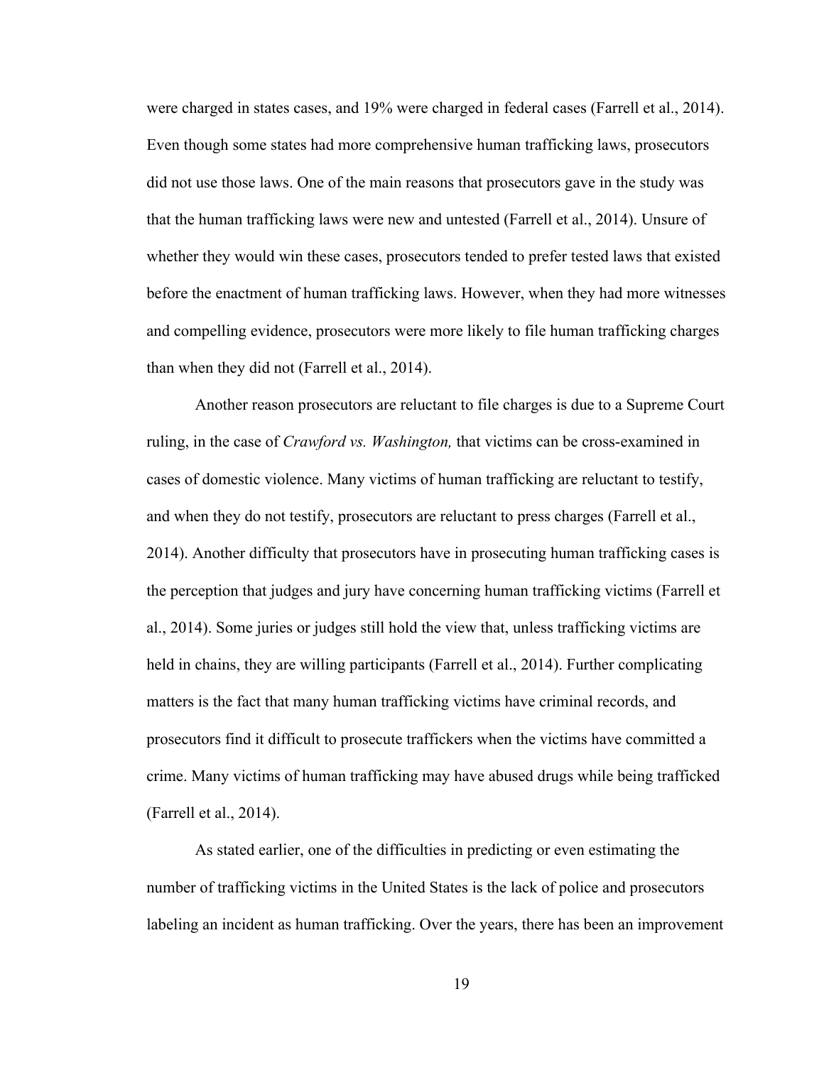were charged in states cases, and 19% were charged in federal cases (Farrell et al., 2014). Even though some states had more comprehensive human trafficking laws, prosecutors did not use those laws. One of the main reasons that prosecutors gave in the study was that the human trafficking laws were new and untested (Farrell et al., 2014). Unsure of whether they would win these cases, prosecutors tended to prefer tested laws that existed before the enactment of human trafficking laws. However, when they had more witnesses and compelling evidence, prosecutors were more likely to file human trafficking charges than when they did not (Farrell et al., 2014).

Another reason prosecutors are reluctant to file charges is due to a Supreme Court ruling, in the case of *Crawford vs. Washington,* that victims can be cross-examined in cases of domestic violence. Many victims of human trafficking are reluctant to testify, and when they do not testify, prosecutors are reluctant to press charges (Farrell et al., 2014). Another difficulty that prosecutors have in prosecuting human trafficking cases is the perception that judges and jury have concerning human trafficking victims (Farrell et al., 2014). Some juries or judges still hold the view that, unless trafficking victims are held in chains, they are willing participants (Farrell et al., 2014). Further complicating matters is the fact that many human trafficking victims have criminal records, and prosecutors find it difficult to prosecute traffickers when the victims have committed a crime. Many victims of human trafficking may have abused drugs while being trafficked (Farrell et al., 2014).

As stated earlier, one of the difficulties in predicting or even estimating the number of trafficking victims in the United States is the lack of police and prosecutors labeling an incident as human trafficking. Over the years, there has been an improvement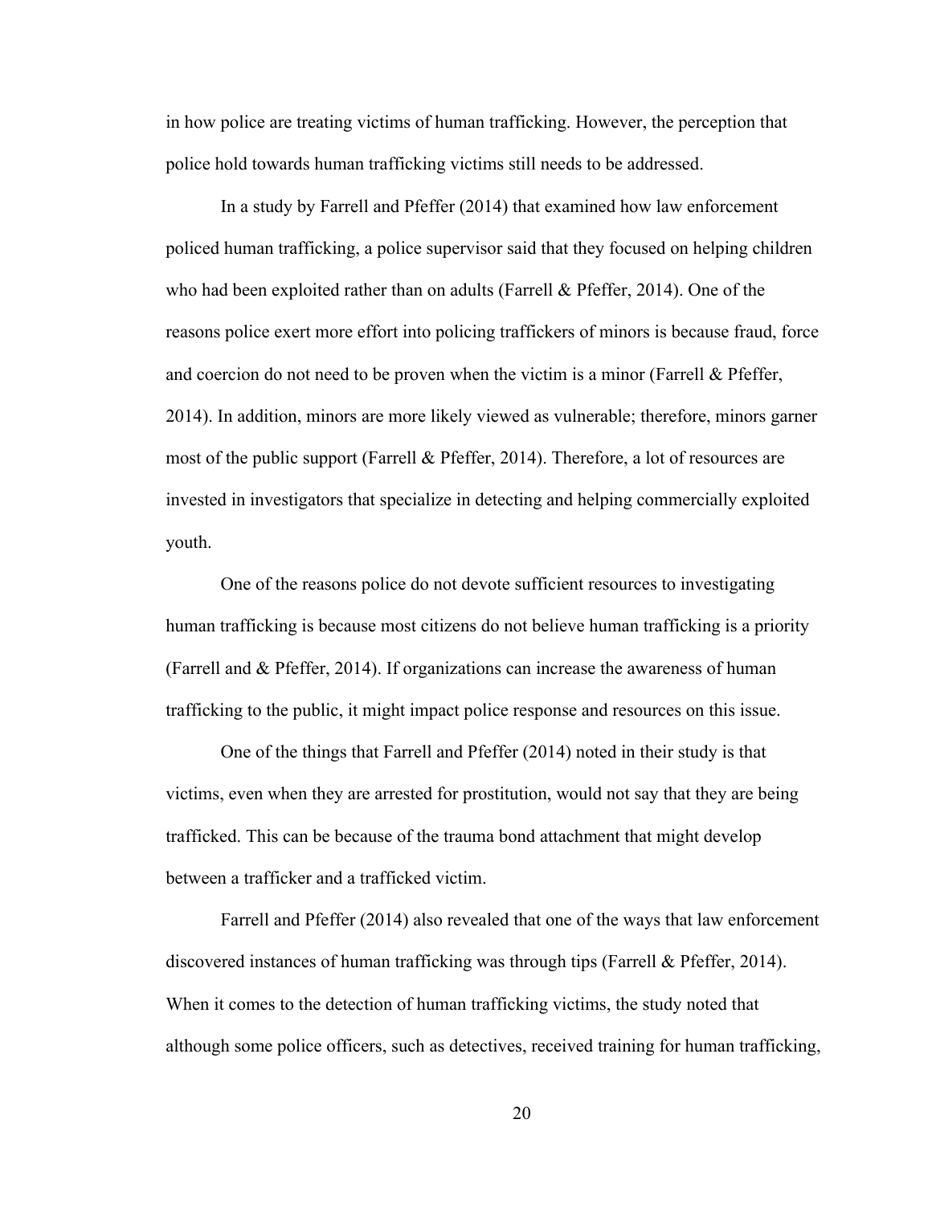in how police are treating victims of human trafficking. However, the perception that police hold towards human trafficking victims still needs to be addressed.

In a study by Farrell and Pfeffer (2014) that examined how law enforcement policed human trafficking, a police supervisor said that they focused on helping children who had been exploited rather than on adults (Farrell & Pfeffer, 2014). One of the reasons police exert more effort into policing traffickers of minors is because fraud, force and coercion do not need to be proven when the victim is a minor (Farrell & Pfeffer, 2014). In addition, minors are more likely viewed as vulnerable; therefore, minors garner most of the public support (Farrell & Pfeffer, 2014). Therefore, a lot of resources are invested in investigators that specialize in detecting and helping commercially exploited youth.

One of the reasons police do not devote sufficient resources to investigating human trafficking is because most citizens do not believe human trafficking is a priority (Farrell and & Pfeffer, 2014). If organizations can increase the awareness of human trafficking to the public, it might impact police response and resources on this issue.

One of the things that Farrell and Pfeffer (2014) noted in their study is that victims, even when they are arrested for prostitution, would not say that they are being trafficked. This can be because of the trauma bond attachment that might develop between a trafficker and a trafficked victim.

Farrell and Pfeffer (2014) also revealed that one of the ways that law enforcement discovered instances of human trafficking was through tips (Farrell & Pfeffer, 2014). When it comes to the detection of human trafficking victims, the study noted that although some police officers, such as detectives, received training for human trafficking,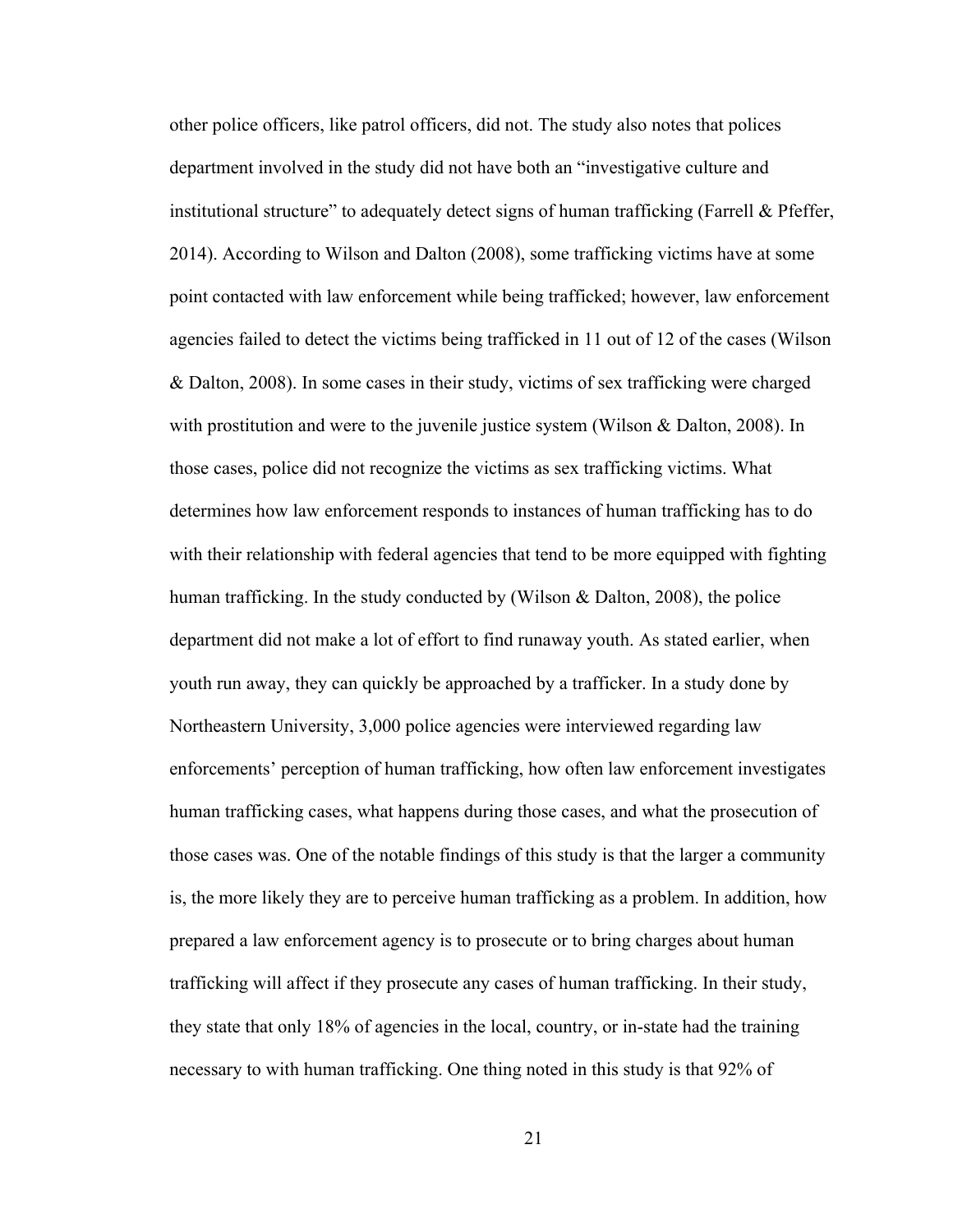other police officers, like patrol officers, did not. The study also notes that polices department involved in the study did not have both an "investigative culture and institutional structure" to adequately detect signs of human trafficking (Farrell & Pfeffer, 2014). According to Wilson and Dalton (2008), some trafficking victims have at some point contacted with law enforcement while being trafficked; however, law enforcement agencies failed to detect the victims being trafficked in 11 out of 12 of the cases (Wilson & Dalton, 2008). In some cases in their study, victims of sex trafficking were charged with prostitution and were to the juvenile justice system (Wilson & Dalton, 2008). In those cases, police did not recognize the victims as sex trafficking victims. What determines how law enforcement responds to instances of human trafficking has to do with their relationship with federal agencies that tend to be more equipped with fighting human trafficking. In the study conducted by (Wilson & Dalton, 2008), the police department did not make a lot of effort to find runaway youth. As stated earlier, when youth run away, they can quickly be approached by a trafficker. In a study done by Northeastern University, 3,000 police agencies were interviewed regarding law enforcements' perception of human trafficking, how often law enforcement investigates human trafficking cases, what happens during those cases, and what the prosecution of those cases was. One of the notable findings of this study is that the larger a community is, the more likely they are to perceive human trafficking as a problem. In addition, how prepared a law enforcement agency is to prosecute or to bring charges about human trafficking will affect if they prosecute any cases of human trafficking. In their study, they state that only 18% of agencies in the local, country, or in-state had the training necessary to with human trafficking. One thing noted in this study is that 92% of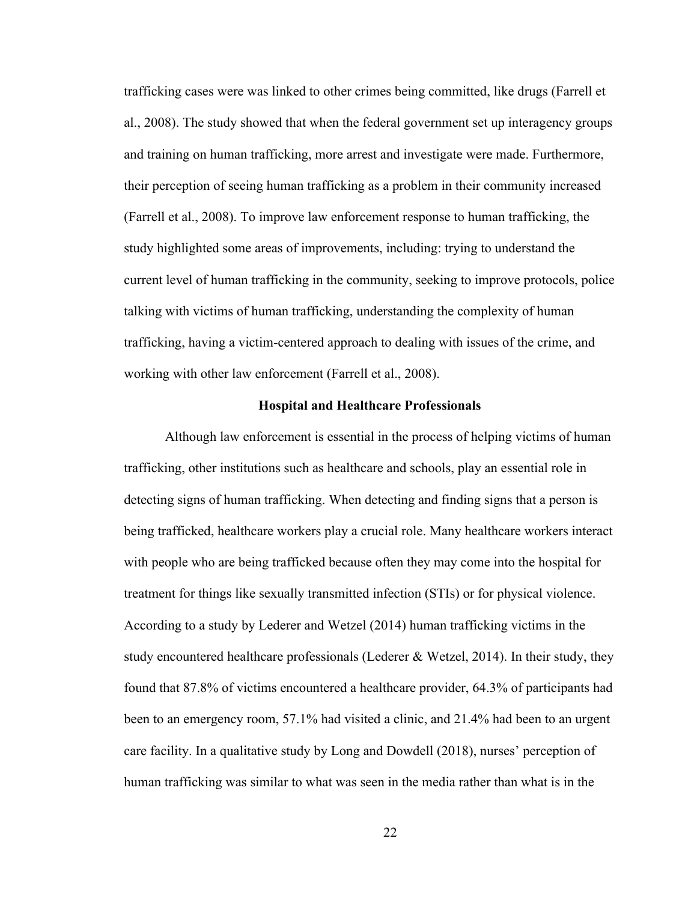trafficking cases were was linked to other crimes being committed, like drugs (Farrell et al., 2008). The study showed that when the federal government set up interagency groups and training on human trafficking, more arrest and investigate were made. Furthermore, their perception of seeing human trafficking as a problem in their community increased (Farrell et al., 2008). To improve law enforcement response to human trafficking, the study highlighted some areas of improvements, including: trying to understand the current level of human trafficking in the community, seeking to improve protocols, police talking with victims of human trafficking, understanding the complexity of human trafficking, having a victim-centered approach to dealing with issues of the crime, and working with other law enforcement (Farrell et al., 2008).

## Hospital and Healthcare Professionals

Although law enforcement is essential in the process of helping victims of human trafficking, other institutions such as healthcare and schools, play an essential role in detecting signs of human trafficking. When detecting and finding signs that a person is being trafficked, healthcare workers play a crucial role. Many healthcare workers interact with people who are being trafficked because often they may come into the hospital for treatment for things like sexually transmitted infection (STIs) or for physical violence. According to a study by Lederer and Wetzel (2014) human trafficking victims in the study encountered healthcare professionals (Lederer & Wetzel, 2014). In their study, they found that 87.8% of victims encountered a healthcare provider, 64.3% of participants had been to an emergency room, 57.1% had visited a clinic, and 21.4% had been to an urgent care facility. In a qualitative study by Long and Dowdell (2018), nurses' perception of human trafficking was similar to what was seen in the media rather than what is in the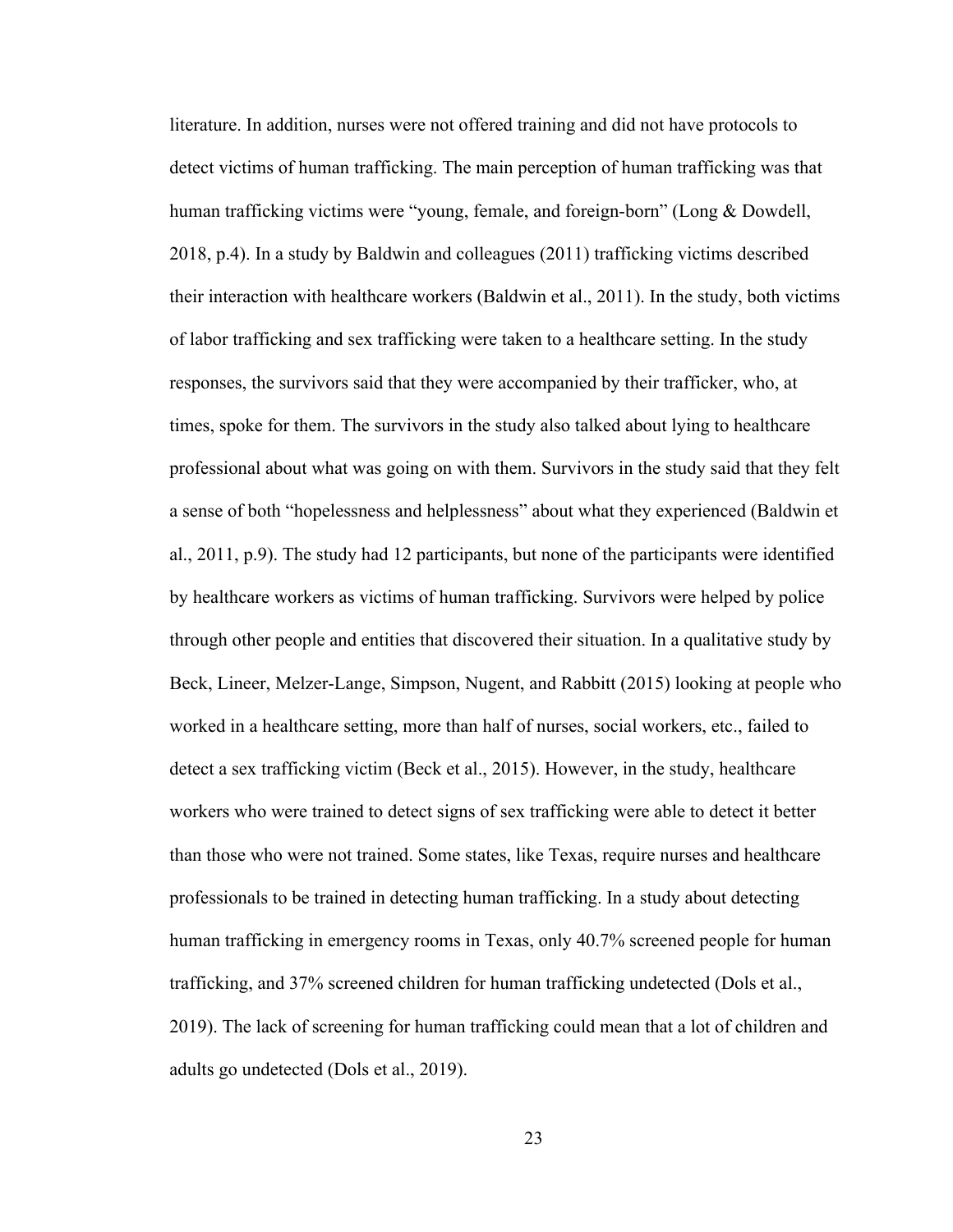literature. In addition, nurses were not offered training and did not have protocols to detect victims of human trafficking. The main perception of human trafficking was that human trafficking victims were "young, female, and foreign-born" (Long & Dowdell, 2018, p.4). In a study by Baldwin and colleagues (2011) trafficking victims described their interaction with healthcare workers (Baldwin et al., 2011). In the study, both victims of labor trafficking and sex trafficking were taken to a healthcare setting. In the study responses, the survivors said that they were accompanied by their trafficker, who, at times, spoke for them. The survivors in the study also talked about lying to healthcare professional about what was going on with them. Survivors in the study said that they felt a sense of both "hopelessness and helplessness" about what they experienced (Baldwin et al., 2011, p.9). The study had 12 participants, but none of the participants were identified by healthcare workers as victims of human trafficking. Survivors were helped by police through other people and entities that discovered their situation. In a qualitative study by Beck, Lineer, Melzer-Lange, Simpson, Nugent, and Rabbitt (2015) looking at people who worked in a healthcare setting, more than half of nurses, social workers, etc., failed to detect a sex trafficking victim (Beck et al., 2015). However, in the study, healthcare workers who were trained to detect signs of sex trafficking were able to detect it better than those who were not trained. Some states, like Texas, require nurses and healthcare professionals to be trained in detecting human trafficking. In a study about detecting human trafficking in emergency rooms in Texas, only 40.7% screened people for human trafficking, and 37% screened children for human trafficking undetected (Dols et al., 2019). The lack of screening for human trafficking could mean that a lot of children and adults go undetected (Dols et al., 2019).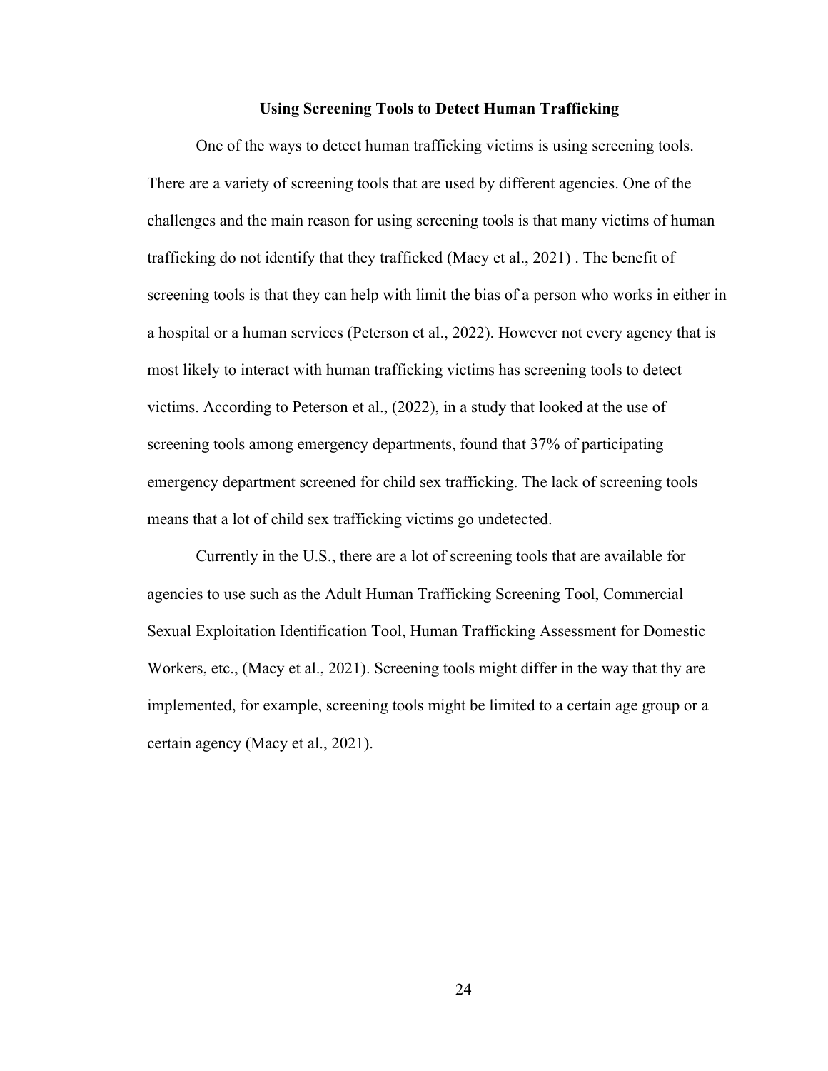## Using Screening Tools to Detect Human Trafficking

One of the ways to detect human trafficking victims is using screening tools. There are a variety of screening tools that are used by different agencies. One of the challenges and the main reason for using screening tools is that many victims of human trafficking do not identify that they trafficked (Macy et al., 2021) . The benefit of screening tools is that they can help with limit the bias of a person who works in either in a hospital or a human services (Peterson et al., 2022). However not every agency that is most likely to interact with human trafficking victims has screening tools to detect victims. According to Peterson et al., (2022), in a study that looked at the use of screening tools among emergency departments, found that 37% of participating emergency department screened for child sex trafficking. The lack of screening tools means that a lot of child sex trafficking victims go undetected.

Currently in the U.S., there are a lot of screening tools that are available for agencies to use such as the Adult Human Trafficking Screening Tool, Commercial Sexual Exploitation Identification Tool, Human Trafficking Assessment for Domestic Workers, etc., (Macy et al., 2021). Screening tools might differ in the way that thy are implemented, for example, screening tools might be limited to a certain age group or a certain agency (Macy et al., 2021).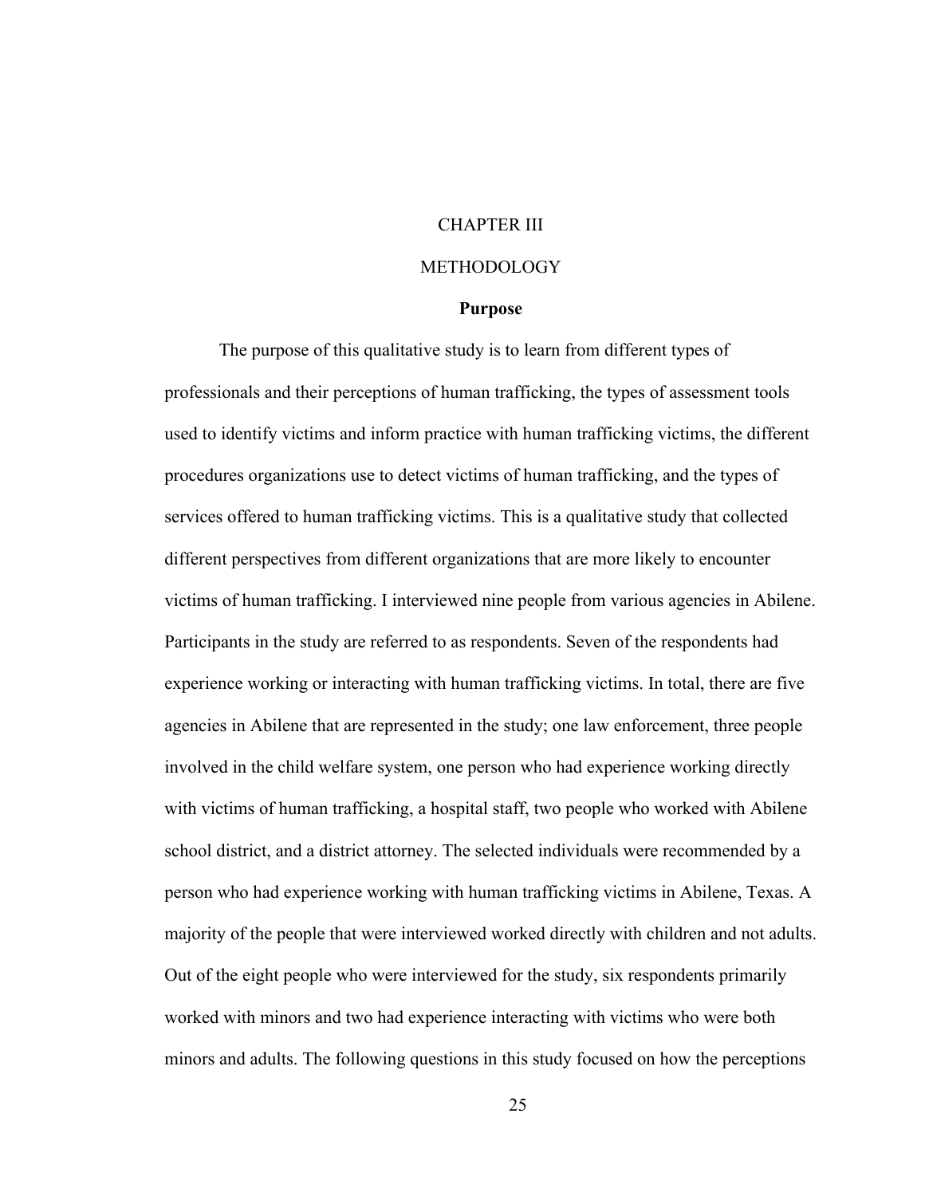# CHAPTER III

# METHODOLOGY

## Purpose

The purpose of this qualitative study is to learn from different types of professionals and their perceptions of human trafficking, the types of assessment tools used to identify victims and inform practice with human trafficking victims, the different procedures organizations use to detect victims of human trafficking, and the types of services offered to human trafficking victims. This is a qualitative study that collected different perspectives from different organizations that are more likely to encounter victims of human trafficking. I interviewed nine people from various agencies in Abilene. Participants in the study are referred to as respondents. Seven of the respondents had experience working or interacting with human trafficking victims. In total, there are five agencies in Abilene that are represented in the study; one law enforcement, three people involved in the child welfare system, one person who had experience working directly with victims of human trafficking, a hospital staff, two people who worked with Abilene school district, and a district attorney. The selected individuals were recommended by a person who had experience working with human trafficking victims in Abilene, Texas. A majority of the people that were interviewed worked directly with children and not adults. Out of the eight people who were interviewed for the study, six respondents primarily worked with minors and two had experience interacting with victims who were both minors and adults. The following questions in this study focused on how the perceptions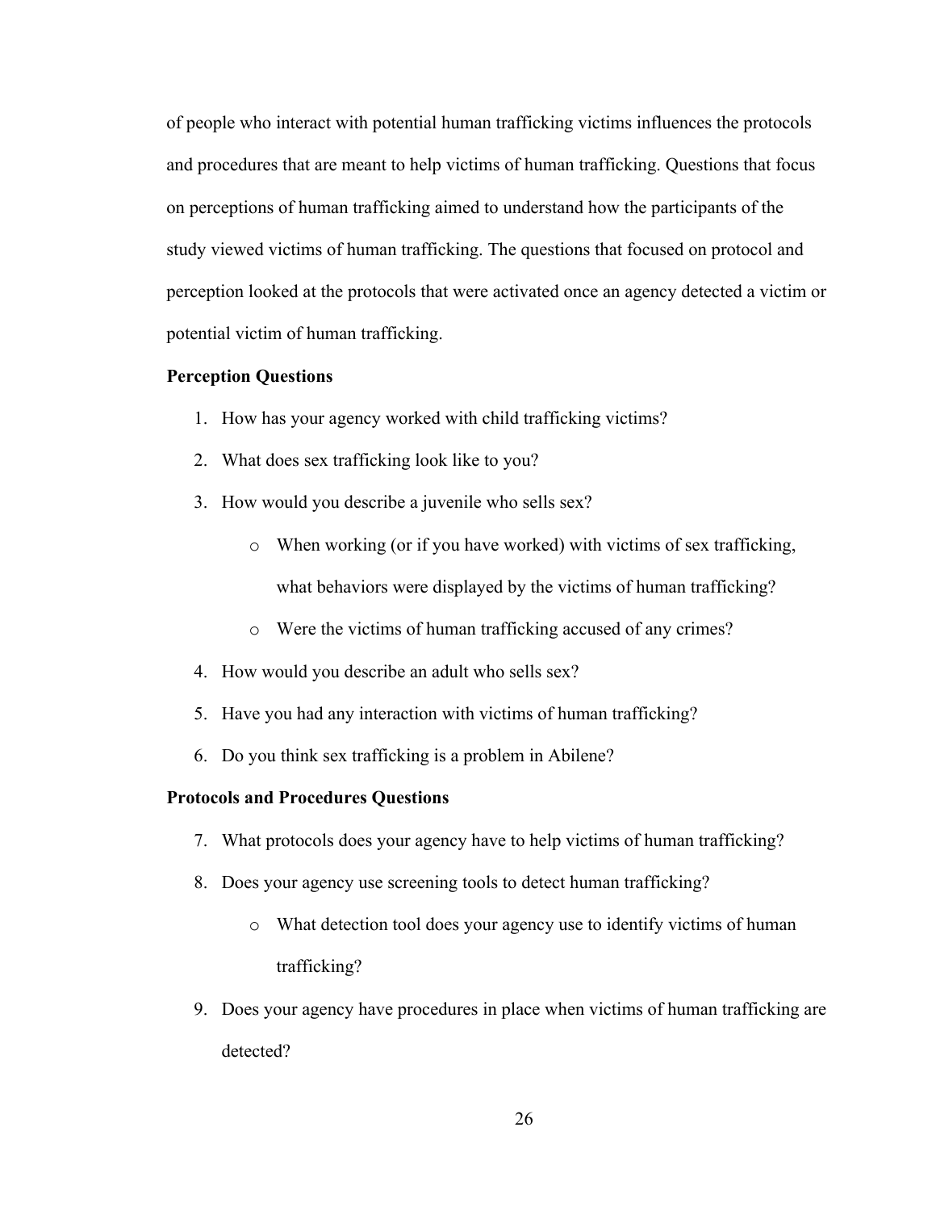of people who interact with potential human trafficking victims influences the protocols and procedures that are meant to help victims of human trafficking. Questions that focus on perceptions of human trafficking aimed to understand how the participants of the study viewed victims of human trafficking. The questions that focused on protocol and perception looked at the protocols that were activated once an agency detected a victim or potential victim of human trafficking.

**Perception Questions**

1. How has your agency worked with child trafficking victims?
2. What does sex trafficking look like to you?
3. How would you describe a juvenile who sells sex?
    - When working (or if you have worked) with victims of sex trafficking, what behaviors were displayed by the victims of human trafficking?
    - Were the victims of human trafficking accused of any crimes?
4. How would you describe an adult who sells sex?
5. Have you had any interaction with victims of human trafficking?
6. Do you think sex trafficking is a problem in Abilene?

**Protocols and Procedures Questions**

7. What protocols does your agency have to help victims of human trafficking?
8. Does your agency use screening tools to detect human trafficking?
    - What detection tool does your agency use to identify victims of human trafficking?
9. Does your agency have procedures in place when victims of human trafficking are detected?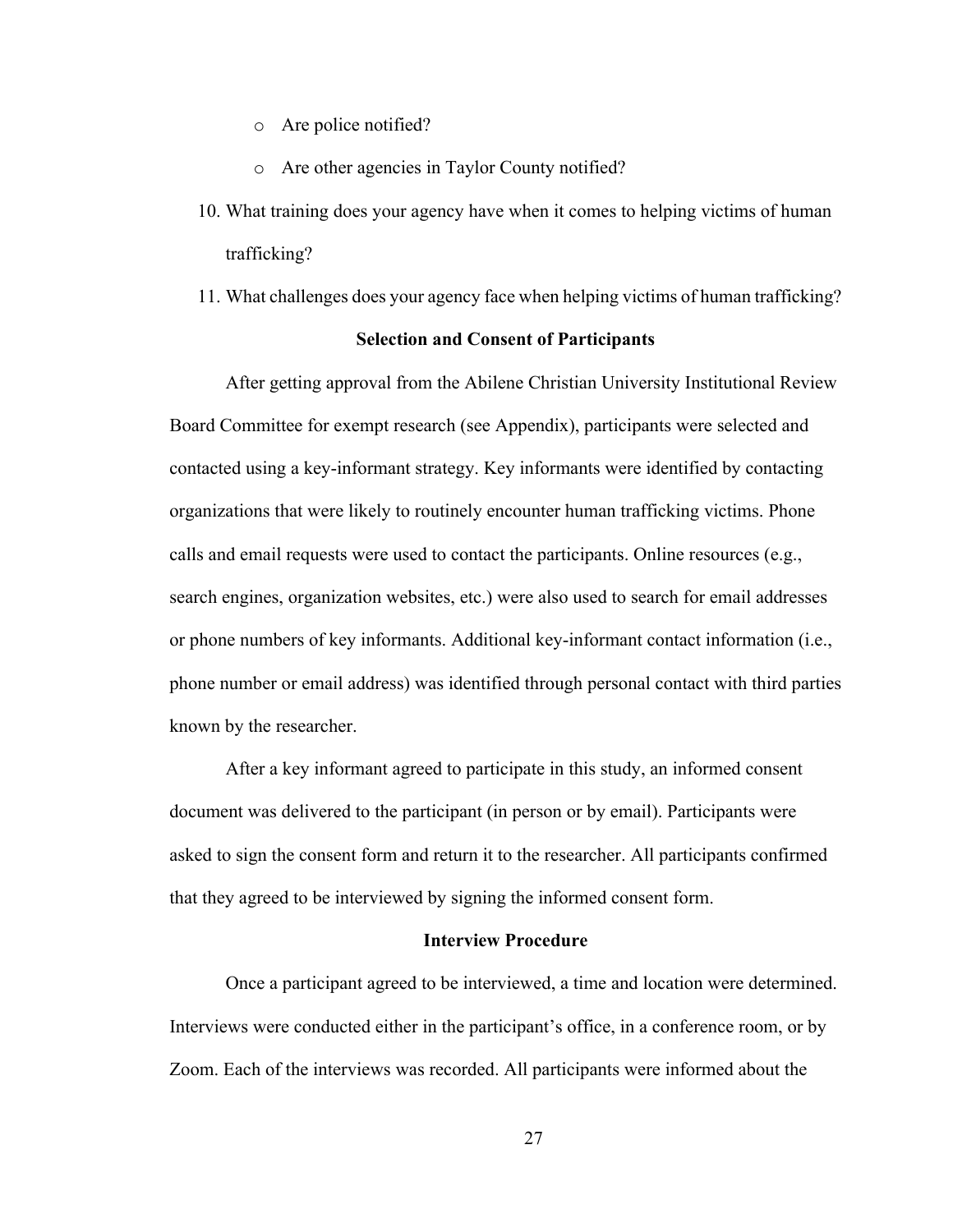- Are police notified?
- Are other agencies in Taylor County notified?

10. What training does your agency have when it comes to helping victims of human trafficking?
11. What challenges does your agency face when helping victims of human trafficking?

### Selection and Consent of Participants

After getting approval from the Abilene Christian University Institutional Review Board Committee for exempt research (see Appendix), participants were selected and contacted using a key-informant strategy. Key informants were identified by contacting organizations that were likely to routinely encounter human trafficking victims. Phone calls and email requests were used to contact the participants. Online resources (e.g., search engines, organization websites, etc.) were also used to search for email addresses or phone numbers of key informants. Additional key-informant contact information (i.e., phone number or email address) was identified through personal contact with third parties known by the researcher.

After a key informant agreed to participate in this study, an informed consent document was delivered to the participant (in person or by email). Participants were asked to sign the consent form and return it to the researcher. All participants confirmed that they agreed to be interviewed by signing the informed consent form.

### Interview Procedure

Once a participant agreed to be interviewed, a time and location were determined. Interviews were conducted either in the participant's office, in a conference room, or by Zoom. Each of the interviews was recorded. All participants were informed about the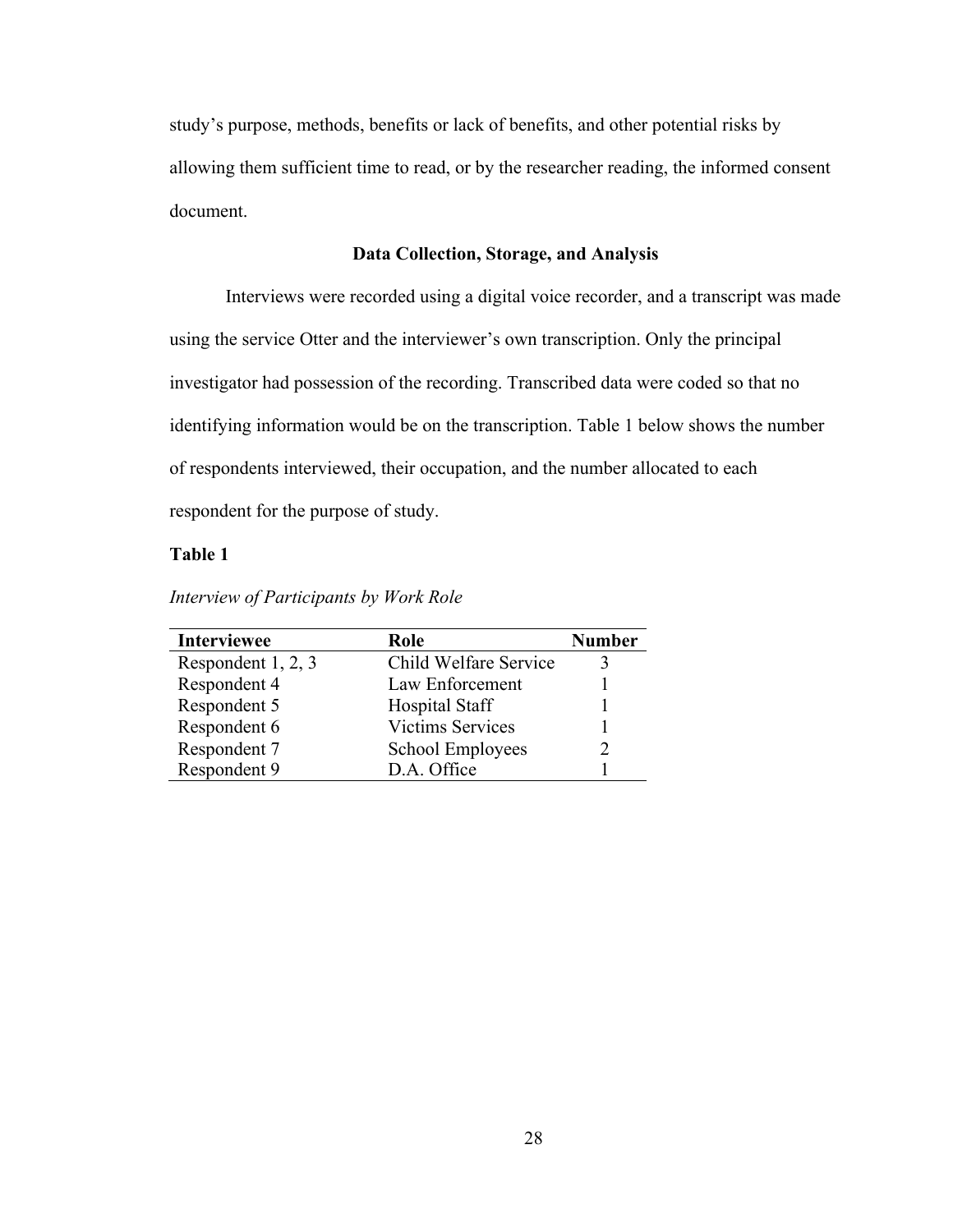study's purpose, methods, benefits or lack of benefits, and other potential risks by allowing them sufficient time to read, or by the researcher reading, the informed consent document.

## Data Collection, Storage, and Analysis

Interviews were recorded using a digital voice recorder, and a transcript was made using the service Otter and the interviewer's own transcription. Only the principal investigator had possession of the recording. Transcribed data were coded so that no identifying information would be on the transcription. Table 1 below shows the number of respondents interviewed, their occupation, and the number allocated to each respondent for the purpose of study.

**Table 1**

*Interview of Participants by Work Role*

| Interviewee | Role | Number |
|---|---|---|
| Respondent 1, 2, 3 | Child Welfare Service | 3 |
| Respondent 4 | Law Enforcement | 1 |
| Respondent 5 | Hospital Staff | 1 |
| Respondent 6 | Victims Services | 1 |
| Respondent 7 | School Employees | 2 |
| Respondent 9 | D.A. Office | 1 |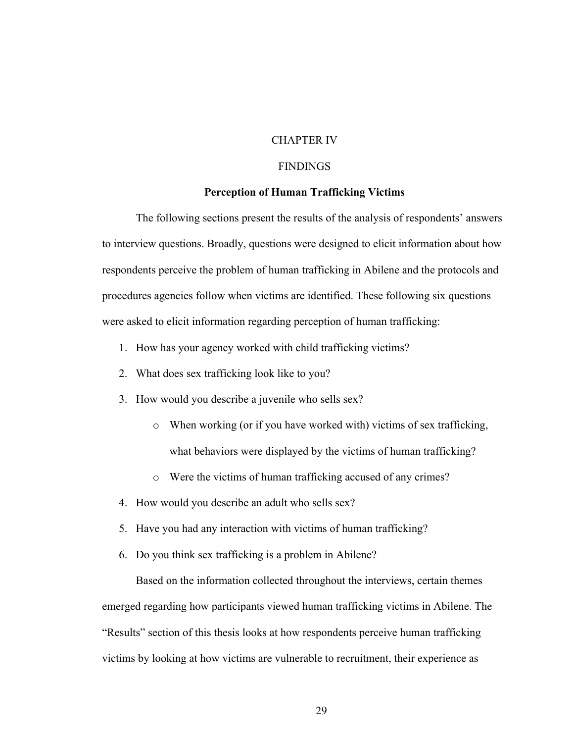# CHAPTER IV

# FINDINGS

## Perception of Human Trafficking Victims

The following sections present the results of the analysis of respondents' answers to interview questions. Broadly, questions were designed to elicit information about how respondents perceive the problem of human trafficking in Abilene and the protocols and procedures agencies follow when victims are identified. These following six questions were asked to elicit information regarding perception of human trafficking:

1. How has your agency worked with child trafficking victims?
2. What does sex trafficking look like to you?
3. How would you describe a juvenile who sells sex?
    - When working (or if you have worked with) victims of sex trafficking, what behaviors were displayed by the victims of human trafficking?
    - Were the victims of human trafficking accused of any crimes?
4. How would you describe an adult who sells sex?
5. Have you had any interaction with victims of human trafficking?
6. Do you think sex trafficking is a problem in Abilene?

Based on the information collected throughout the interviews, certain themes emerged regarding how participants viewed human trafficking victims in Abilene. The "Results" section of this thesis looks at how respondents perceive human trafficking victims by looking at how victims are vulnerable to recruitment, their experience as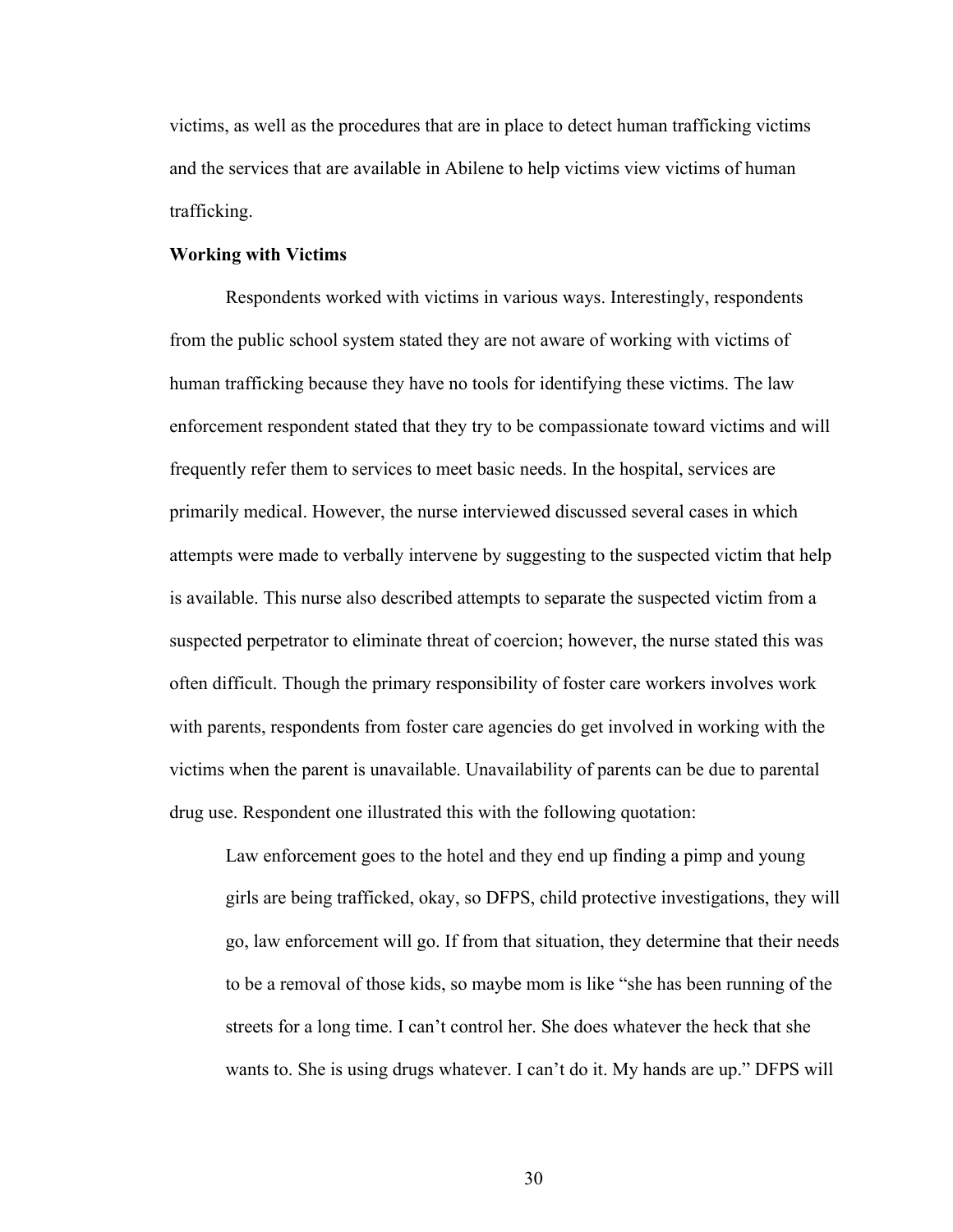victims, as well as the procedures that are in place to detect human trafficking victims and the services that are available in Abilene to help victims view victims of human trafficking.

**Working with Victims**

Respondents worked with victims in various ways. Interestingly, respondents from the public school system stated they are not aware of working with victims of human trafficking because they have no tools for identifying these victims. The law enforcement respondent stated that they try to be compassionate toward victims and will frequently refer them to services to meet basic needs. In the hospital, services are primarily medical. However, the nurse interviewed discussed several cases in which attempts were made to verbally intervene by suggesting to the suspected victim that help is available. This nurse also described attempts to separate the suspected victim from a suspected perpetrator to eliminate threat of coercion; however, the nurse stated this was often difficult. Though the primary responsibility of foster care workers involves work with parents, respondents from foster care agencies do get involved in working with the victims when the parent is unavailable. Unavailability of parents can be due to parental drug use. Respondent one illustrated this with the following quotation:

> Law enforcement goes to the hotel and they end up finding a pimp and young girls are being trafficked, okay, so DFPS, child protective investigations, they will go, law enforcement will go. If from that situation, they determine that their needs to be a removal of those kids, so maybe mom is like "she has been running of the streets for a long time. I can't control her. She does whatever the heck that she wants to. She is using drugs whatever. I can't do it. My hands are up." DFPS will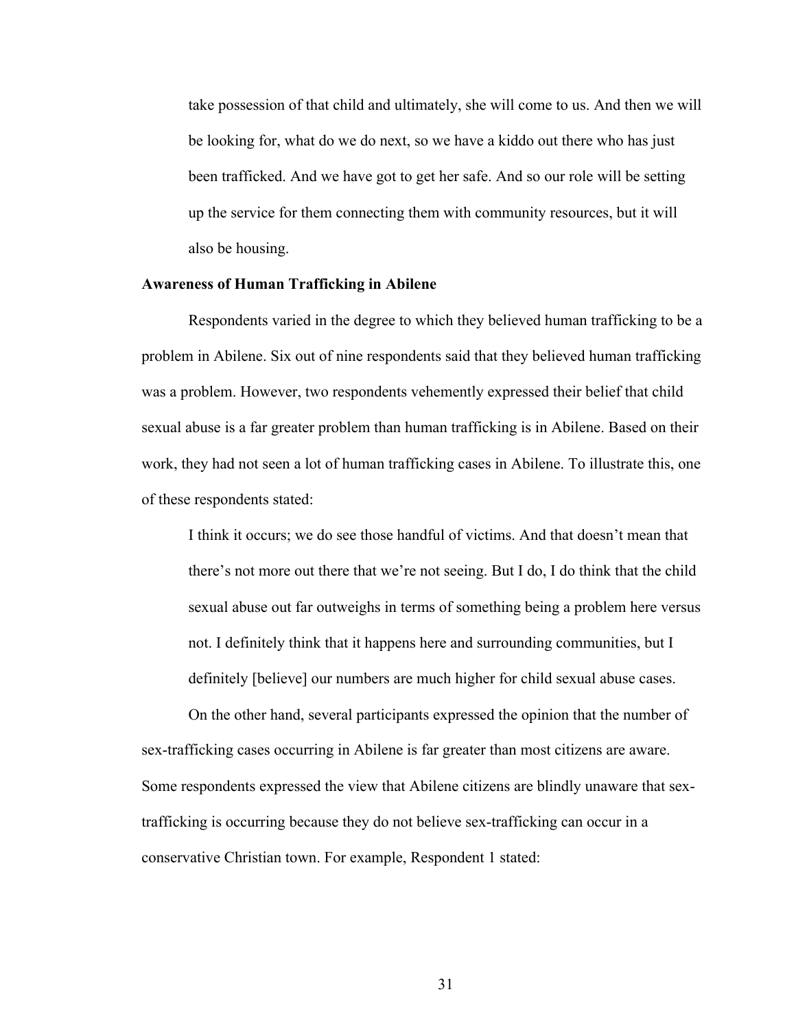> take possession of that child and ultimately, she will come to us. And then we will be looking for, what do we do next, so we have a kiddo out there who has just been trafficked. And we have got to get her safe. And so our role will be setting up the service for them connecting them with community resources, but it will also be housing.

**Awareness of Human Trafficking in Abilene**

Respondents varied in the degree to which they believed human trafficking to be a problem in Abilene. Six out of nine respondents said that they believed human trafficking was a problem. However, two respondents vehemently expressed their belief that child sexual abuse is a far greater problem than human trafficking is in Abilene. Based on their work, they had not seen a lot of human trafficking cases in Abilene. To illustrate this, one of these respondents stated:

> I think it occurs; we do see those handful of victims. And that doesn't mean that there's not more out there that we're not seeing. But I do, I do think that the child sexual abuse out far outweighs in terms of something being a problem here versus not. I definitely think that it happens here and surrounding communities, but I definitely [believe] our numbers are much higher for child sexual abuse cases.

On the other hand, several participants expressed the opinion that the number of sex-trafficking cases occurring in Abilene is far greater than most citizens are aware. Some respondents expressed the view that Abilene citizens are blindly unaware that sex-trafficking is occurring because they do not believe sex-trafficking can occur in a conservative Christian town. For example, Respondent 1 stated: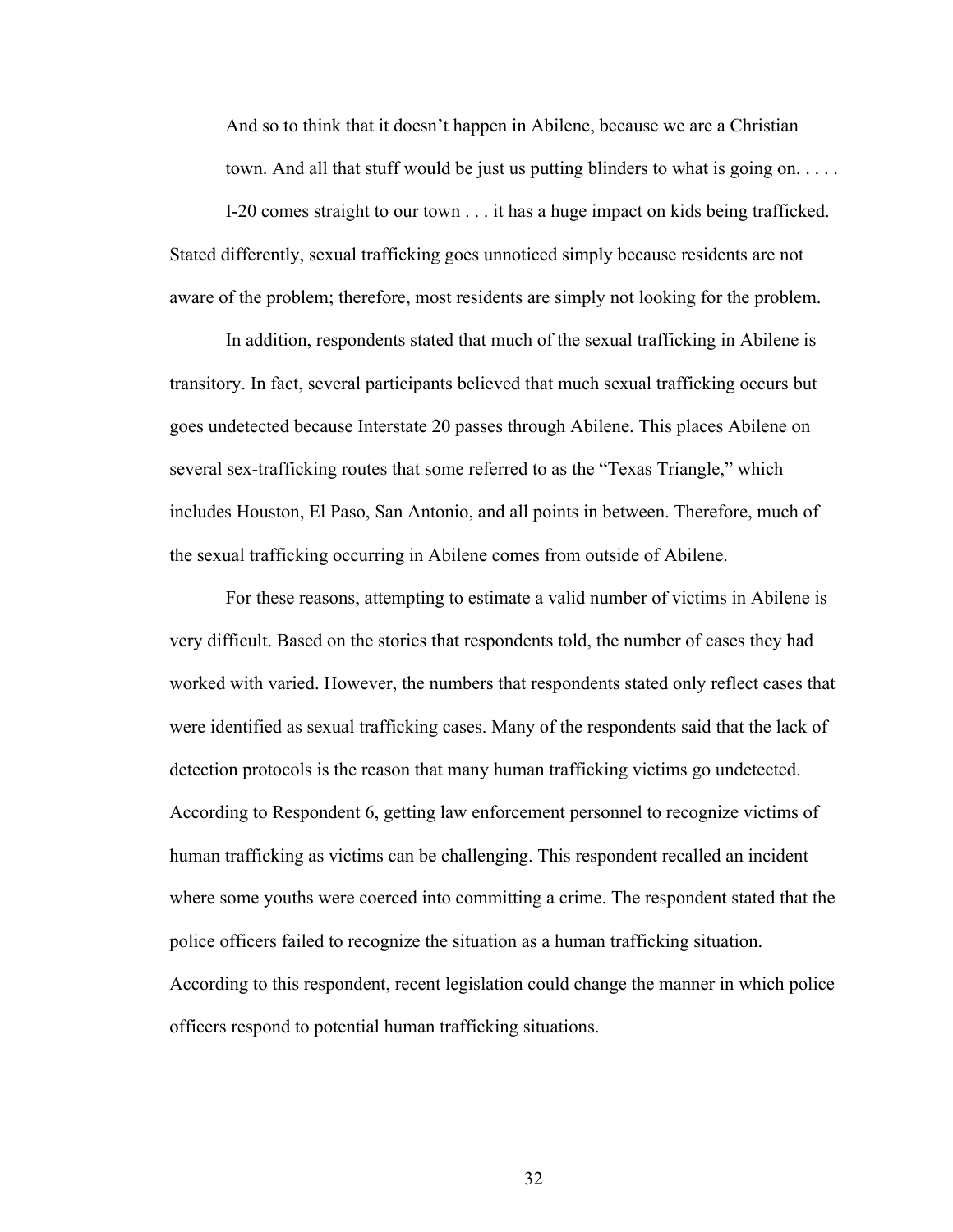> And so to think that it doesn't happen in Abilene, because we are a Christian town. And all that stuff would be just us putting blinders to what is going on. . . . .
>
> I-20 comes straight to our town . . . it has a huge impact on kids being trafficked.

Stated differently, sexual trafficking goes unnoticed simply because residents are not aware of the problem; therefore, most residents are simply not looking for the problem.

In addition, respondents stated that much of the sexual trafficking in Abilene is transitory. In fact, several participants believed that much sexual trafficking occurs but goes undetected because Interstate 20 passes through Abilene. This places Abilene on several sex-trafficking routes that some referred to as the "Texas Triangle," which includes Houston, El Paso, San Antonio, and all points in between. Therefore, much of the sexual trafficking occurring in Abilene comes from outside of Abilene.

For these reasons, attempting to estimate a valid number of victims in Abilene is very difficult. Based on the stories that respondents told, the number of cases they had worked with varied. However, the numbers that respondents stated only reflect cases that were identified as sexual trafficking cases. Many of the respondents said that the lack of detection protocols is the reason that many human trafficking victims go undetected. According to Respondent 6, getting law enforcement personnel to recognize victims of human trafficking as victims can be challenging. This respondent recalled an incident where some youths were coerced into committing a crime. The respondent stated that the police officers failed to recognize the situation as a human trafficking situation. According to this respondent, recent legislation could change the manner in which police officers respond to potential human trafficking situations.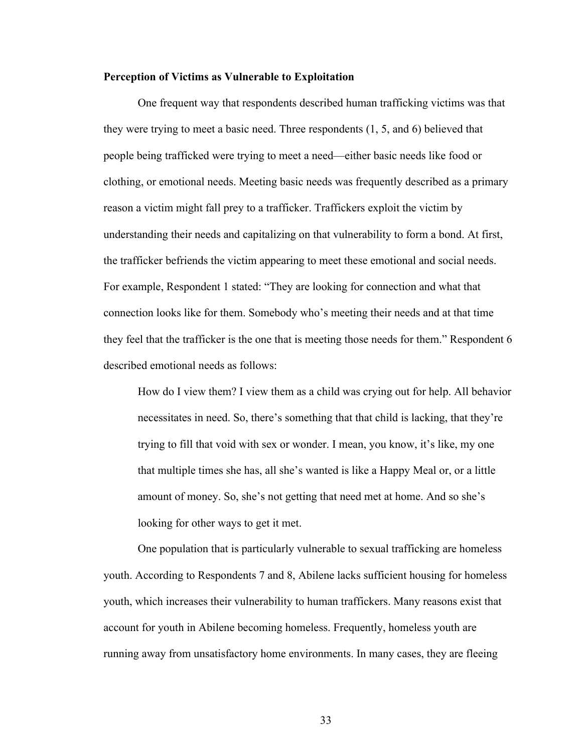**Perception of Victims as Vulnerable to Exploitation**

One frequent way that respondents described human trafficking victims was that they were trying to meet a basic need. Three respondents (1, 5, and 6) believed that people being trafficked were trying to meet a need—either basic needs like food or clothing, or emotional needs. Meeting basic needs was frequently described as a primary reason a victim might fall prey to a trafficker. Traffickers exploit the victim by understanding their needs and capitalizing on that vulnerability to form a bond. At first, the trafficker befriends the victim appearing to meet these emotional and social needs. For example, Respondent 1 stated: "They are looking for connection and what that connection looks like for them. Somebody who's meeting their needs and at that time they feel that the trafficker is the one that is meeting those needs for them." Respondent 6 described emotional needs as follows:

> How do I view them? I view them as a child was crying out for help. All behavior necessitates in need. So, there's something that that child is lacking, that they're trying to fill that void with sex or wonder. I mean, you know, it's like, my one that multiple times she has, all she's wanted is like a Happy Meal or, or a little amount of money. So, she's not getting that need met at home. And so she's looking for other ways to get it met.

One population that is particularly vulnerable to sexual trafficking are homeless youth. According to Respondents 7 and 8, Abilene lacks sufficient housing for homeless youth, which increases their vulnerability to human traffickers. Many reasons exist that account for youth in Abilene becoming homeless. Frequently, homeless youth are running away from unsatisfactory home environments. In many cases, they are fleeing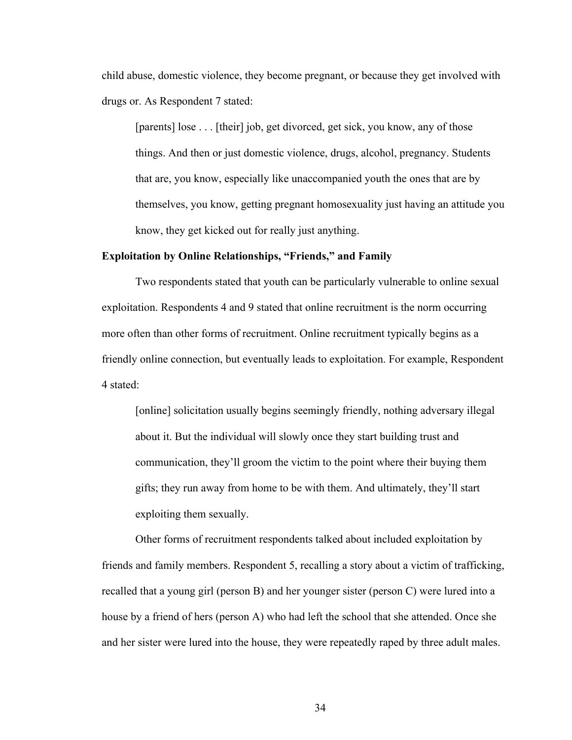child abuse, domestic violence, they become pregnant, or because they get involved with drugs or. As Respondent 7 stated:

> [parents] lose . . . [their] job, get divorced, get sick, you know, any of those things. And then or just domestic violence, drugs, alcohol, pregnancy. Students that are, you know, especially like unaccompanied youth the ones that are by themselves, you know, getting pregnant homosexuality just having an attitude you know, they get kicked out for really just anything.

**Exploitation by Online Relationships, "Friends," and Family**

Two respondents stated that youth can be particularly vulnerable to online sexual exploitation. Respondents 4 and 9 stated that online recruitment is the norm occurring more often than other forms of recruitment. Online recruitment typically begins as a friendly online connection, but eventually leads to exploitation. For example, Respondent 4 stated:

> [online] solicitation usually begins seemingly friendly, nothing adversary illegal about it. But the individual will slowly once they start building trust and communication, they'll groom the victim to the point where their buying them gifts; they run away from home to be with them. And ultimately, they'll start exploiting them sexually.

Other forms of recruitment respondents talked about included exploitation by friends and family members. Respondent 5, recalling a story about a victim of trafficking, recalled that a young girl (person B) and her younger sister (person C) were lured into a house by a friend of hers (person A) who had left the school that she attended. Once she and her sister were lured into the house, they were repeatedly raped by three adult males.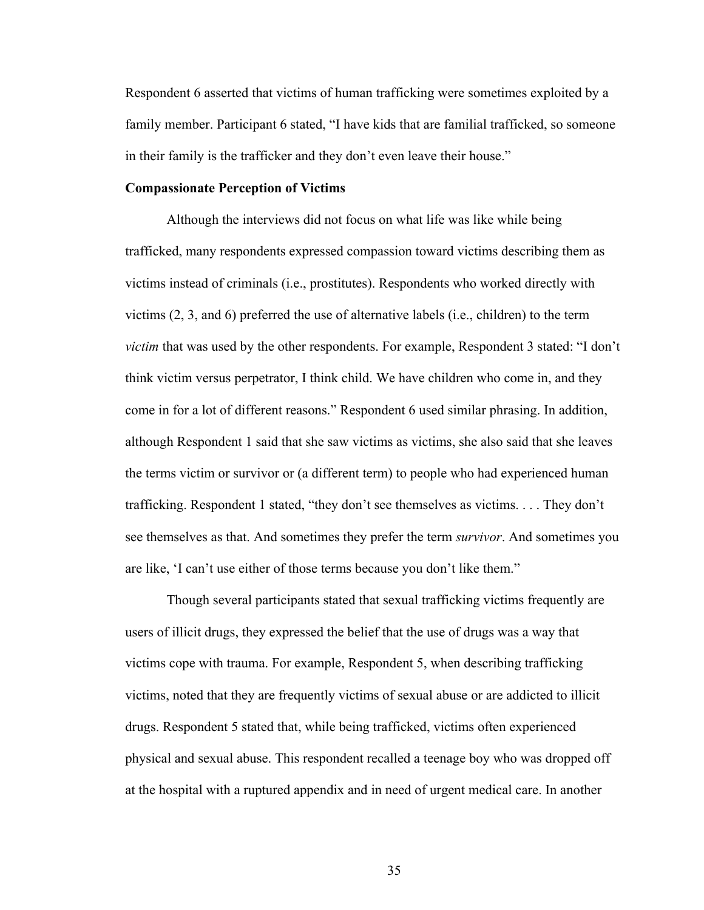Respondent 6 asserted that victims of human trafficking were sometimes exploited by a family member. Participant 6 stated, "I have kids that are familial trafficked, so someone in their family is the trafficker and they don't even leave their house."

**Compassionate Perception of Victims**

Although the interviews did not focus on what life was like while being trafficked, many respondents expressed compassion toward victims describing them as victims instead of criminals (i.e., prostitutes). Respondents who worked directly with victims (2, 3, and 6) preferred the use of alternative labels (i.e., children) to the term *victim* that was used by the other respondents. For example, Respondent 3 stated: "I don't think victim versus perpetrator, I think child. We have children who come in, and they come in for a lot of different reasons." Respondent 6 used similar phrasing. In addition, although Respondent 1 said that she saw victims as victims, she also said that she leaves the terms victim or survivor or (a different term) to people who had experienced human trafficking. Respondent 1 stated, "they don't see themselves as victims. . . . They don't see themselves as that. And sometimes they prefer the term *survivor*. And sometimes you are like, 'I can't use either of those terms because you don't like them."

Though several participants stated that sexual trafficking victims frequently are users of illicit drugs, they expressed the belief that the use of drugs was a way that victims cope with trauma. For example, Respondent 5, when describing trafficking victims, noted that they are frequently victims of sexual abuse or are addicted to illicit drugs. Respondent 5 stated that, while being trafficked, victims often experienced physical and sexual abuse. This respondent recalled a teenage boy who was dropped off at the hospital with a ruptured appendix and in need of urgent medical care. In another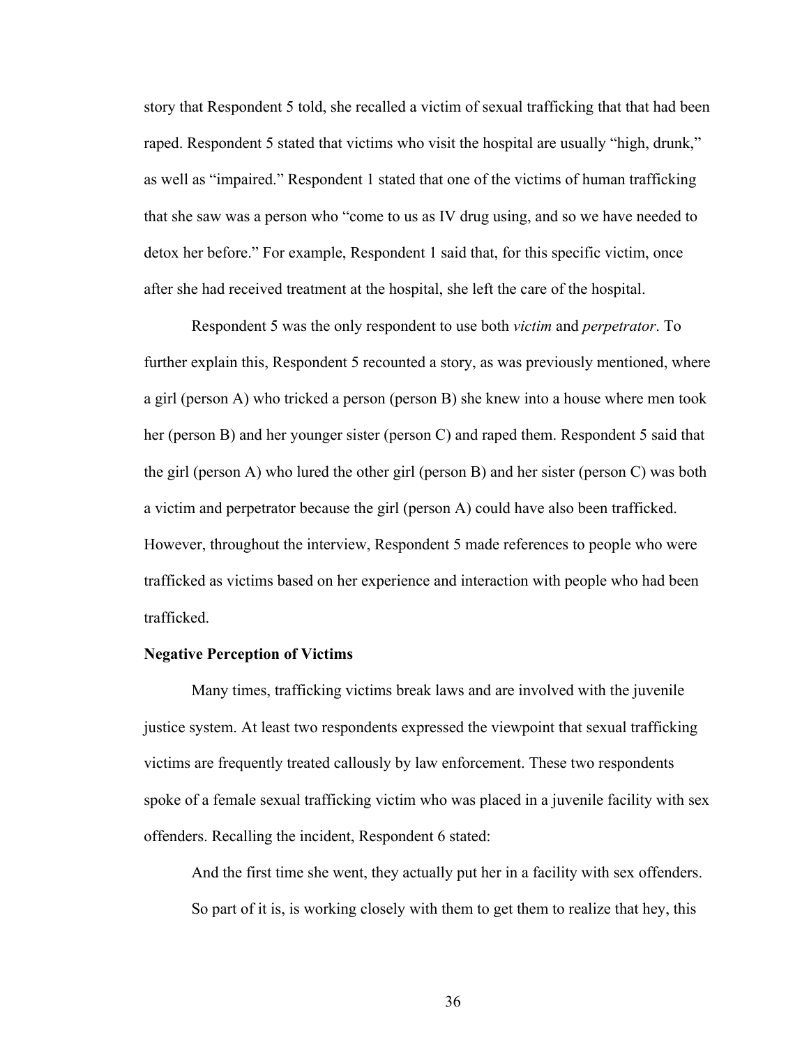story that Respondent 5 told, she recalled a victim of sexual trafficking that that had been raped. Respondent 5 stated that victims who visit the hospital are usually "high, drunk," as well as "impaired." Respondent 1 stated that one of the victims of human trafficking that she saw was a person who "come to us as IV drug using, and so we have needed to detox her before." For example, Respondent 1 said that, for this specific victim, once after she had received treatment at the hospital, she left the care of the hospital.

Respondent 5 was the only respondent to use both *victim* and *perpetrator*. To further explain this, Respondent 5 recounted a story, as was previously mentioned, where a girl (person A) who tricked a person (person B) she knew into a house where men took her (person B) and her younger sister (person C) and raped them. Respondent 5 said that the girl (person A) who lured the other girl (person B) and her sister (person C) was both a victim and perpetrator because the girl (person A) could have also been trafficked. However, throughout the interview, Respondent 5 made references to people who were trafficked as victims based on her experience and interaction with people who had been trafficked.

**Negative Perception of Victims**

Many times, trafficking victims break laws and are involved with the juvenile justice system. At least two respondents expressed the viewpoint that sexual trafficking victims are frequently treated callously by law enforcement. These two respondents spoke of a female sexual trafficking victim who was placed in a juvenile facility with sex offenders. Recalling the incident, Respondent 6 stated:

> And the first time she went, they actually put her in a facility with sex offenders. So part of it is, is working closely with them to get them to realize that hey, this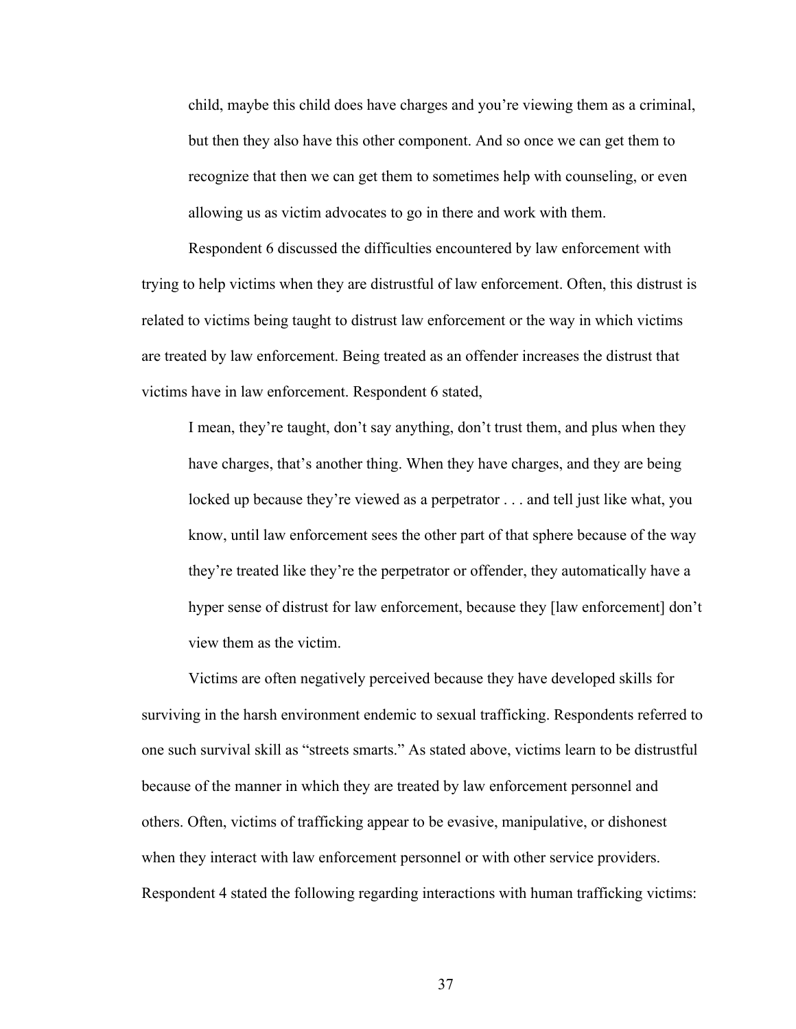> child, maybe this child does have charges and you're viewing them as a criminal, but then they also have this other component. And so once we can get them to recognize that then we can get them to sometimes help with counseling, or even allowing us as victim advocates to go in there and work with them.

Respondent 6 discussed the difficulties encountered by law enforcement with trying to help victims when they are distrustful of law enforcement. Often, this distrust is related to victims being taught to distrust law enforcement or the way in which victims are treated by law enforcement. Being treated as an offender increases the distrust that victims have in law enforcement. Respondent 6 stated,

> I mean, they're taught, don't say anything, don't trust them, and plus when they have charges, that's another thing. When they have charges, and they are being locked up because they're viewed as a perpetrator . . . and tell just like what, you know, until law enforcement sees the other part of that sphere because of the way they're treated like they're the perpetrator or offender, they automatically have a hyper sense of distrust for law enforcement, because they [law enforcement] don't view them as the victim.

Victims are often negatively perceived because they have developed skills for surviving in the harsh environment endemic to sexual trafficking. Respondents referred to one such survival skill as "streets smarts." As stated above, victims learn to be distrustful because of the manner in which they are treated by law enforcement personnel and others. Often, victims of trafficking appear to be evasive, manipulative, or dishonest when they interact with law enforcement personnel or with other service providers. Respondent 4 stated the following regarding interactions with human trafficking victims: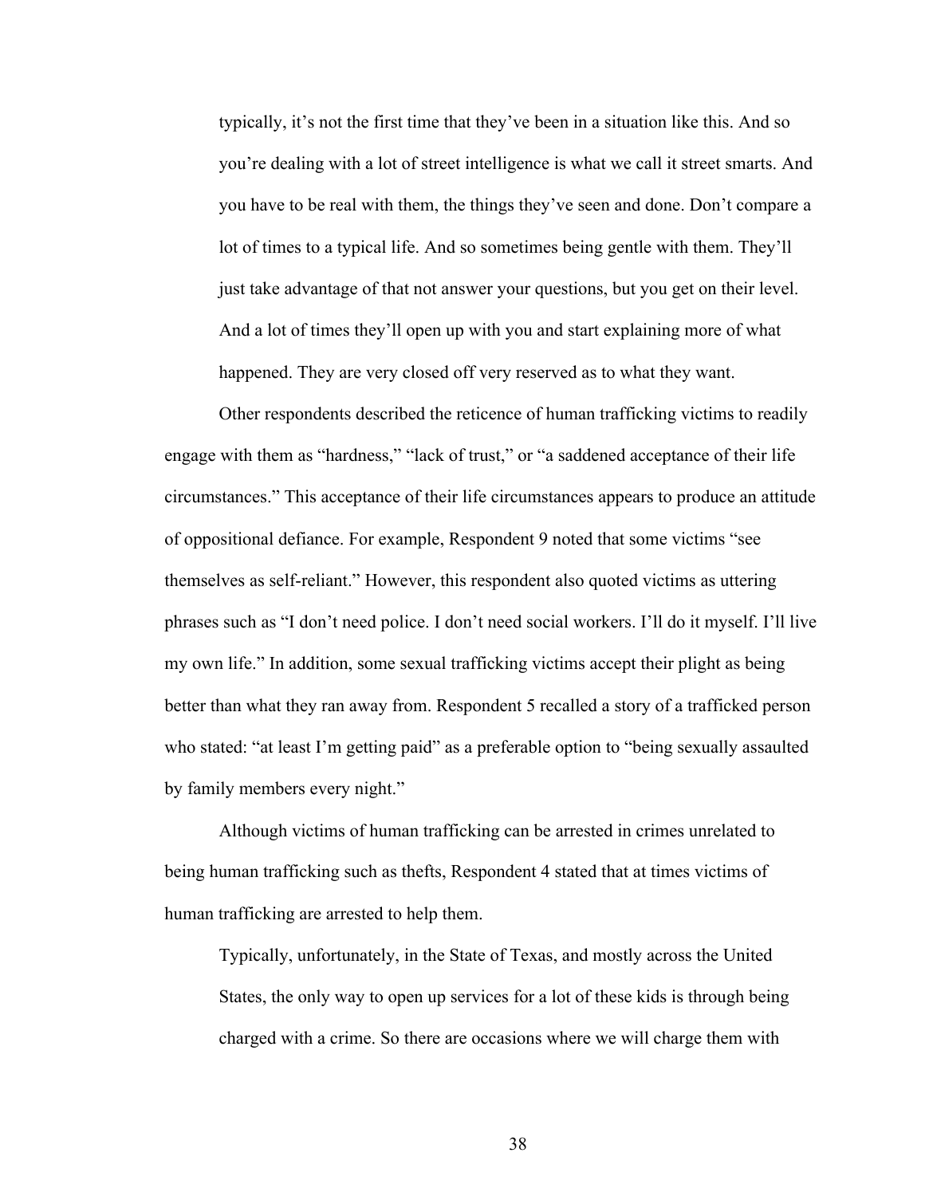> typically, it's not the first time that they've been in a situation like this. And so you're dealing with a lot of street intelligence is what we call it street smarts. And you have to be real with them, the things they've seen and done. Don't compare a lot of times to a typical life. And so sometimes being gentle with them. They'll just take advantage of that not answer your questions, but you get on their level. And a lot of times they'll open up with you and start explaining more of what happened. They are very closed off very reserved as to what they want.

Other respondents described the reticence of human trafficking victims to readily engage with them as "hardness," "lack of trust," or "a saddened acceptance of their life circumstances." This acceptance of their life circumstances appears to produce an attitude of oppositional defiance. For example, Respondent 9 noted that some victims "see themselves as self-reliant." However, this respondent also quoted victims as uttering phrases such as "I don't need police. I don't need social workers. I'll do it myself. I'll live my own life." In addition, some sexual trafficking victims accept their plight as being better than what they ran away from. Respondent 5 recalled a story of a trafficked person who stated: "at least I'm getting paid" as a preferable option to "being sexually assaulted by family members every night."

Although victims of human trafficking can be arrested in crimes unrelated to being human trafficking such as thefts, Respondent 4 stated that at times victims of human trafficking are arrested to help them.

> Typically, unfortunately, in the State of Texas, and mostly across the United States, the only way to open up services for a lot of these kids is through being charged with a crime. So there are occasions where we will charge them with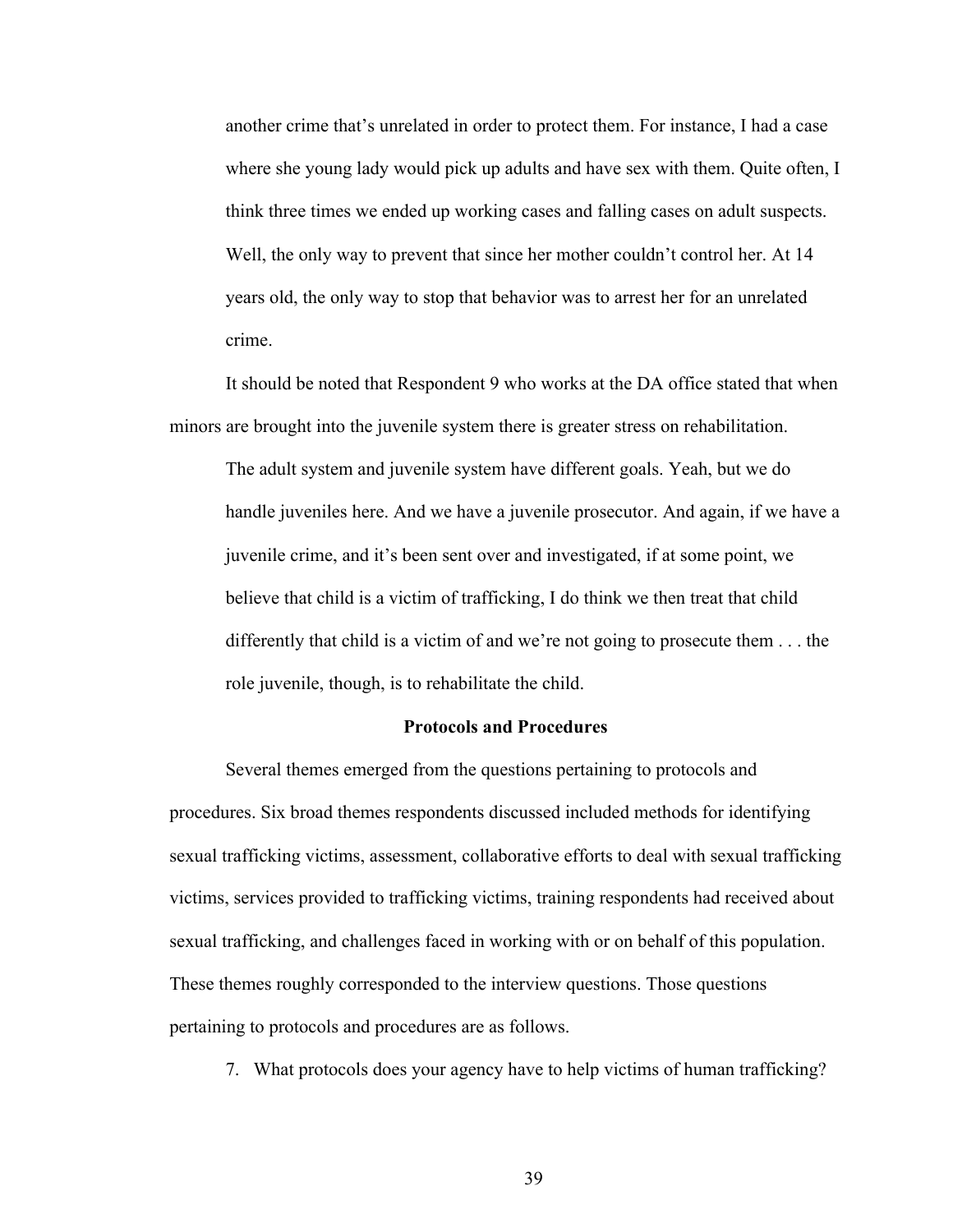another crime that's unrelated in order to protect them. For instance, I had a case where she young lady would pick up adults and have sex with them. Quite often, I think three times we ended up working cases and falling cases on adult suspects. Well, the only way to prevent that since her mother couldn't control her. At 14 years old, the only way to stop that behavior was to arrest her for an unrelated crime.

It should be noted that Respondent 9 who works at the DA office stated that when minors are brought into the juvenile system there is greater stress on rehabilitation.

> The adult system and juvenile system have different goals. Yeah, but we do handle juveniles here. And we have a juvenile prosecutor. And again, if we have a juvenile crime, and it's been sent over and investigated, if at some point, we believe that child is a victim of trafficking, I do think we then treat that child differently that child is a victim of and we're not going to prosecute them . . . the role juvenile, though, is to rehabilitate the child.

## Protocols and Procedures

Several themes emerged from the questions pertaining to protocols and procedures. Six broad themes respondents discussed included methods for identifying sexual trafficking victims, assessment, collaborative efforts to deal with sexual trafficking victims, services provided to trafficking victims, training respondents had received about sexual trafficking, and challenges faced in working with or on behalf of this population. These themes roughly corresponded to the interview questions. Those questions pertaining to protocols and procedures are as follows.

7. What protocols does your agency have to help victims of human trafficking?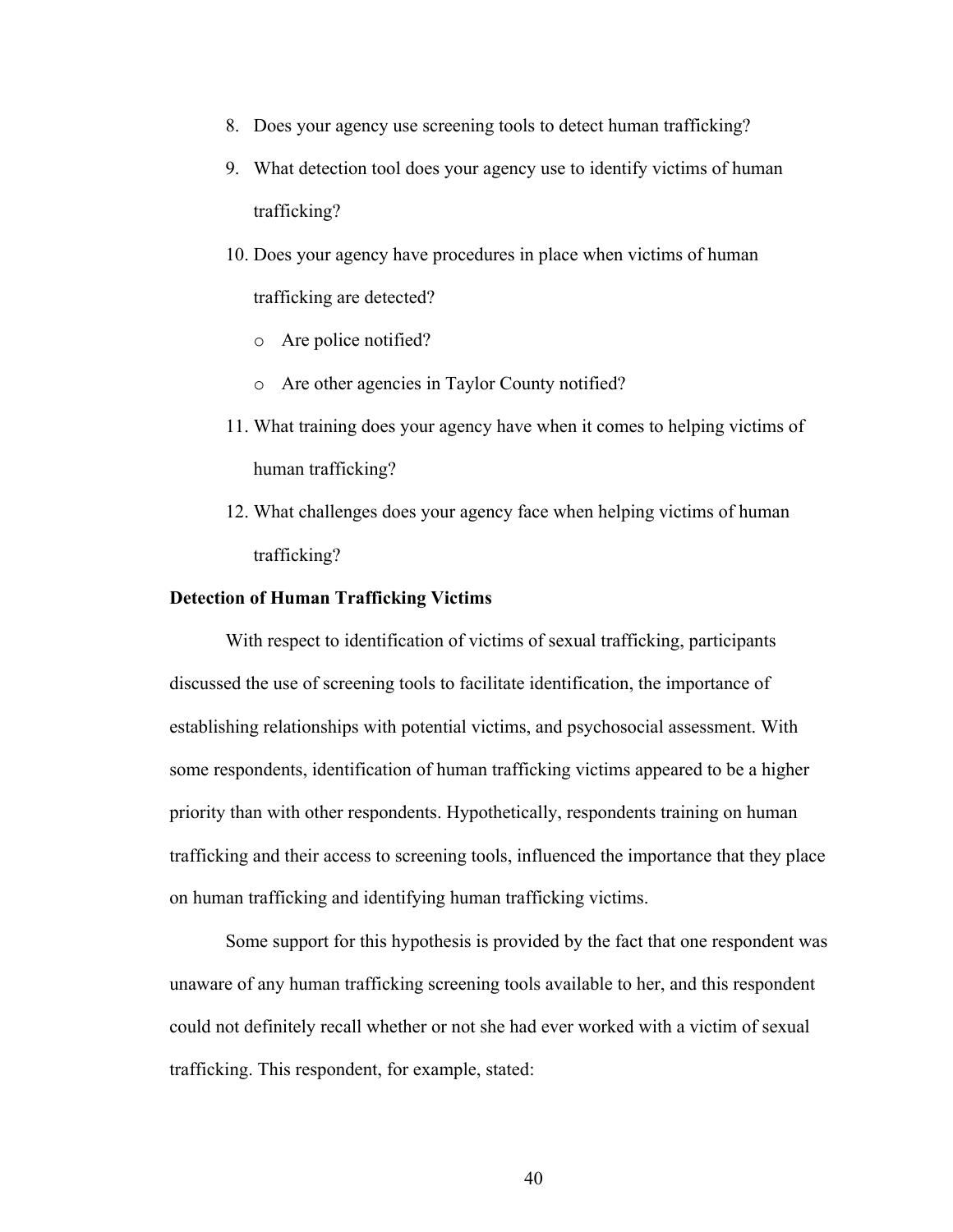8. Does your agency use screening tools to detect human trafficking?
9. What detection tool does your agency use to identify victims of human trafficking?
10. Does your agency have procedures in place when victims of human trafficking are detected?
    - Are police notified?
    - Are other agencies in Taylor County notified?
11. What training does your agency have when it comes to helping victims of human trafficking?
12. What challenges does your agency face when helping victims of human trafficking?

**Detection of Human Trafficking Victims**

With respect to identification of victims of sexual trafficking, participants discussed the use of screening tools to facilitate identification, the importance of establishing relationships with potential victims, and psychosocial assessment. With some respondents, identification of human trafficking victims appeared to be a higher priority than with other respondents. Hypothetically, respondents training on human trafficking and their access to screening tools, influenced the importance that they place on human trafficking and identifying human trafficking victims.

Some support for this hypothesis is provided by the fact that one respondent was unaware of any human trafficking screening tools available to her, and this respondent could not definitely recall whether or not she had ever worked with a victim of sexual trafficking. This respondent, for example, stated: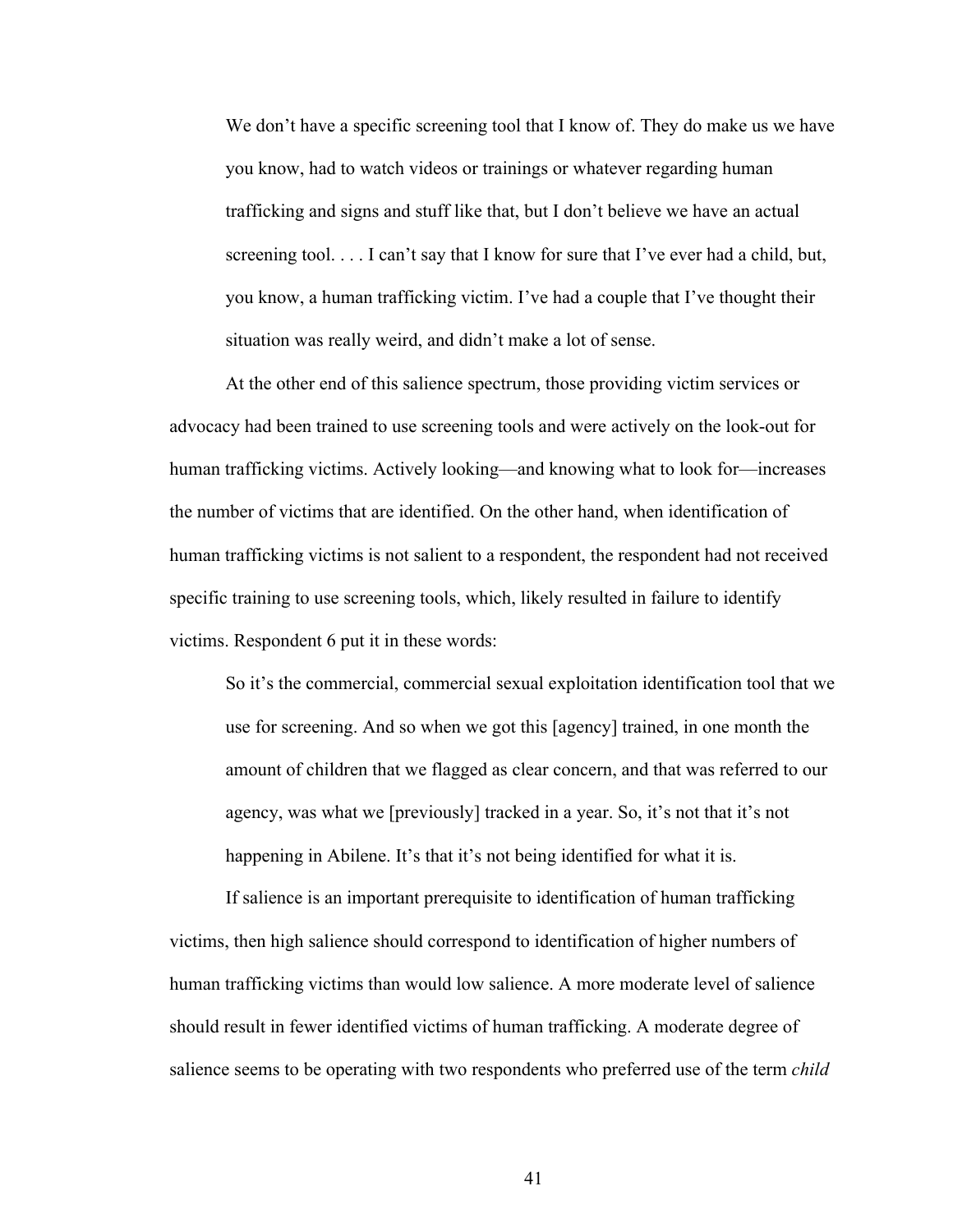> We don't have a specific screening tool that I know of. They do make us we have you know, had to watch videos or trainings or whatever regarding human trafficking and signs and stuff like that, but I don't believe we have an actual screening tool. . . . I can't say that I know for sure that I've ever had a child, but, you know, a human trafficking victim. I've had a couple that I've thought their situation was really weird, and didn't make a lot of sense.

At the other end of this salience spectrum, those providing victim services or advocacy had been trained to use screening tools and were actively on the look-out for human trafficking victims. Actively looking—and knowing what to look for—increases the number of victims that are identified. On the other hand, when identification of human trafficking victims is not salient to a respondent, the respondent had not received specific training to use screening tools, which, likely resulted in failure to identify victims. Respondent 6 put it in these words:

> So it's the commercial, commercial sexual exploitation identification tool that we use for screening. And so when we got this [agency] trained, in one month the amount of children that we flagged as clear concern, and that was referred to our agency, was what we [previously] tracked in a year. So, it's not that it's not happening in Abilene. It's that it's not being identified for what it is.

If salience is an important prerequisite to identification of human trafficking victims, then high salience should correspond to identification of higher numbers of human trafficking victims than would low salience. A more moderate level of salience should result in fewer identified victims of human trafficking. A moderate degree of salience seems to be operating with two respondents who preferred use of the term *child*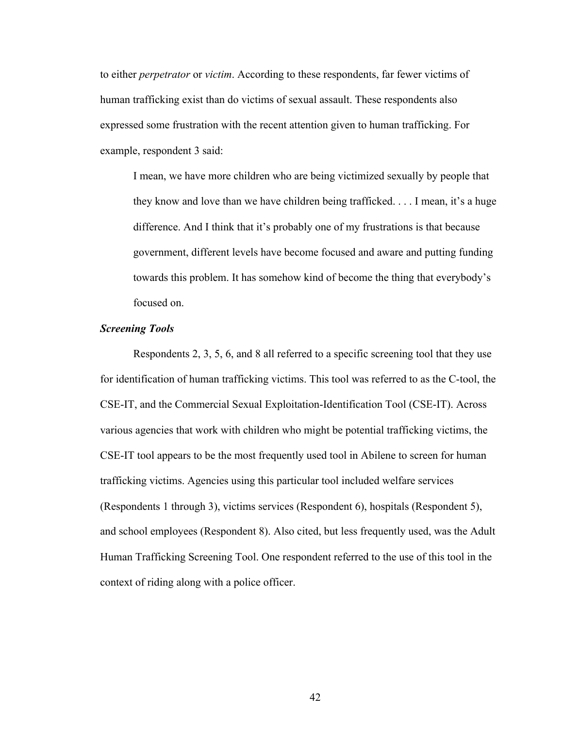to either *perpetrator* or *victim*. According to these respondents, far fewer victims of human trafficking exist than do victims of sexual assault. These respondents also expressed some frustration with the recent attention given to human trafficking. For example, respondent 3 said:

> I mean, we have more children who are being victimized sexually by people that they know and love than we have children being trafficked. . . . I mean, it's a huge difference. And I think that it's probably one of my frustrations is that because government, different levels have become focused and aware and putting funding towards this problem. It has somehow kind of become the thing that everybody's focused on.

### *Screening Tools*

Respondents 2, 3, 5, 6, and 8 all referred to a specific screening tool that they use for identification of human trafficking victims. This tool was referred to as the C-tool, the CSE-IT, and the Commercial Sexual Exploitation-Identification Tool (CSE-IT). Across various agencies that work with children who might be potential trafficking victims, the CSE-IT tool appears to be the most frequently used tool in Abilene to screen for human trafficking victims. Agencies using this particular tool included welfare services (Respondents 1 through 3), victims services (Respondent 6), hospitals (Respondent 5), and school employees (Respondent 8). Also cited, but less frequently used, was the Adult Human Trafficking Screening Tool. One respondent referred to the use of this tool in the context of riding along with a police officer.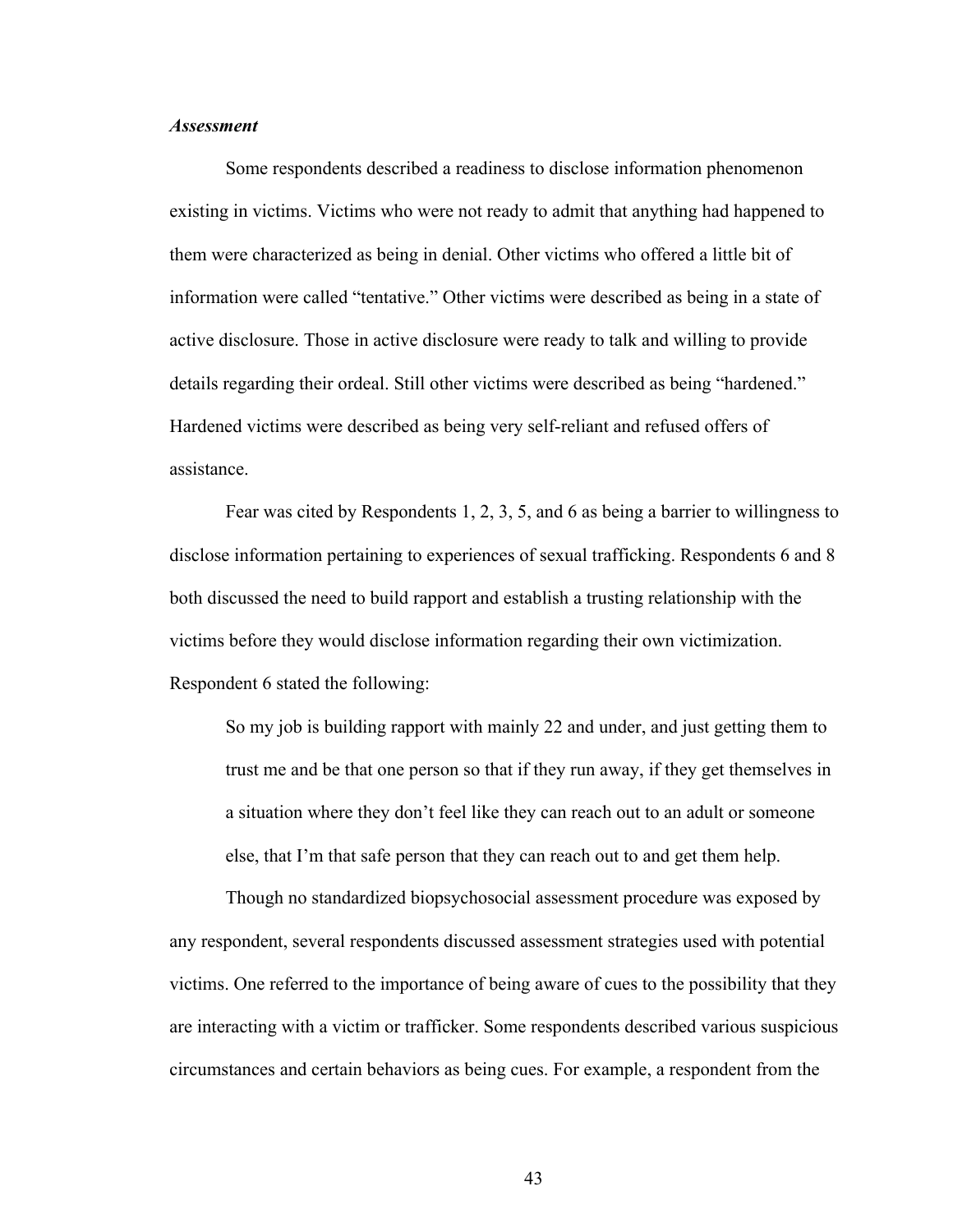### *Assessment*

Some respondents described a readiness to disclose information phenomenon existing in victims. Victims who were not ready to admit that anything had happened to them were characterized as being in denial. Other victims who offered a little bit of information were called "tentative." Other victims were described as being in a state of active disclosure. Those in active disclosure were ready to talk and willing to provide details regarding their ordeal. Still other victims were described as being "hardened." Hardened victims were described as being very self-reliant and refused offers of assistance.

Fear was cited by Respondents 1, 2, 3, 5, and 6 as being a barrier to willingness to disclose information pertaining to experiences of sexual trafficking. Respondents 6 and 8 both discussed the need to build rapport and establish a trusting relationship with the victims before they would disclose information regarding their own victimization. Respondent 6 stated the following:

> So my job is building rapport with mainly 22 and under, and just getting them to trust me and be that one person so that if they run away, if they get themselves in a situation where they don't feel like they can reach out to an adult or someone else, that I'm that safe person that they can reach out to and get them help.

Though no standardized biopsychosocial assessment procedure was exposed by any respondent, several respondents discussed assessment strategies used with potential victims. One referred to the importance of being aware of cues to the possibility that they are interacting with a victim or trafficker. Some respondents described various suspicious circumstances and certain behaviors as being cues. For example, a respondent from the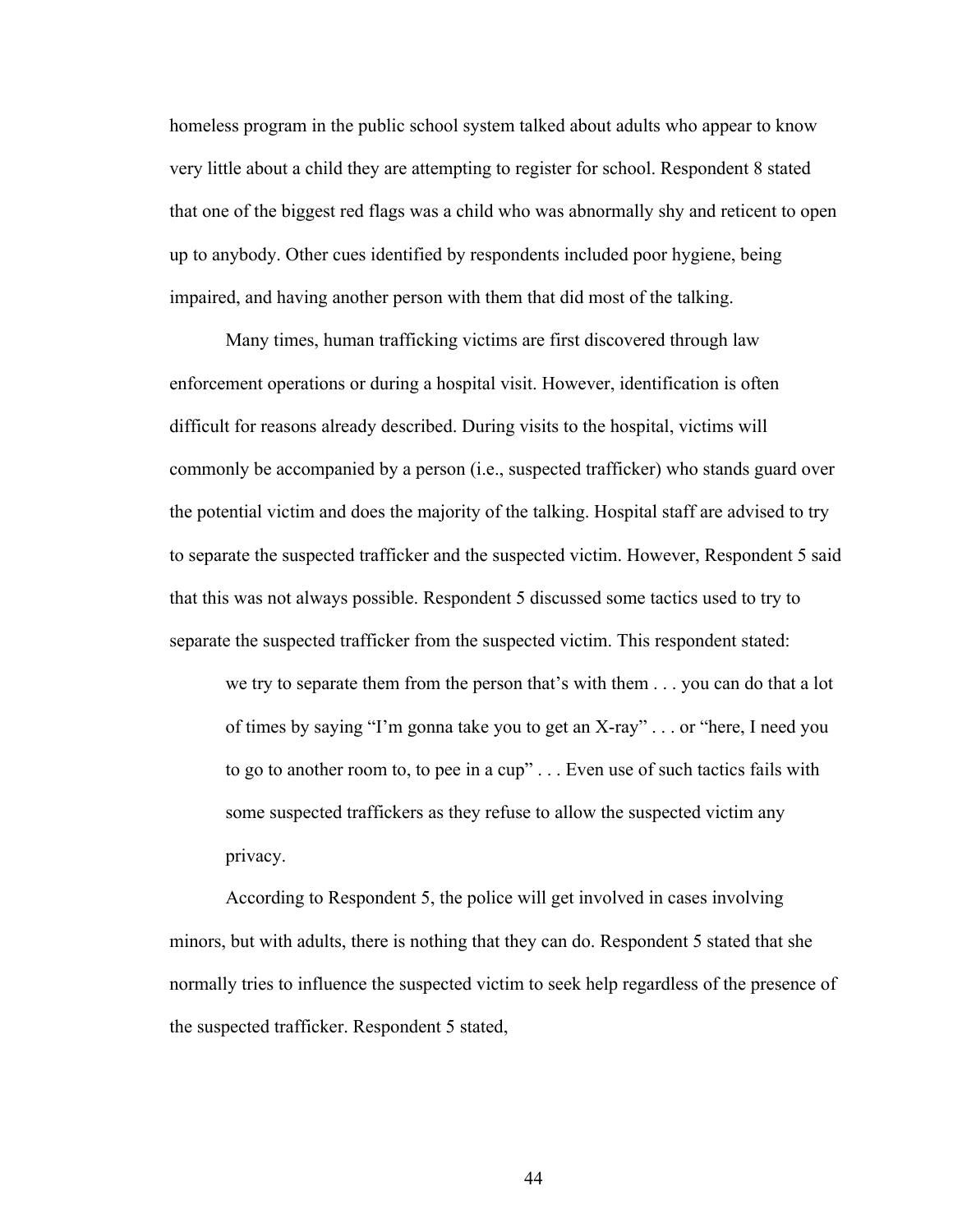homeless program in the public school system talked about adults who appear to know very little about a child they are attempting to register for school. Respondent 8 stated that one of the biggest red flags was a child who was abnormally shy and reticent to open up to anybody. Other cues identified by respondents included poor hygiene, being impaired, and having another person with them that did most of the talking.

Many times, human trafficking victims are first discovered through law enforcement operations or during a hospital visit. However, identification is often difficult for reasons already described. During visits to the hospital, victims will commonly be accompanied by a person (i.e., suspected trafficker) who stands guard over the potential victim and does the majority of the talking. Hospital staff are advised to try to separate the suspected trafficker and the suspected victim. However, Respondent 5 said that this was not always possible. Respondent 5 discussed some tactics used to try to separate the suspected trafficker from the suspected victim. This respondent stated:

> we try to separate them from the person that's with them . . . you can do that a lot of times by saying "I'm gonna take you to get an X-ray" . . . or "here, I need you to go to another room to, to pee in a cup" . . . Even use of such tactics fails with some suspected traffickers as they refuse to allow the suspected victim any privacy.

According to Respondent 5, the police will get involved in cases involving minors, but with adults, there is nothing that they can do. Respondent 5 stated that she normally tries to influence the suspected victim to seek help regardless of the presence of the suspected trafficker. Respondent 5 stated,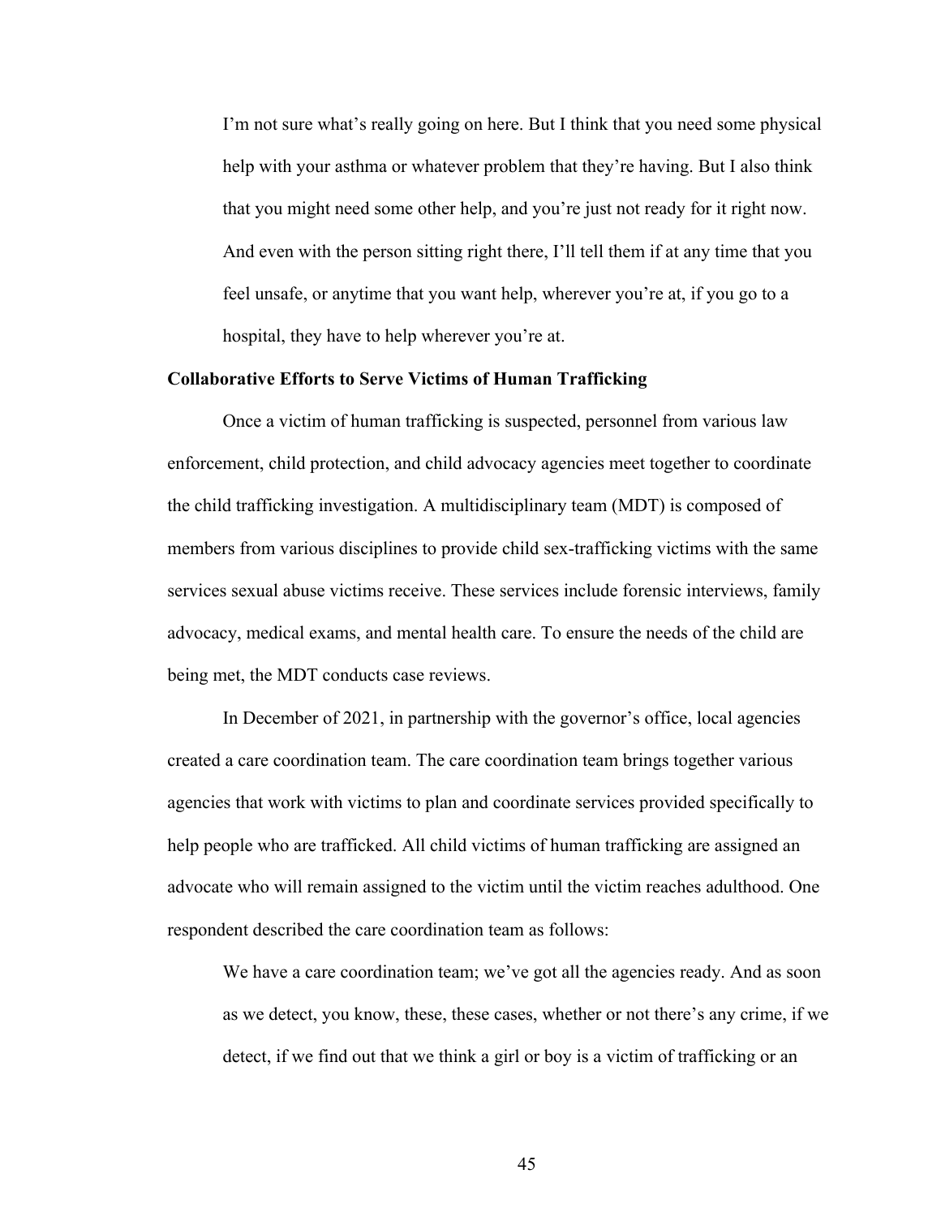> I'm not sure what's really going on here. But I think that you need some physical help with your asthma or whatever problem that they're having. But I also think that you might need some other help, and you're just not ready for it right now. And even with the person sitting right there, I'll tell them if at any time that you feel unsafe, or anytime that you want help, wherever you're at, if you go to a hospital, they have to help wherever you're at.

**Collaborative Efforts to Serve Victims of Human Trafficking**

Once a victim of human trafficking is suspected, personnel from various law enforcement, child protection, and child advocacy agencies meet together to coordinate the child trafficking investigation. A multidisciplinary team (MDT) is composed of members from various disciplines to provide child sex-trafficking victims with the same services sexual abuse victims receive. These services include forensic interviews, family advocacy, medical exams, and mental health care. To ensure the needs of the child are being met, the MDT conducts case reviews.

In December of 2021, in partnership with the governor's office, local agencies created a care coordination team. The care coordination team brings together various agencies that work with victims to plan and coordinate services provided specifically to help people who are trafficked. All child victims of human trafficking are assigned an advocate who will remain assigned to the victim until the victim reaches adulthood. One respondent described the care coordination team as follows:

> We have a care coordination team; we've got all the agencies ready. And as soon as we detect, you know, these, these cases, whether or not there's any crime, if we detect, if we find out that we think a girl or boy is a victim of trafficking or an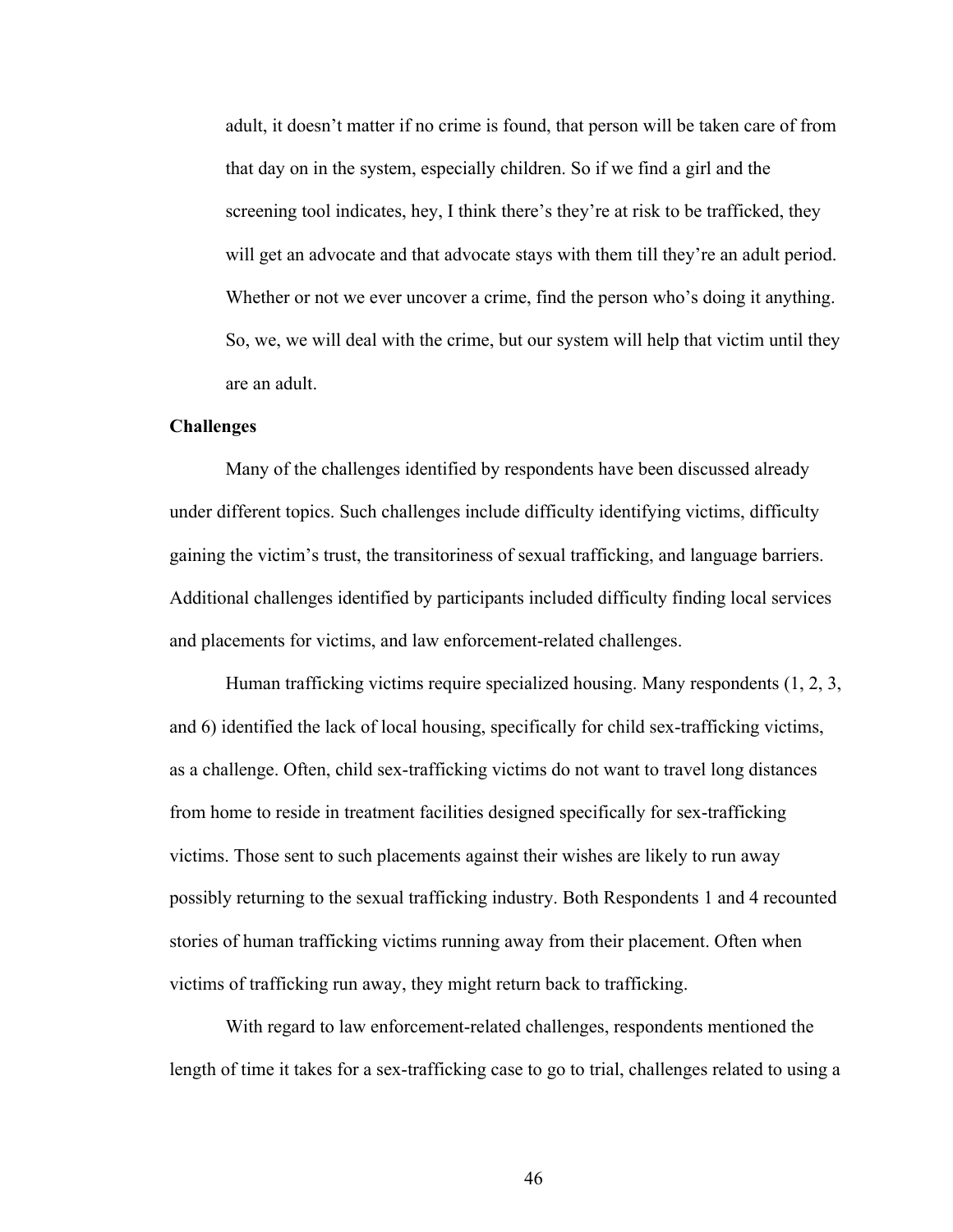> adult, it doesn't matter if no crime is found, that person will be taken care of from that day on in the system, especially children. So if we find a girl and the screening tool indicates, hey, I think there's they're at risk to be trafficked, they will get an advocate and that advocate stays with them till they're an adult period. Whether or not we ever uncover a crime, find the person who's doing it anything. So, we, we will deal with the crime, but our system will help that victim until they are an adult.

**Challenges**

Many of the challenges identified by respondents have been discussed already under different topics. Such challenges include difficulty identifying victims, difficulty gaining the victim's trust, the transitoriness of sexual trafficking, and language barriers. Additional challenges identified by participants included difficulty finding local services and placements for victims, and law enforcement-related challenges.

Human trafficking victims require specialized housing. Many respondents (1, 2, 3, and 6) identified the lack of local housing, specifically for child sex-trafficking victims, as a challenge. Often, child sex-trafficking victims do not want to travel long distances from home to reside in treatment facilities designed specifically for sex-trafficking victims. Those sent to such placements against their wishes are likely to run away possibly returning to the sexual trafficking industry. Both Respondents 1 and 4 recounted stories of human trafficking victims running away from their placement. Often when victims of trafficking run away, they might return back to trafficking.

With regard to law enforcement-related challenges, respondents mentioned the length of time it takes for a sex-trafficking case to go to trial, challenges related to using a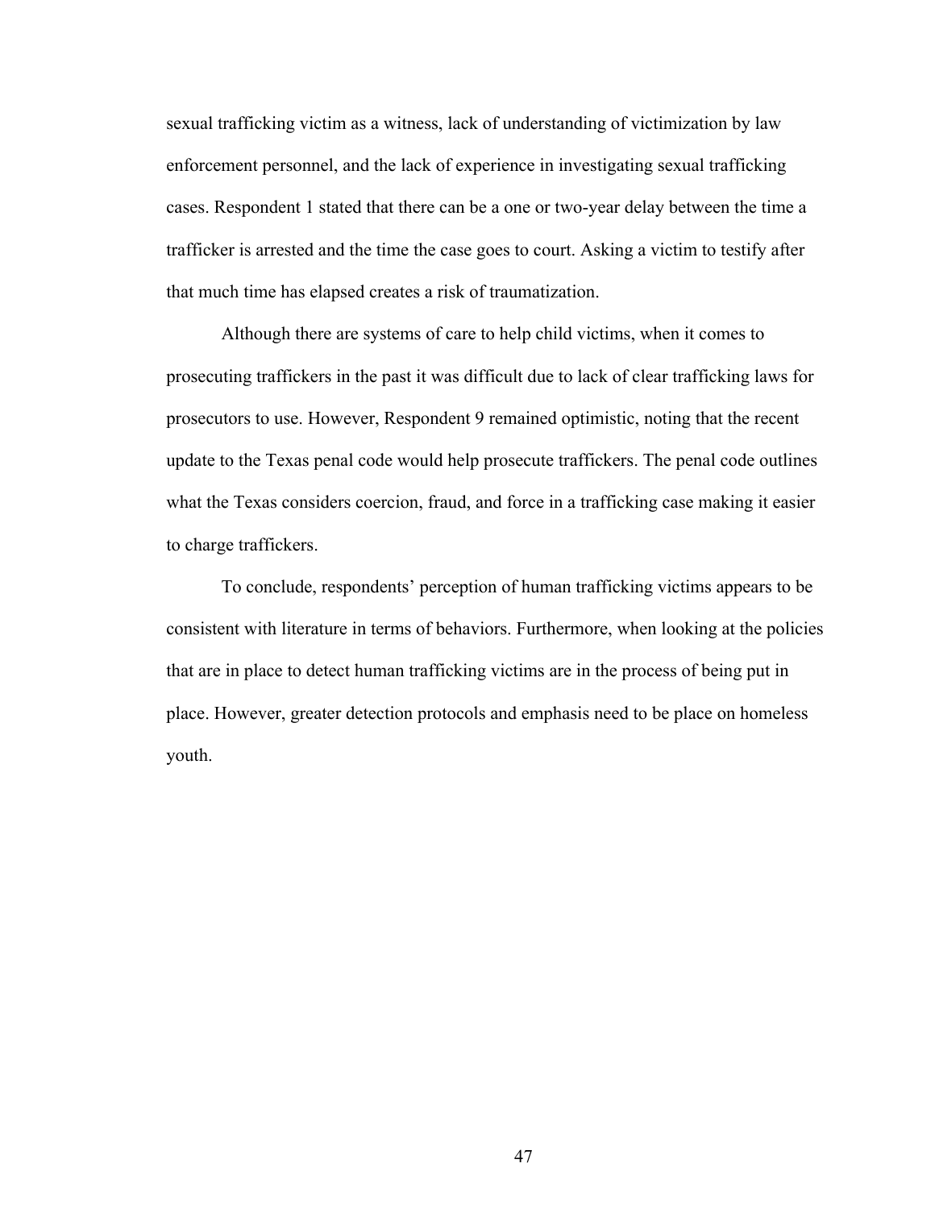sexual trafficking victim as a witness, lack of understanding of victimization by law enforcement personnel, and the lack of experience in investigating sexual trafficking cases. Respondent 1 stated that there can be a one or two-year delay between the time a trafficker is arrested and the time the case goes to court. Asking a victim to testify after that much time has elapsed creates a risk of traumatization.

Although there are systems of care to help child victims, when it comes to prosecuting traffickers in the past it was difficult due to lack of clear trafficking laws for prosecutors to use. However, Respondent 9 remained optimistic, noting that the recent update to the Texas penal code would help prosecute traffickers. The penal code outlines what the Texas considers coercion, fraud, and force in a trafficking case making it easier to charge traffickers.

To conclude, respondents' perception of human trafficking victims appears to be consistent with literature in terms of behaviors. Furthermore, when looking at the policies that are in place to detect human trafficking victims are in the process of being put in place. However, greater detection protocols and emphasis need to be place on homeless youth.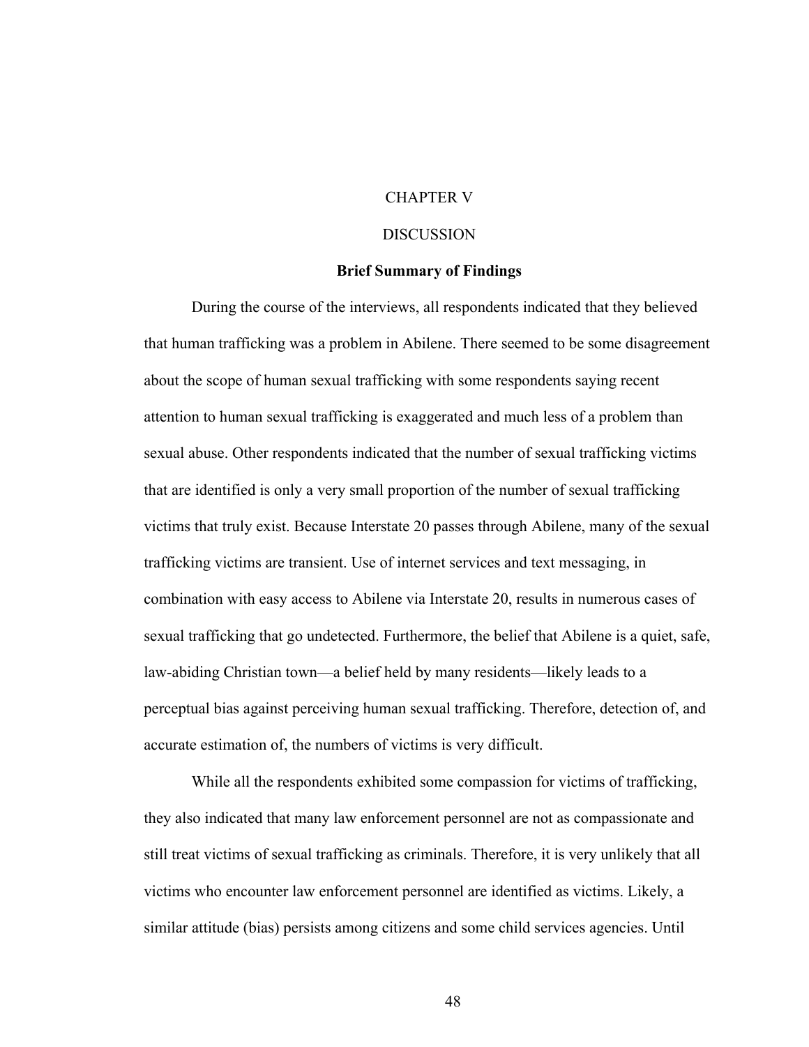# CHAPTER V

# DISCUSSION

## Brief Summary of Findings

During the course of the interviews, all respondents indicated that they believed that human trafficking was a problem in Abilene. There seemed to be some disagreement about the scope of human sexual trafficking with some respondents saying recent attention to human sexual trafficking is exaggerated and much less of a problem than sexual abuse. Other respondents indicated that the number of sexual trafficking victims that are identified is only a very small proportion of the number of sexual trafficking victims that truly exist. Because Interstate 20 passes through Abilene, many of the sexual trafficking victims are transient. Use of internet services and text messaging, in combination with easy access to Abilene via Interstate 20, results in numerous cases of sexual trafficking that go undetected. Furthermore, the belief that Abilene is a quiet, safe, law-abiding Christian town—a belief held by many residents—likely leads to a perceptual bias against perceiving human sexual trafficking. Therefore, detection of, and accurate estimation of, the numbers of victims is very difficult.

While all the respondents exhibited some compassion for victims of trafficking, they also indicated that many law enforcement personnel are not as compassionate and still treat victims of sexual trafficking as criminals. Therefore, it is very unlikely that all victims who encounter law enforcement personnel are identified as victims. Likely, a similar attitude (bias) persists among citizens and some child services agencies. Until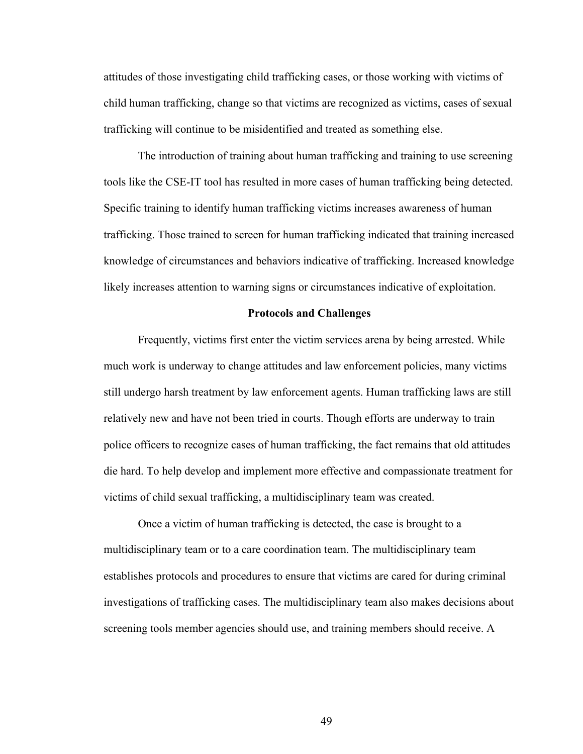attitudes of those investigating child trafficking cases, or those working with victims of child human trafficking, change so that victims are recognized as victims, cases of sexual trafficking will continue to be misidentified and treated as something else.

The introduction of training about human trafficking and training to use screening tools like the CSE-IT tool has resulted in more cases of human trafficking being detected. Specific training to identify human trafficking victims increases awareness of human trafficking. Those trained to screen for human trafficking indicated that training increased knowledge of circumstances and behaviors indicative of trafficking. Increased knowledge likely increases attention to warning signs or circumstances indicative of exploitation.

### Protocols and Challenges

Frequently, victims first enter the victim services arena by being arrested. While much work is underway to change attitudes and law enforcement policies, many victims still undergo harsh treatment by law enforcement agents. Human trafficking laws are still relatively new and have not been tried in courts. Though efforts are underway to train police officers to recognize cases of human trafficking, the fact remains that old attitudes die hard. To help develop and implement more effective and compassionate treatment for victims of child sexual trafficking, a multidisciplinary team was created.

Once a victim of human trafficking is detected, the case is brought to a multidisciplinary team or to a care coordination team. The multidisciplinary team establishes protocols and procedures to ensure that victims are cared for during criminal investigations of trafficking cases. The multidisciplinary team also makes decisions about screening tools member agencies should use, and training members should receive. A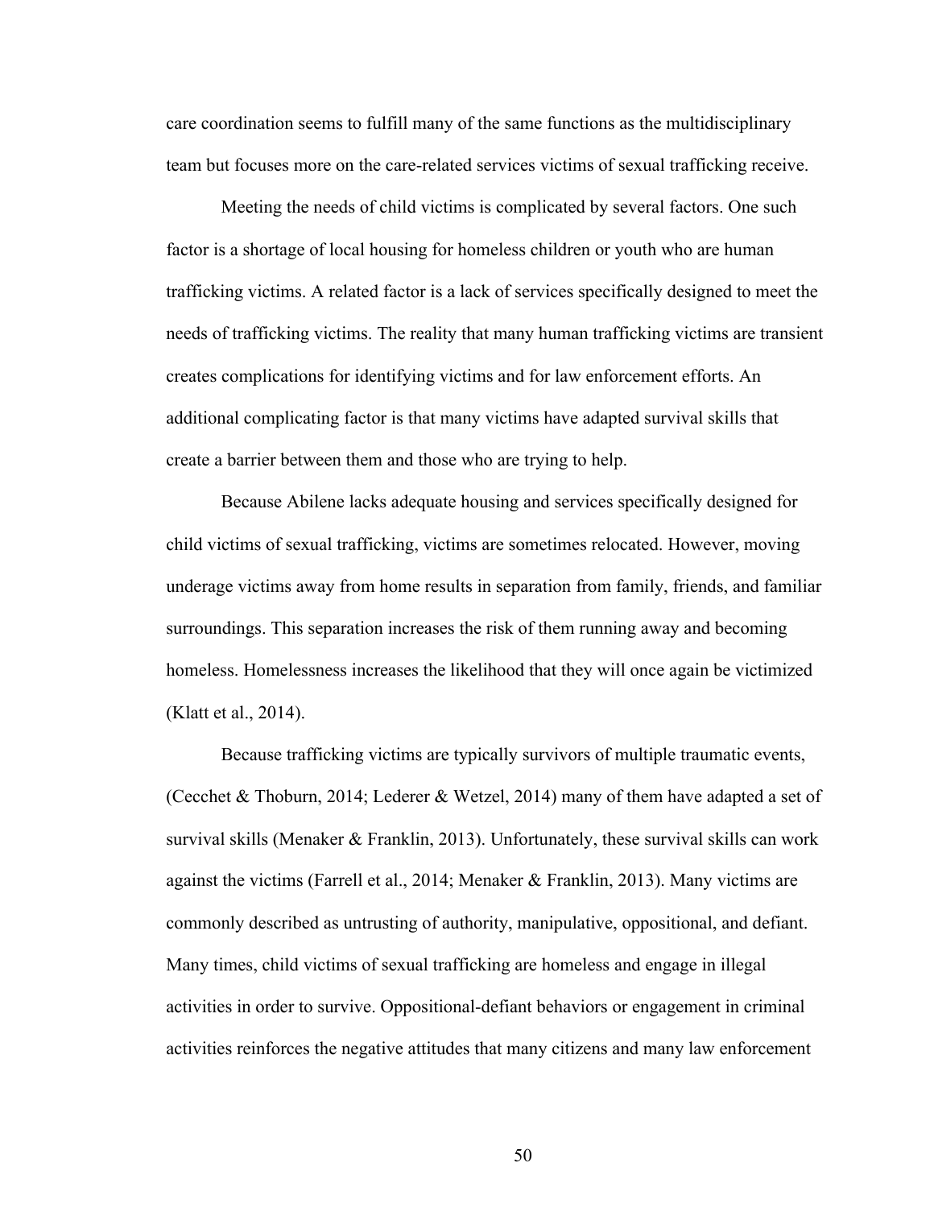care coordination seems to fulfill many of the same functions as the multidisciplinary team but focuses more on the care-related services victims of sexual trafficking receive.

Meeting the needs of child victims is complicated by several factors. One such factor is a shortage of local housing for homeless children or youth who are human trafficking victims. A related factor is a lack of services specifically designed to meet the needs of trafficking victims. The reality that many human trafficking victims are transient creates complications for identifying victims and for law enforcement efforts. An additional complicating factor is that many victims have adapted survival skills that create a barrier between them and those who are trying to help.

Because Abilene lacks adequate housing and services specifically designed for child victims of sexual trafficking, victims are sometimes relocated. However, moving underage victims away from home results in separation from family, friends, and familiar surroundings. This separation increases the risk of them running away and becoming homeless. Homelessness increases the likelihood that they will once again be victimized (Klatt et al., 2014).

Because trafficking victims are typically survivors of multiple traumatic events, (Cecchet & Thoburn, 2014; Lederer & Wetzel, 2014) many of them have adapted a set of survival skills (Menaker & Franklin, 2013). Unfortunately, these survival skills can work against the victims (Farrell et al., 2014; Menaker & Franklin, 2013). Many victims are commonly described as untrusting of authority, manipulative, oppositional, and defiant. Many times, child victims of sexual trafficking are homeless and engage in illegal activities in order to survive. Oppositional-defiant behaviors or engagement in criminal activities reinforces the negative attitudes that many citizens and many law enforcement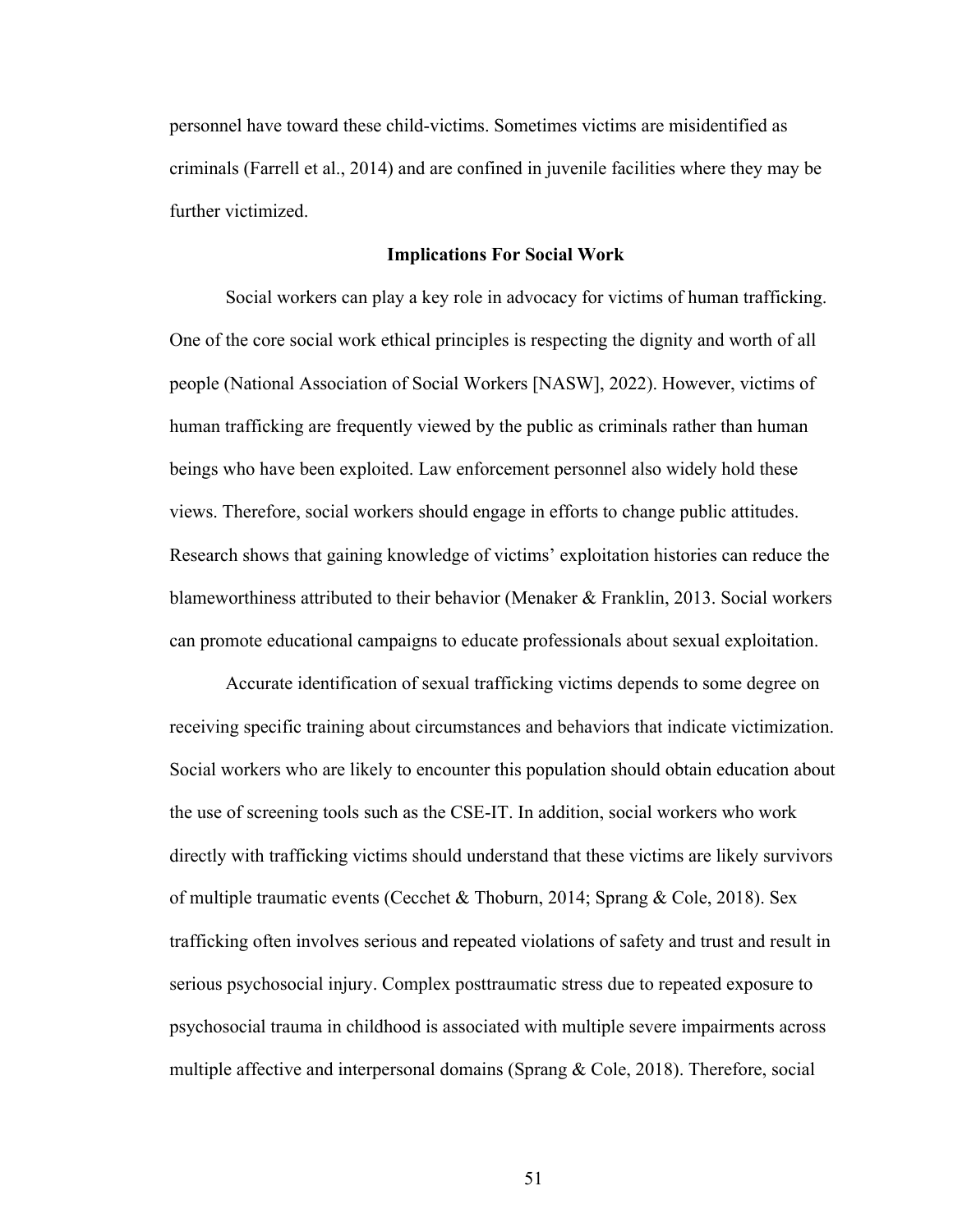personnel have toward these child-victims. Sometimes victims are misidentified as criminals (Farrell et al., 2014) and are confined in juvenile facilities where they may be further victimized.

## Implications For Social Work

Social workers can play a key role in advocacy for victims of human trafficking. One of the core social work ethical principles is respecting the dignity and worth of all people (National Association of Social Workers [NASW], 2022). However, victims of human trafficking are frequently viewed by the public as criminals rather than human beings who have been exploited. Law enforcement personnel also widely hold these views. Therefore, social workers should engage in efforts to change public attitudes. Research shows that gaining knowledge of victims' exploitation histories can reduce the blameworthiness attributed to their behavior (Menaker & Franklin, 2013. Social workers can promote educational campaigns to educate professionals about sexual exploitation.

Accurate identification of sexual trafficking victims depends to some degree on receiving specific training about circumstances and behaviors that indicate victimization. Social workers who are likely to encounter this population should obtain education about the use of screening tools such as the CSE-IT. In addition, social workers who work directly with trafficking victims should understand that these victims are likely survivors of multiple traumatic events (Cecchet & Thoburn, 2014; Sprang & Cole, 2018). Sex trafficking often involves serious and repeated violations of safety and trust and result in serious psychosocial injury. Complex posttraumatic stress due to repeated exposure to psychosocial trauma in childhood is associated with multiple severe impairments across multiple affective and interpersonal domains (Sprang & Cole, 2018). Therefore, social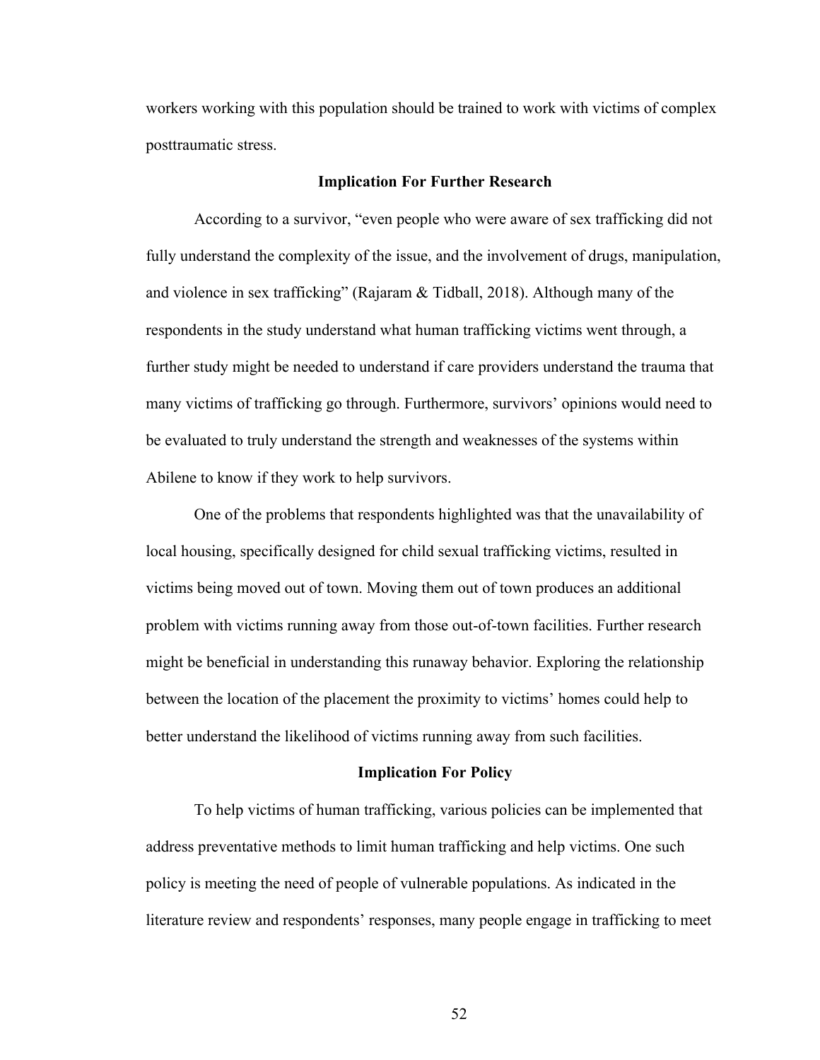workers working with this population should be trained to work with victims of complex posttraumatic stress.

### Implication For Further Research

According to a survivor, "even people who were aware of sex trafficking did not fully understand the complexity of the issue, and the involvement of drugs, manipulation, and violence in sex trafficking" (Rajaram & Tidball, 2018). Although many of the respondents in the study understand what human trafficking victims went through, a further study might be needed to understand if care providers understand the trauma that many victims of trafficking go through. Furthermore, survivors' opinions would need to be evaluated to truly understand the strength and weaknesses of the systems within Abilene to know if they work to help survivors.

One of the problems that respondents highlighted was that the unavailability of local housing, specifically designed for child sexual trafficking victims, resulted in victims being moved out of town. Moving them out of town produces an additional problem with victims running away from those out-of-town facilities. Further research might be beneficial in understanding this runaway behavior. Exploring the relationship between the location of the placement the proximity to victims' homes could help to better understand the likelihood of victims running away from such facilities.

### Implication For Policy

To help victims of human trafficking, various policies can be implemented that address preventative methods to limit human trafficking and help victims. One such policy is meeting the need of people of vulnerable populations. As indicated in the literature review and respondents' responses, many people engage in trafficking to meet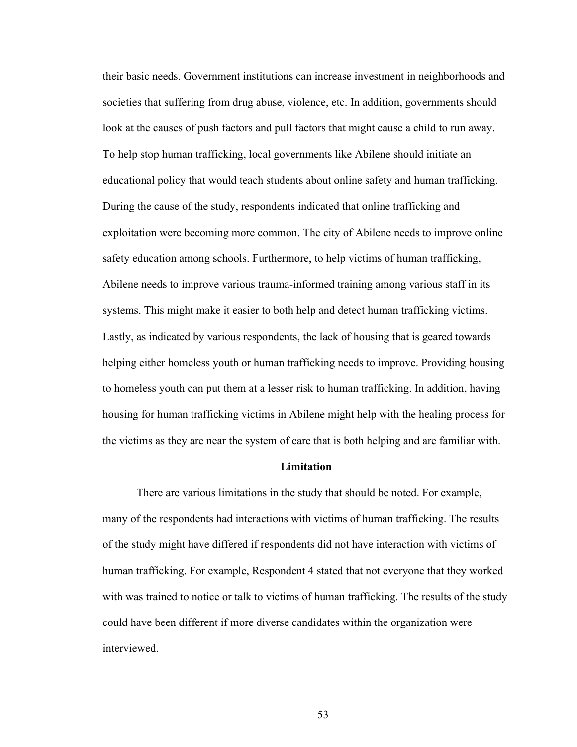their basic needs. Government institutions can increase investment in neighborhoods and societies that suffering from drug abuse, violence, etc. In addition, governments should look at the causes of push factors and pull factors that might cause a child to run away. To help stop human trafficking, local governments like Abilene should initiate an educational policy that would teach students about online safety and human trafficking. During the cause of the study, respondents indicated that online trafficking and exploitation were becoming more common. The city of Abilene needs to improve online safety education among schools. Furthermore, to help victims of human trafficking, Abilene needs to improve various trauma-informed training among various staff in its systems. This might make it easier to both help and detect human trafficking victims. Lastly, as indicated by various respondents, the lack of housing that is geared towards helping either homeless youth or human trafficking needs to improve. Providing housing to homeless youth can put them at a lesser risk to human trafficking. In addition, having housing for human trafficking victims in Abilene might help with the healing process for the victims as they are near the system of care that is both helping and are familiar with.

## Limitation

There are various limitations in the study that should be noted. For example, many of the respondents had interactions with victims of human trafficking. The results of the study might have differed if respondents did not have interaction with victims of human trafficking. For example, Respondent 4 stated that not everyone that they worked with was trained to notice or talk to victims of human trafficking. The results of the study could have been different if more diverse candidates within the organization were interviewed.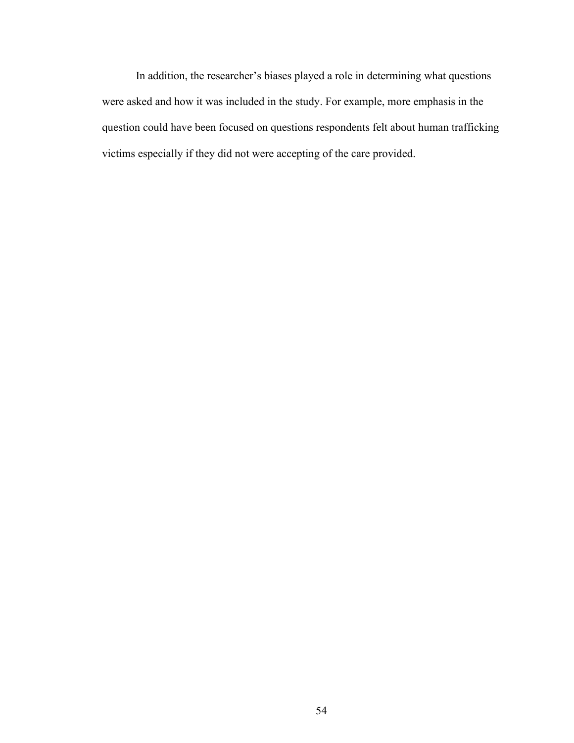In addition, the researcher's biases played a role in determining what questions were asked and how it was included in the study. For example, more emphasis in the question could have been focused on questions respondents felt about human trafficking victims especially if they did not were accepting of the care provided.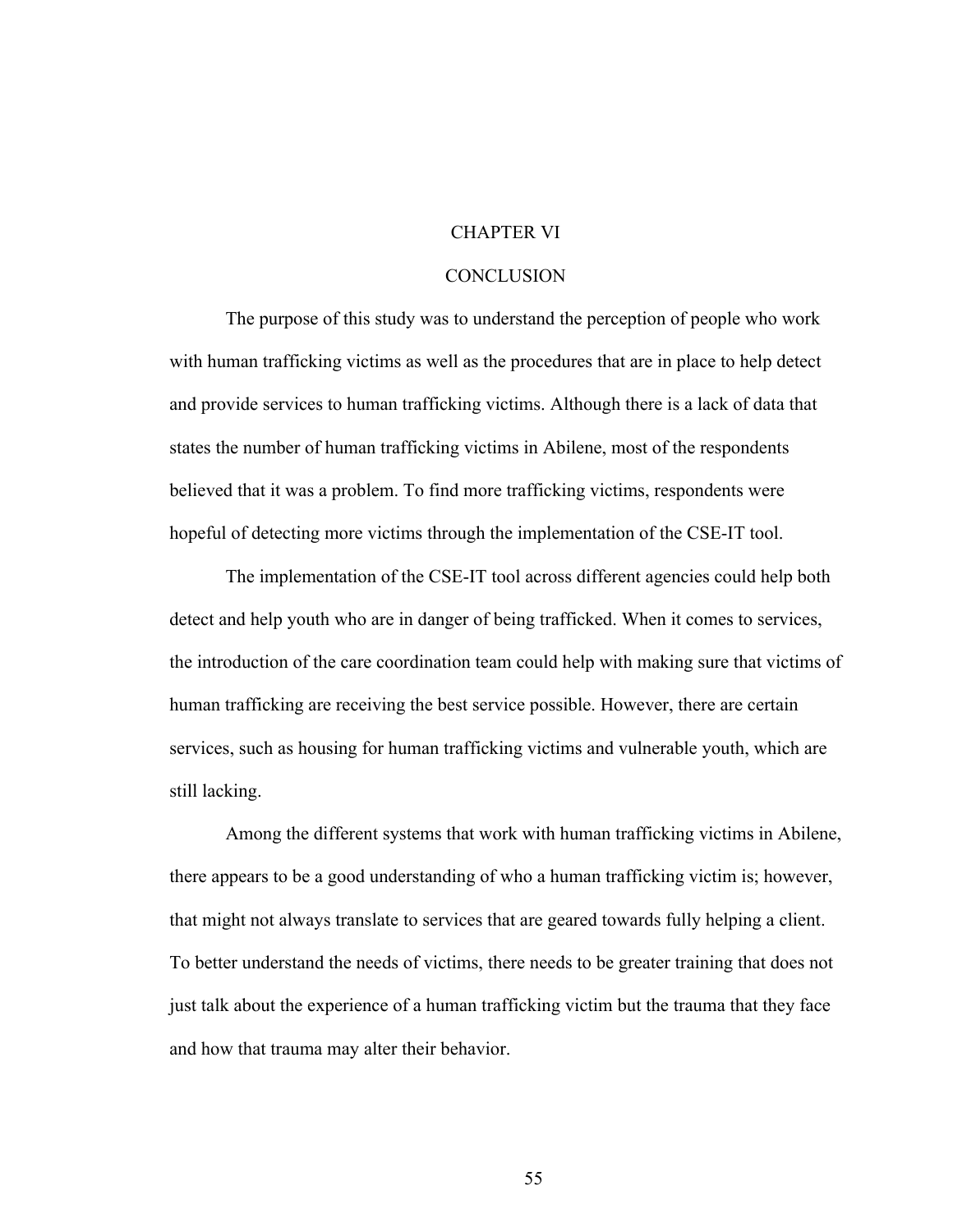# CHAPTER VI

# CONCLUSION

The purpose of this study was to understand the perception of people who work with human trafficking victims as well as the procedures that are in place to help detect and provide services to human trafficking victims. Although there is a lack of data that states the number of human trafficking victims in Abilene, most of the respondents believed that it was a problem. To find more trafficking victims, respondents were hopeful of detecting more victims through the implementation of the CSE-IT tool.

The implementation of the CSE-IT tool across different agencies could help both detect and help youth who are in danger of being trafficked. When it comes to services, the introduction of the care coordination team could help with making sure that victims of human trafficking are receiving the best service possible. However, there are certain services, such as housing for human trafficking victims and vulnerable youth, which are still lacking.

Among the different systems that work with human trafficking victims in Abilene, there appears to be a good understanding of who a human trafficking victim is; however, that might not always translate to services that are geared towards fully helping a client. To better understand the needs of victims, there needs to be greater training that does not just talk about the experience of a human trafficking victim but the trauma that they face and how that trauma may alter their behavior.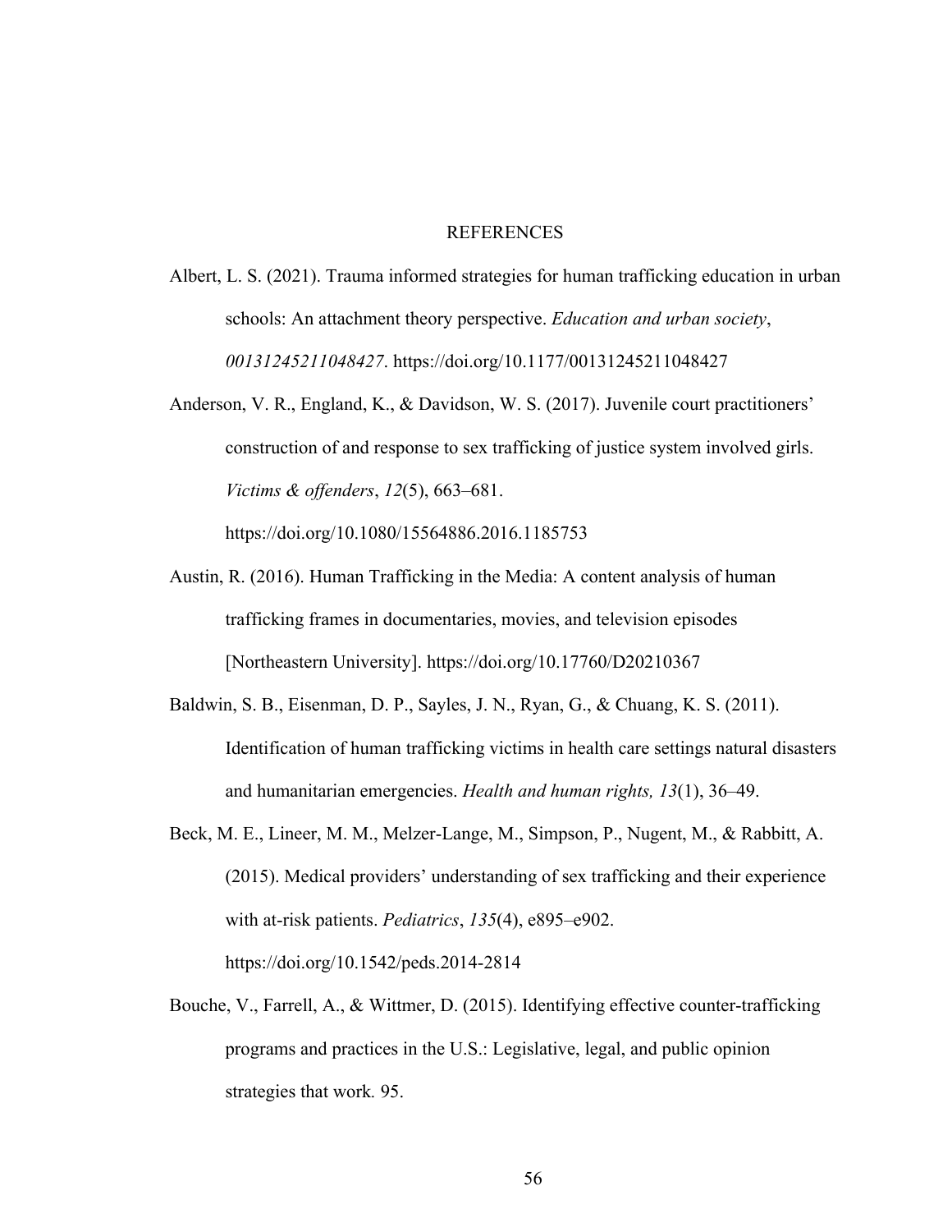# REFERENCES

Albert, L. S. (2021). Trauma informed strategies for human trafficking education in urban schools: An attachment theory perspective. *Education and urban society*, *00131245211048427*. https://doi.org/10.1177/00131245211048427

Anderson, V. R., England, K., & Davidson, W. S. (2017). Juvenile court practitioners' construction of and response to sex trafficking of justice system involved girls. *Victims & offenders*, *12*(5), 663–681. https://doi.org/10.1080/15564886.2016.1185753

Austin, R. (2016). Human Trafficking in the Media: A content analysis of human trafficking frames in documentaries, movies, and television episodes [Northeastern University]. https://doi.org/10.17760/D20210367

Baldwin, S. B., Eisenman, D. P., Sayles, J. N., Ryan, G., & Chuang, K. S. (2011). Identification of human trafficking victims in health care settings natural disasters and humanitarian emergencies. *Health and human rights, 13*(1), 36–49.

Beck, M. E., Lineer, M. M., Melzer-Lange, M., Simpson, P., Nugent, M., & Rabbitt, A. (2015). Medical providers' understanding of sex trafficking and their experience with at-risk patients. *Pediatrics*, *135*(4), e895–e902. https://doi.org/10.1542/peds.2014-2814

Bouche, V., Farrell, A., & Wittmer, D. (2015). Identifying effective counter-trafficking programs and practices in the U.S.: Legislative, legal, and public opinion strategies that work*.* 95.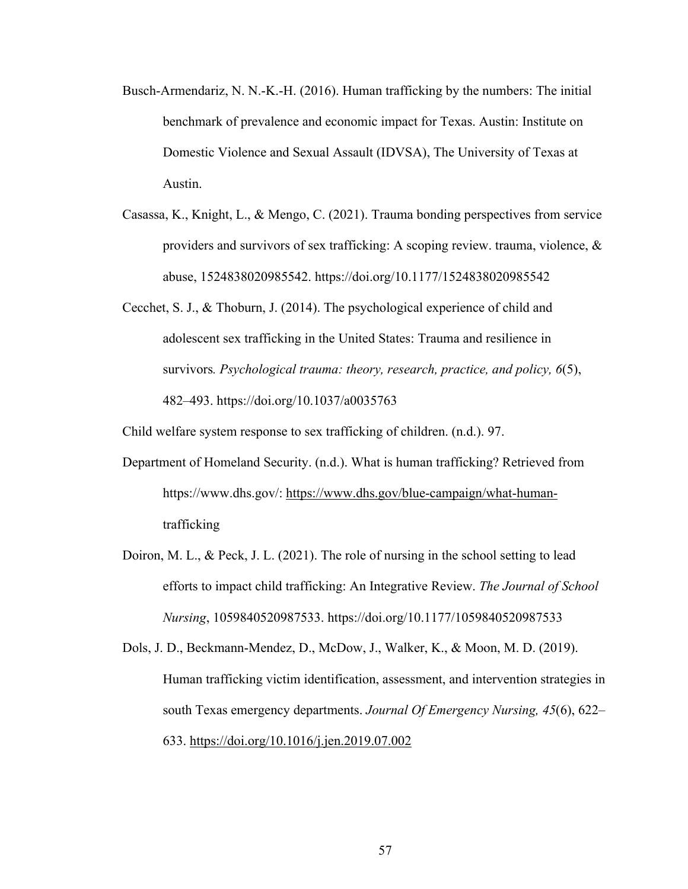Busch-Armendariz, N. N.-K.-H. (2016). Human trafficking by the numbers: The initial benchmark of prevalence and economic impact for Texas. Austin: Institute on Domestic Violence and Sexual Assault (IDVSA), The University of Texas at Austin.

Casassa, K., Knight, L., & Mengo, C. (2021). Trauma bonding perspectives from service providers and survivors of sex trafficking: A scoping review. trauma, violence, & abuse, 1524838020985542. https://doi.org/10.1177/1524838020985542

Cecchet, S. J., & Thoburn, J. (2014). The psychological experience of child and adolescent sex trafficking in the United States: Trauma and resilience in survivors*. Psychological trauma: theory, research, practice, and policy, 6*(5), 482–493. https://doi.org/10.1037/a0035763

Child welfare system response to sex trafficking of children. (n.d.). 97.

Department of Homeland Security. (n.d.). What is human trafficking? Retrieved from https://www.dhs.gov/: https://www.dhs.gov/blue-campaign/what-human-trafficking

Doiron, M. L., & Peck, J. L. (2021). The role of nursing in the school setting to lead efforts to impact child trafficking: An Integrative Review. *The Journal of School Nursing*, 1059840520987533. https://doi.org/10.1177/1059840520987533

Dols, J. D., Beckmann-Mendez, D., McDow, J., Walker, K., & Moon, M. D. (2019). Human trafficking victim identification, assessment, and intervention strategies in south Texas emergency departments. *Journal Of Emergency Nursing, 45*(6), 622–633. https://doi.org/10.1016/j.jen.2019.07.002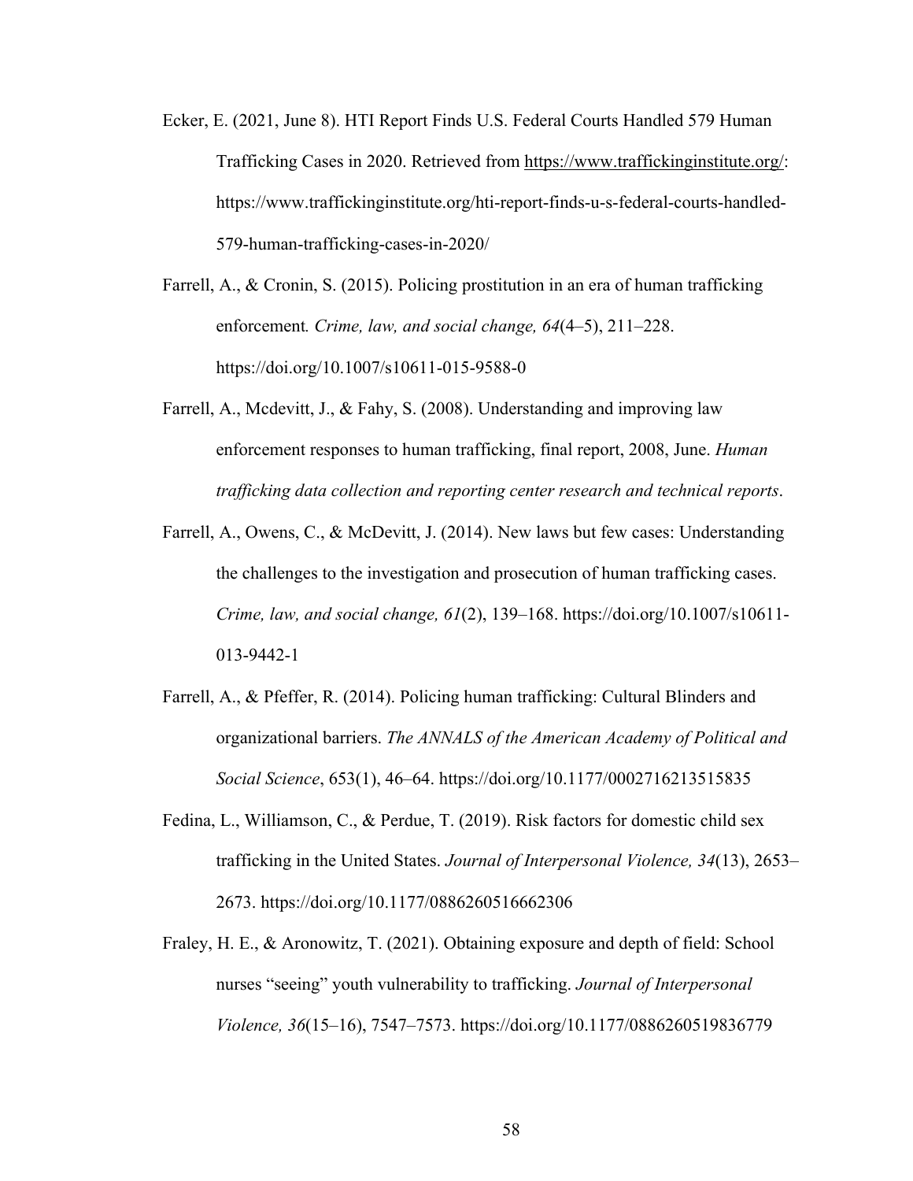Ecker, E. (2021, June 8). HTI Report Finds U.S. Federal Courts Handled 579 Human Trafficking Cases in 2020. Retrieved from https://www.traffickinginstitute.org/: https://www.traffickinginstitute.org/hti-report-finds-u-s-federal-courts-handled-579-human-trafficking-cases-in-2020/

Farrell, A., & Cronin, S. (2015). Policing prostitution in an era of human trafficking enforcement*. Crime, law, and social change, 64*(4–5), 211–228. https://doi.org/10.1007/s10611-015-9588-0

Farrell, A., Mcdevitt, J., & Fahy, S. (2008). Understanding and improving law enforcement responses to human trafficking, final report, 2008, June. *Human trafficking data collection and reporting center research and technical reports*.

Farrell, A., Owens, C., & McDevitt, J. (2014). New laws but few cases: Understanding the challenges to the investigation and prosecution of human trafficking cases. *Crime, law, and social change, 61*(2), 139–168. https://doi.org/10.1007/s10611-013-9442-1

Farrell, A., & Pfeffer, R. (2014). Policing human trafficking: Cultural Blinders and organizational barriers. *The ANNALS of the American Academy of Political and Social Science*, 653(1), 46–64. https://doi.org/10.1177/0002716213515835

Fedina, L., Williamson, C., & Perdue, T. (2019). Risk factors for domestic child sex trafficking in the United States. *Journal of Interpersonal Violence, 34*(13), 2653–2673. https://doi.org/10.1177/0886260516662306

Fraley, H. E., & Aronowitz, T. (2021). Obtaining exposure and depth of field: School nurses "seeing" youth vulnerability to trafficking. *Journal of Interpersonal Violence, 36*(15–16), 7547–7573. https://doi.org/10.1177/0886260519836779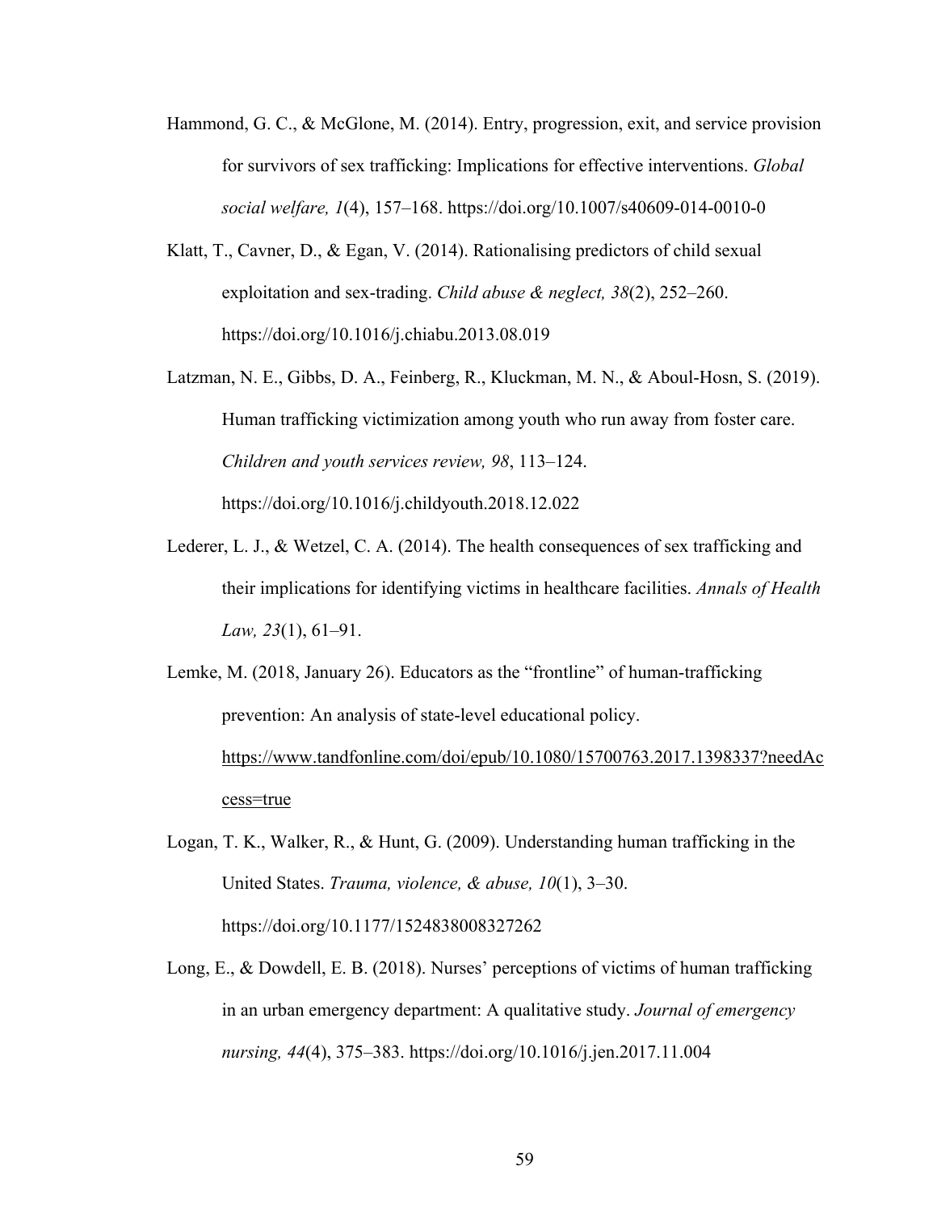Hammond, G. C., & McGlone, M. (2014). Entry, progression, exit, and service provision for survivors of sex trafficking: Implications for effective interventions. *Global social welfare, 1*(4), 157–168. https://doi.org/10.1007/s40609-014-0010-0

Klatt, T., Cavner, D., & Egan, V. (2014). Rationalising predictors of child sexual exploitation and sex-trading. *Child abuse & neglect, 38*(2), 252–260. https://doi.org/10.1016/j.chiabu.2013.08.019

Latzman, N. E., Gibbs, D. A., Feinberg, R., Kluckman, M. N., & Aboul-Hosn, S. (2019). Human trafficking victimization among youth who run away from foster care. *Children and youth services review, 98*, 113–124. https://doi.org/10.1016/j.childyouth.2018.12.022

Lederer, L. J., & Wetzel, C. A. (2014). The health consequences of sex trafficking and their implications for identifying victims in healthcare facilities. *Annals of Health Law, 23*(1), 61–91.

Lemke, M. (2018, January 26). Educators as the "frontline" of human-trafficking prevention: An analysis of state-level educational policy. https://www.tandfonline.com/doi/epub/10.1080/15700763.2017.1398337?needAccess=true

Logan, T. K., Walker, R., & Hunt, G. (2009). Understanding human trafficking in the United States. *Trauma, violence, & abuse, 10*(1), 3–30. https://doi.org/10.1177/1524838008327262

Long, E., & Dowdell, E. B. (2018). Nurses' perceptions of victims of human trafficking in an urban emergency department: A qualitative study. *Journal of emergency nursing, 44*(4), 375–383. https://doi.org/10.1016/j.jen.2017.11.004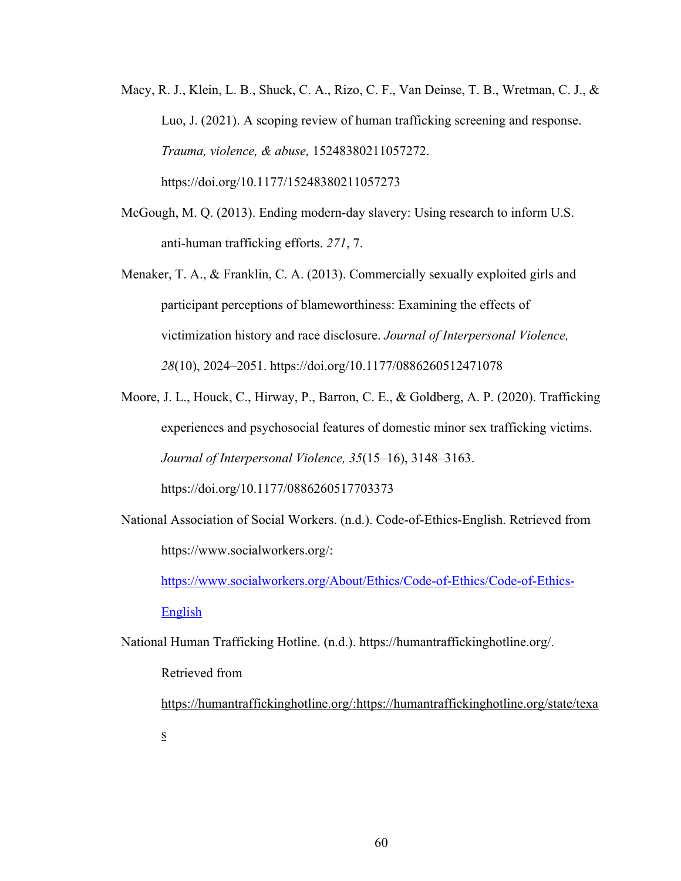Macy, R. J., Klein, L. B., Shuck, C. A., Rizo, C. F., Van Deinse, T. B., Wretman, C. J., & Luo, J. (2021). A scoping review of human trafficking screening and response. *Trauma, violence, & abuse,* 15248380211057272. https://doi.org/10.1177/15248380211057273

McGough, M. Q. (2013). Ending modern-day slavery: Using research to inform U.S. anti-human trafficking efforts. *271*, 7.

Menaker, T. A., & Franklin, C. A. (2013). Commercially sexually exploited girls and participant perceptions of blameworthiness: Examining the effects of victimization history and race disclosure. *Journal of Interpersonal Violence, 28*(10), 2024–2051. https://doi.org/10.1177/0886260512471078

Moore, J. L., Houck, C., Hirway, P., Barron, C. E., & Goldberg, A. P. (2020). Trafficking experiences and psychosocial features of domestic minor sex trafficking victims. *Journal of Interpersonal Violence, 35*(15–16), 3148–3163. https://doi.org/10.1177/0886260517703373

National Association of Social Workers. (n.d.). Code-of-Ethics-English. Retrieved from https://www.socialworkers.org/: https://www.socialworkers.org/About/Ethics/Code-of-Ethics/Code-of-Ethics-English

National Human Trafficking Hotline. (n.d.). https://humantraffickinghotline.org/. Retrieved from https://humantraffickinghotline.org/:https://humantraffickinghotline.org/state/texas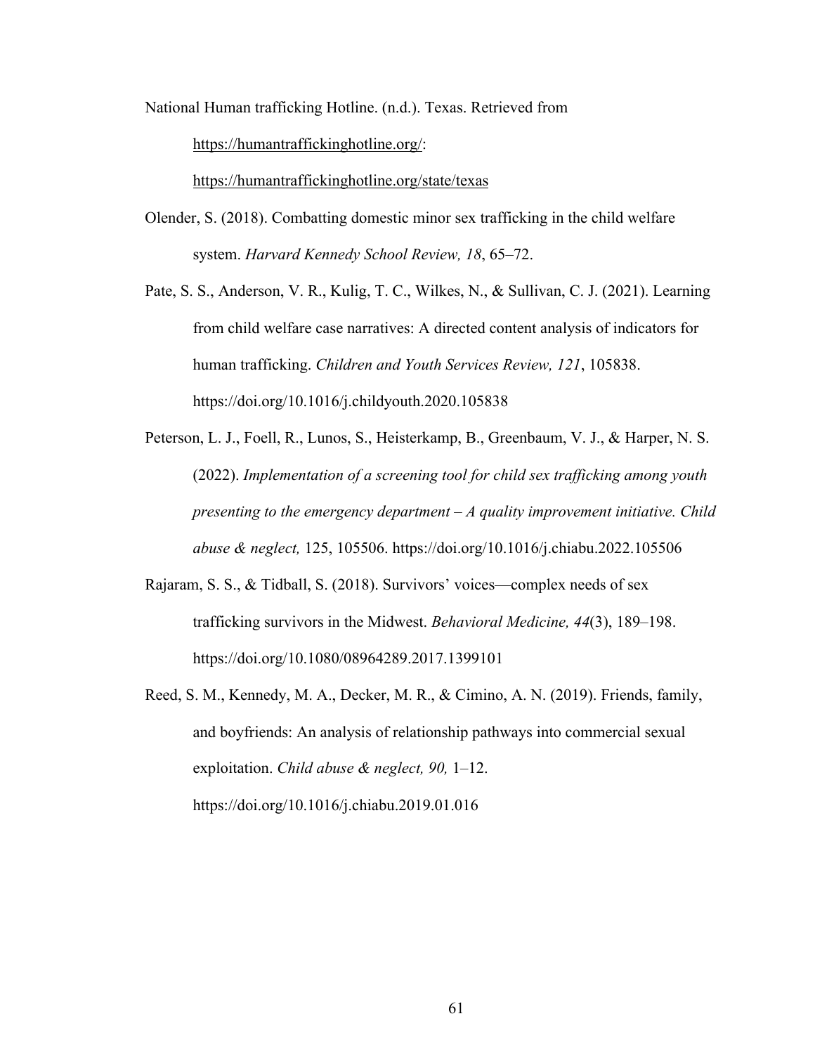National Human trafficking Hotline. (n.d.). Texas. Retrieved from https://humantraffickinghotline.org/: https://humantraffickinghotline.org/state/texas

Olender, S. (2018). Combatting domestic minor sex trafficking in the child welfare system. *Harvard Kennedy School Review, 18*, 65–72.

Pate, S. S., Anderson, V. R., Kulig, T. C., Wilkes, N., & Sullivan, C. J. (2021). Learning from child welfare case narratives: A directed content analysis of indicators for human trafficking. *Children and Youth Services Review, 121*, 105838. https://doi.org/10.1016/j.childyouth.2020.105838

Peterson, L. J., Foell, R., Lunos, S., Heisterkamp, B., Greenbaum, V. J., & Harper, N. S. (2022). *Implementation of a screening tool for child sex trafficking among youth presenting to the emergency department – A quality improvement initiative. Child abuse & neglect,* 125, 105506. https://doi.org/10.1016/j.chiabu.2022.105506

Rajaram, S. S., & Tidball, S. (2018). Survivors' voices—complex needs of sex trafficking survivors in the Midwest. *Behavioral Medicine, 44*(3), 189–198. https://doi.org/10.1080/08964289.2017.1399101

Reed, S. M., Kennedy, M. A., Decker, M. R., & Cimino, A. N. (2019). Friends, family, and boyfriends: An analysis of relationship pathways into commercial sexual exploitation. *Child abuse & neglect, 90,* 1–12. https://doi.org/10.1016/j.chiabu.2019.01.016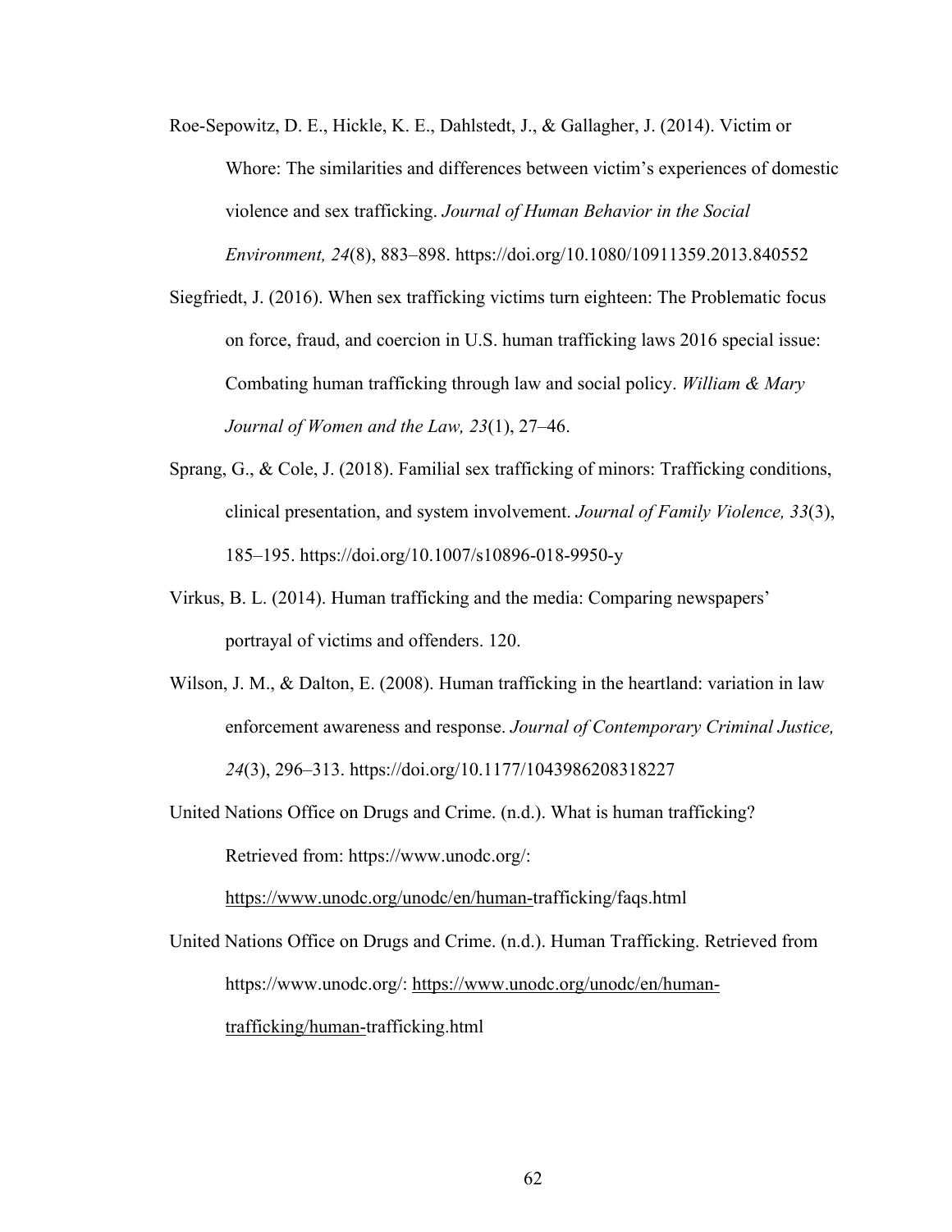Roe-Sepowitz, D. E., Hickle, K. E., Dahlstedt, J., & Gallagher, J. (2014). Victim or Whore: The similarities and differences between victim's experiences of domestic violence and sex trafficking. *Journal of Human Behavior in the Social Environment, 24*(8), 883–898. https://doi.org/10.1080/10911359.2013.840552

Siegfriedt, J. (2016). When sex trafficking victims turn eighteen: The Problematic focus on force, fraud, and coercion in U.S. human trafficking laws 2016 special issue: Combating human trafficking through law and social policy. *William & Mary Journal of Women and the Law, 23*(1), 27–46.

Sprang, G., & Cole, J. (2018). Familial sex trafficking of minors: Trafficking conditions, clinical presentation, and system involvement. *Journal of Family Violence, 33*(3), 185–195. https://doi.org/10.1007/s10896-018-9950-y

Virkus, B. L. (2014). Human trafficking and the media: Comparing newspapers' portrayal of victims and offenders. 120.

Wilson, J. M., & Dalton, E. (2008). Human trafficking in the heartland: variation in law enforcement awareness and response. *Journal of Contemporary Criminal Justice, 24*(3), 296–313. https://doi.org/10.1177/1043986208318227

United Nations Office on Drugs and Crime. (n.d.). What is human trafficking? Retrieved from: https://www.unodc.org/: https://www.unodc.org/unodc/en/human-trafficking/faqs.html

United Nations Office on Drugs and Crime. (n.d.). Human Trafficking. Retrieved from https://www.unodc.org/: https://www.unodc.org/unodc/en/human-trafficking/human-trafficking.html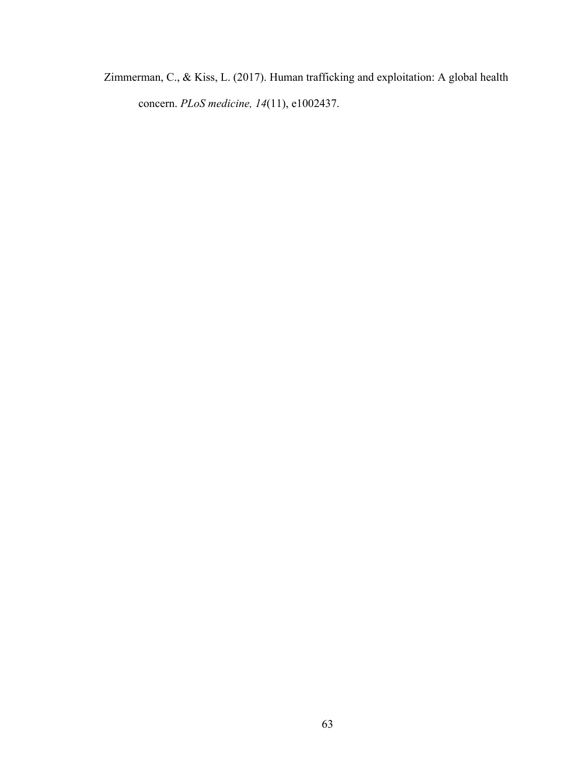Zimmerman, C., & Kiss, L. (2017). Human trafficking and exploitation: A global health concern. *PLoS medicine, 14*(11), e1002437.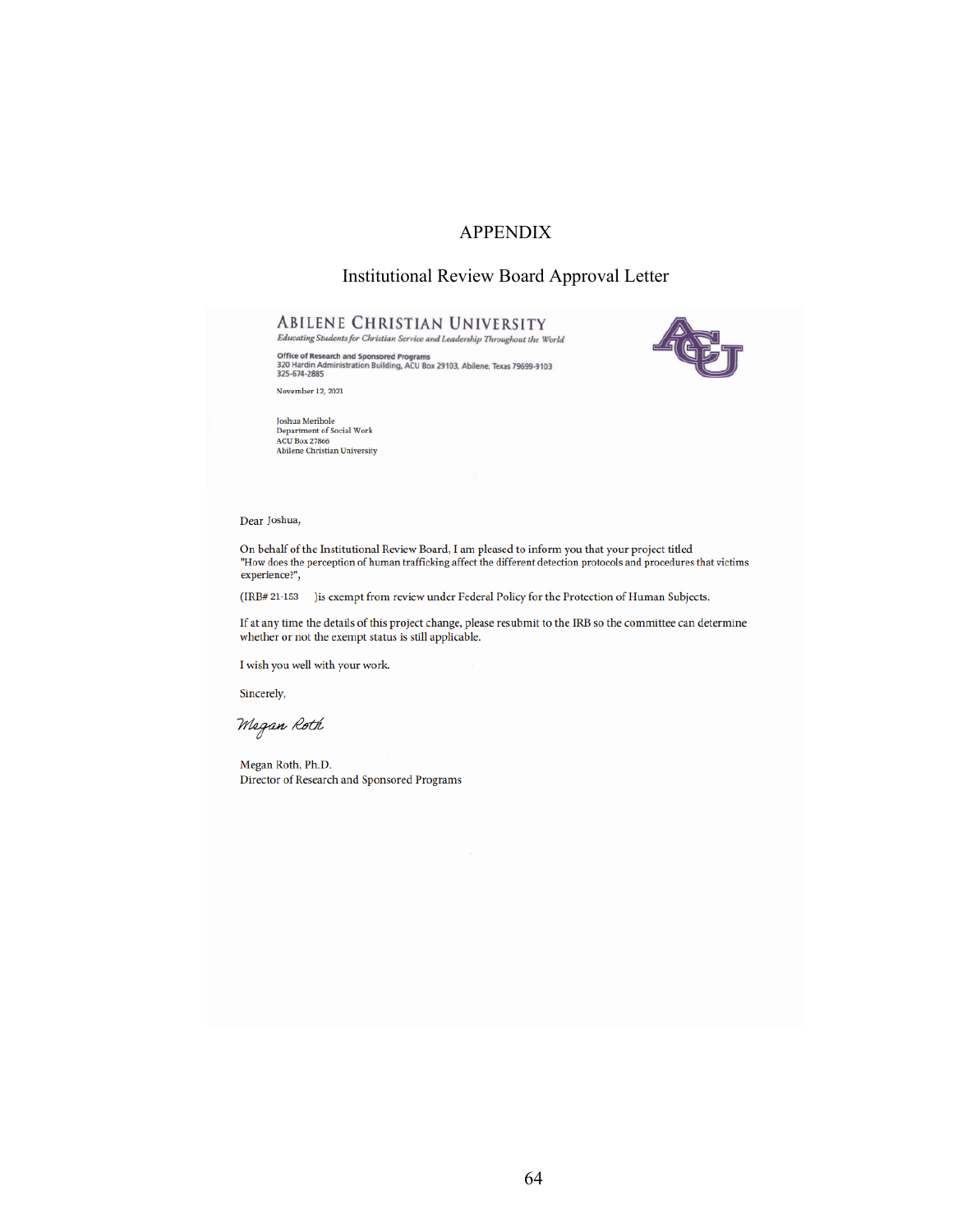# APPENDIX

## Institutional Review Board Approval Letter

ABILENE CHRISTIAN UNIVERSITY

*Educating Students for Christian Service and Leadership Throughout the World*

**Office of Research and Sponsored Programs**
320 Hardin Administration Building, ACU Box 29103, Abilene, Texas 79699-9103
325-674-2885

November 12, 2021

Joshua Meribole
Department of Social Work
ACU Box 27866
Abilene Christian University

Dear Joshua,

On behalf of the Institutional Review Board, I am pleased to inform you that your project titled "How does the perception of human trafficking affect the different detection protocols and procedures that victims experience?",

(IRB# 21-153 )is exempt from review under Federal Policy for the Protection of Human Subjects.

If at any time the details of this project change, please resubmit to the IRB so the committee can determine whether or not the exempt status is still applicable.

I wish you well with your work.

Sincerely,

*Megan Roth*

Megan Roth, Ph.D.
Director of Research and Sponsored Programs